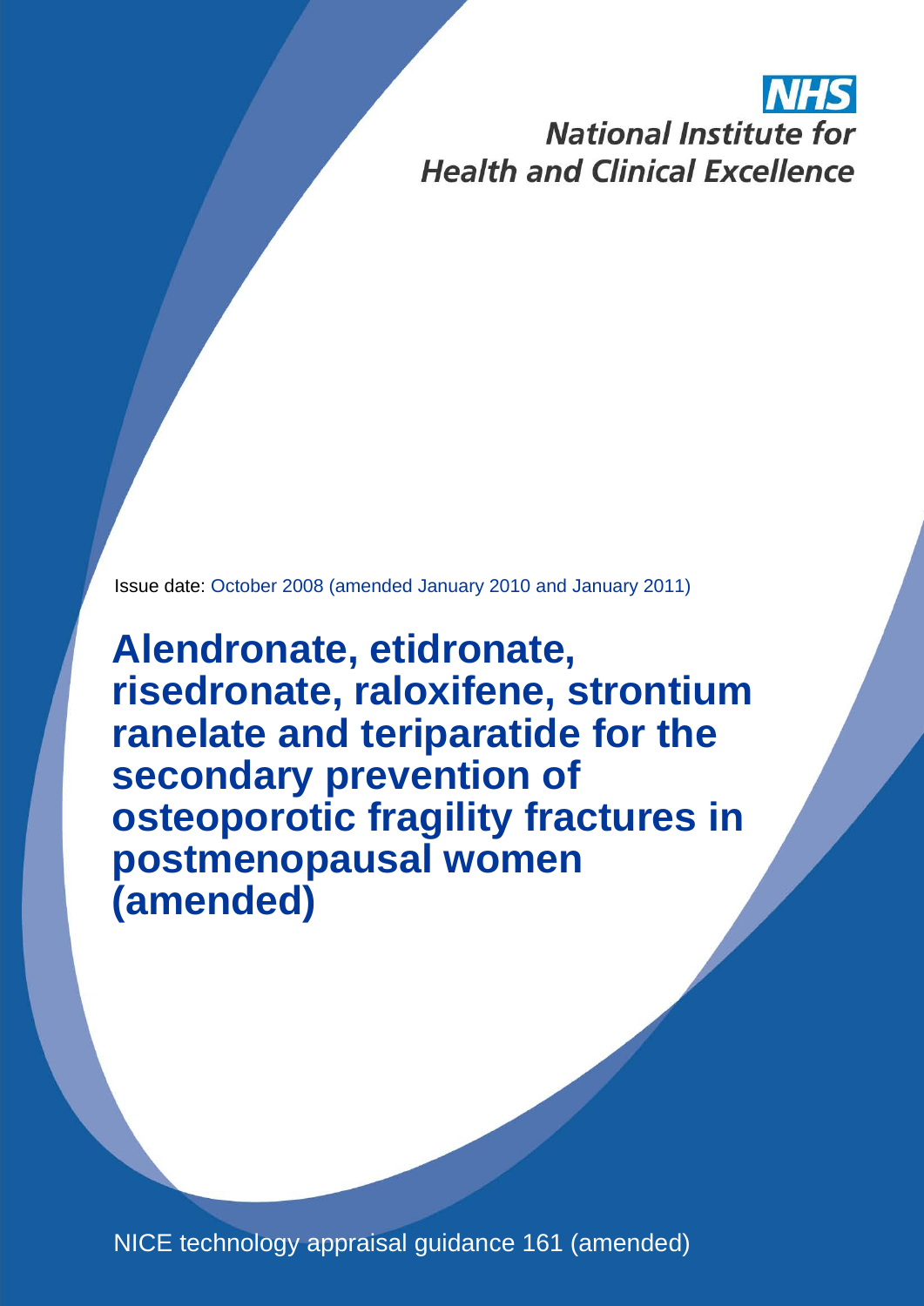NHS

National Institute for Health and Clinical Excellence

Issue date: October 2008 (amended January 2010 and January 2011)

# Alendronate, etidronate, risedronate, raloxifene, strontium ranelate and teriparatide for the secondary prevention of osteoporotic fragility fractures in postmenopausal women (amended)

NICE technology appraisal guidance 161 (amended)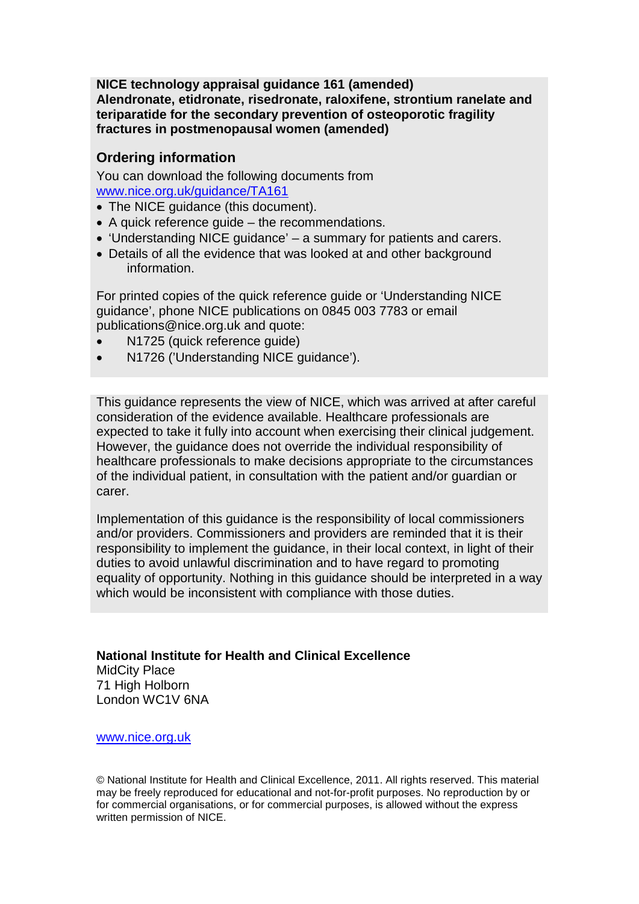**NICE technology appraisal guidance 161 (amended)**
**Alendronate, etidronate, risedronate, raloxifene, strontium ranelate and teriparatide for the secondary prevention of osteoporotic fragility fractures in postmenopausal women (amended)**

## Ordering information

You can download the following documents from [www.nice.org.uk/guidance/TA161](www.nice.org.uk/guidance/TA161)

- The NICE guidance (this document).
- A quick reference guide – the recommendations.
- 'Understanding NICE guidance' – a summary for patients and carers.
- Details of all the evidence that was looked at and other background information.

For printed copies of the quick reference guide or 'Understanding NICE guidance', phone NICE publications on 0845 003 7783 or email publications@nice.org.uk and quote:

- N1725 (quick reference guide)
- N1726 ('Understanding NICE guidance').

This guidance represents the view of NICE, which was arrived at after careful consideration of the evidence available. Healthcare professionals are expected to take it fully into account when exercising their clinical judgement. However, the guidance does not override the individual responsibility of healthcare professionals to make decisions appropriate to the circumstances of the individual patient, in consultation with the patient and/or guardian or carer.

Implementation of this guidance is the responsibility of local commissioners and/or providers. Commissioners and providers are reminded that it is their responsibility to implement the guidance, in their local context, in light of their duties to avoid unlawful discrimination and to have regard to promoting equality of opportunity. Nothing in this guidance should be interpreted in a way which would be inconsistent with compliance with those duties.

**National Institute for Health and Clinical Excellence**
MidCity Place
71 High Holborn
London WC1V 6NA

[www.nice.org.uk](www.nice.org.uk)

© National Institute for Health and Clinical Excellence, 2011. All rights reserved. This material may be freely reproduced for educational and not-for-profit purposes. No reproduction by or for commercial organisations, or for commercial purposes, is allowed without the express written permission of NICE.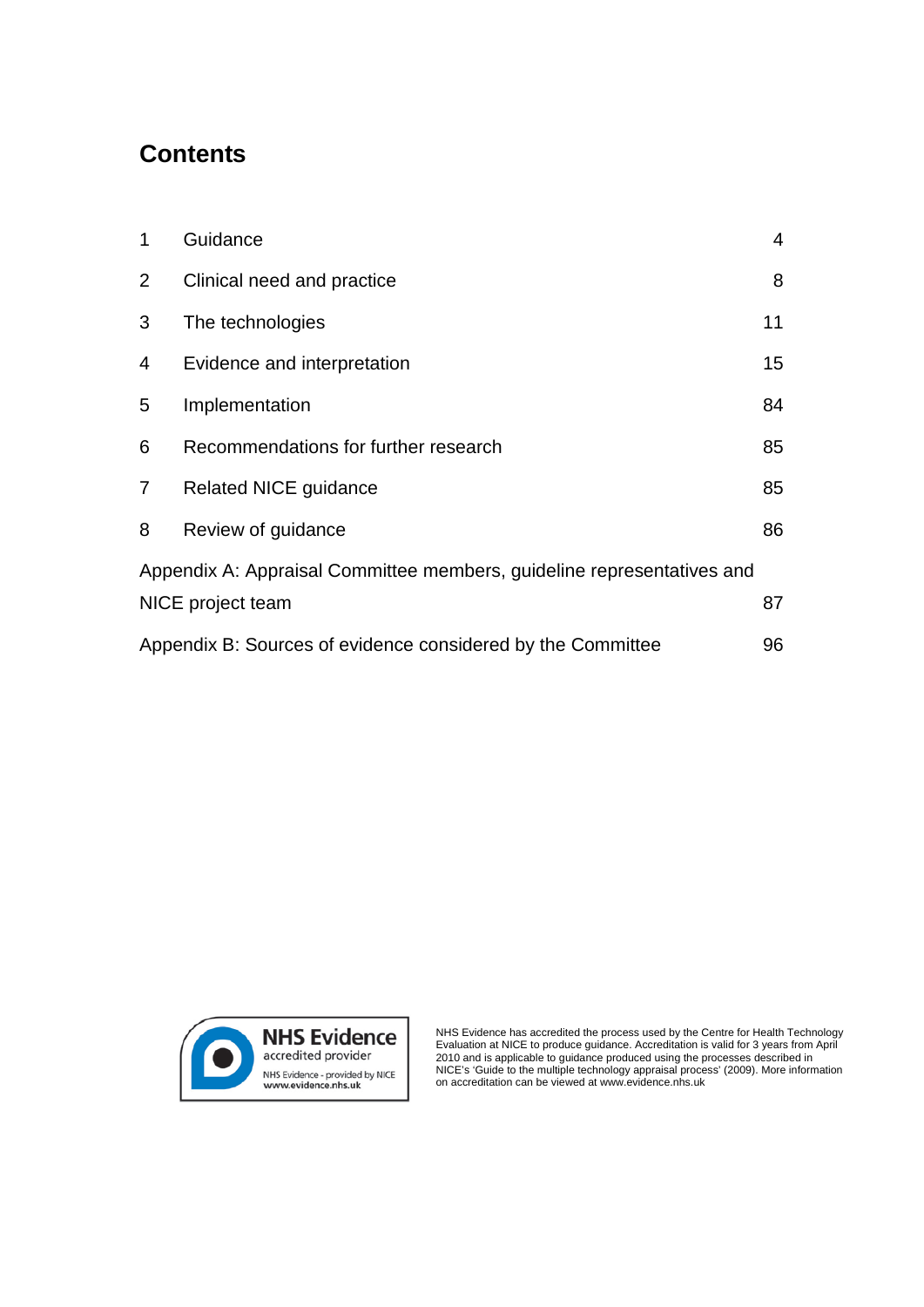# Contents

| | | |
|---|---|---|
| 1 | Guidance | 4 |
| 2 | Clinical need and practice | 8 |
| 3 | The technologies | 11 |
| 4 | Evidence and interpretation | 15 |
| 5 | Implementation | 84 |
| 6 | Recommendations for further research | 85 |
| 7 | Related NICE guidance | 85 |
| 8 | Review of guidance | 86 |
| Appendix A: Appraisal Committee members, guideline representatives and NICE project team | | 87 |
| Appendix B: Sources of evidence considered by the Committee | | 96 |

NHS Evidence accredited provider
NHS Evidence - provided by NICE
www.evidence.nhs.uk

NHS Evidence has accredited the process used by the Centre for Health Technology Evaluation at NICE to produce guidance. Accreditation is valid for 3 years from April 2010 and is applicable to guidance produced using the processes described in NICE's 'Guide to the multiple technology appraisal process' (2009). More information on accreditation can be viewed at www.evidence.nhs.uk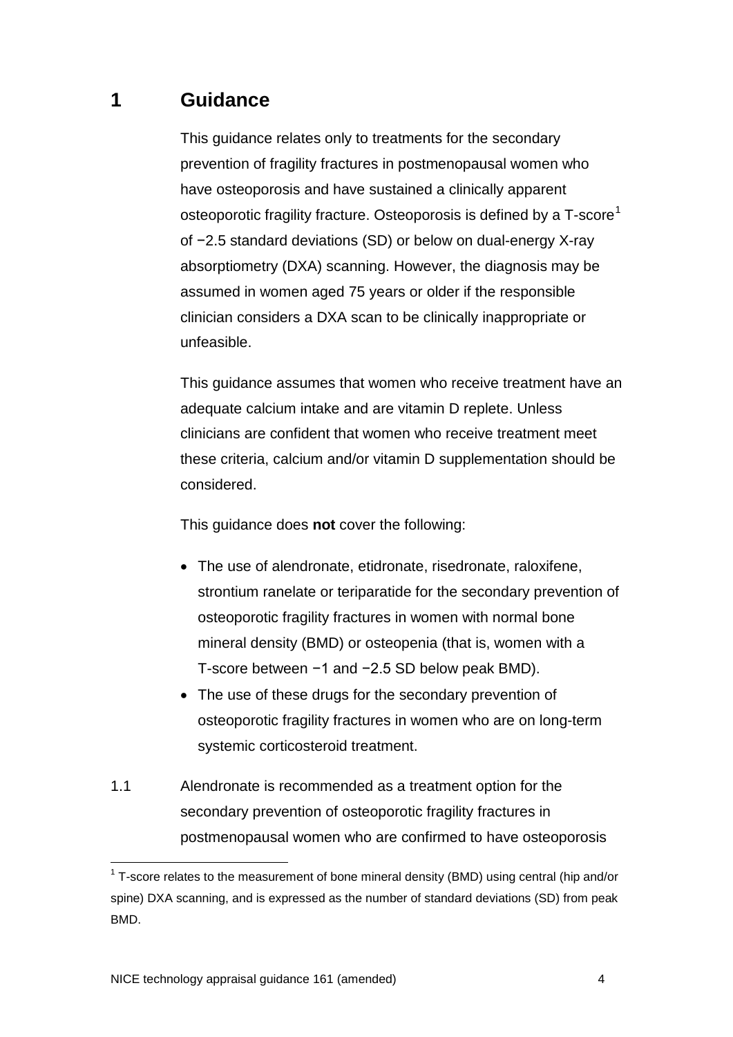# 1 Guidance

This guidance relates only to treatments for the secondary prevention of fragility fractures in postmenopausal women who have osteoporosis and have sustained a clinically apparent osteoporotic fragility fracture. Osteoporosis is defined by a T-score[1] of −2.5 standard deviations (SD) or below on dual-energy X-ray absorptiometry (DXA) scanning. However, the diagnosis may be assumed in women aged 75 years or older if the responsible clinician considers a DXA scan to be clinically inappropriate or unfeasible.

This guidance assumes that women who receive treatment have an adequate calcium intake and are vitamin D replete. Unless clinicians are confident that women who receive treatment meet these criteria, calcium and/or vitamin D supplementation should be considered.

This guidance does **not** cover the following:

- The use of alendronate, etidronate, risedronate, raloxifene, strontium ranelate or teriparatide for the secondary prevention of osteoporotic fragility fractures in women with normal bone mineral density (BMD) or osteopenia (that is, women with a T-score between −1 and −2.5 SD below peak BMD).
- The use of these drugs for the secondary prevention of osteoporotic fragility fractures in women who are on long-term systemic corticosteroid treatment.

1.1 Alendronate is recommended as a treatment option for the secondary prevention of osteoporotic fragility fractures in postmenopausal women who are confirmed to have osteoporosis

[1] T-score relates to the measurement of bone mineral density (BMD) using central (hip and/or spine) DXA scanning, and is expressed as the number of standard deviations (SD) from peak BMD.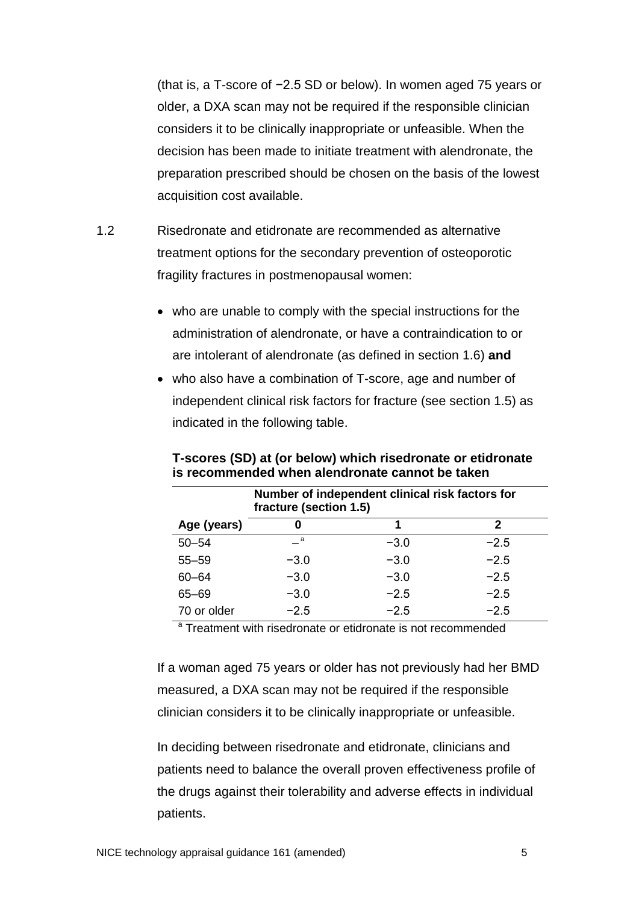(that is, a T-score of −2.5 SD or below). In women aged 75 years or older, a DXA scan may not be required if the responsible clinician considers it to be clinically inappropriate or unfeasible. When the decision has been made to initiate treatment with alendronate, the preparation prescribed should be chosen on the basis of the lowest acquisition cost available.

1.2 Risedronate and etidronate are recommended as alternative treatment options for the secondary prevention of osteoporotic fragility fractures in postmenopausal women:

- who are unable to comply with the special instructions for the administration of alendronate, or have a contraindication to or are intolerant of alendronate (as defined in section 1.6) **and**
- who also have a combination of T-score, age and number of independent clinical risk factors for fracture (see section 1.5) as indicated in the following table.

**T-scores (SD) at (or below) which risedronate or etidronate is recommended when alendronate cannot be taken**

| | Number of independent clinical risk factors for fracture (section 1.5) | | |
|---|---|---|---|
| **Age (years)** | **0** | **1** | **2** |
| 50–54 | –[a] | −3.0 | −2.5 |
| 55–59 | −3.0 | −3.0 | −2.5 |
| 60–64 | −3.0 | −3.0 | −2.5 |
| 65–69 | −3.0 | −2.5 | −2.5 |
| 70 or older | −2.5 | −2.5 | −2.5 |

[a] Treatment with risedronate or etidronate is not recommended

If a woman aged 75 years or older has not previously had her BMD measured, a DXA scan may not be required if the responsible clinician considers it to be clinically inappropriate or unfeasible.

In deciding between risedronate and etidronate, clinicians and patients need to balance the overall proven effectiveness profile of the drugs against their tolerability and adverse effects in individual patients.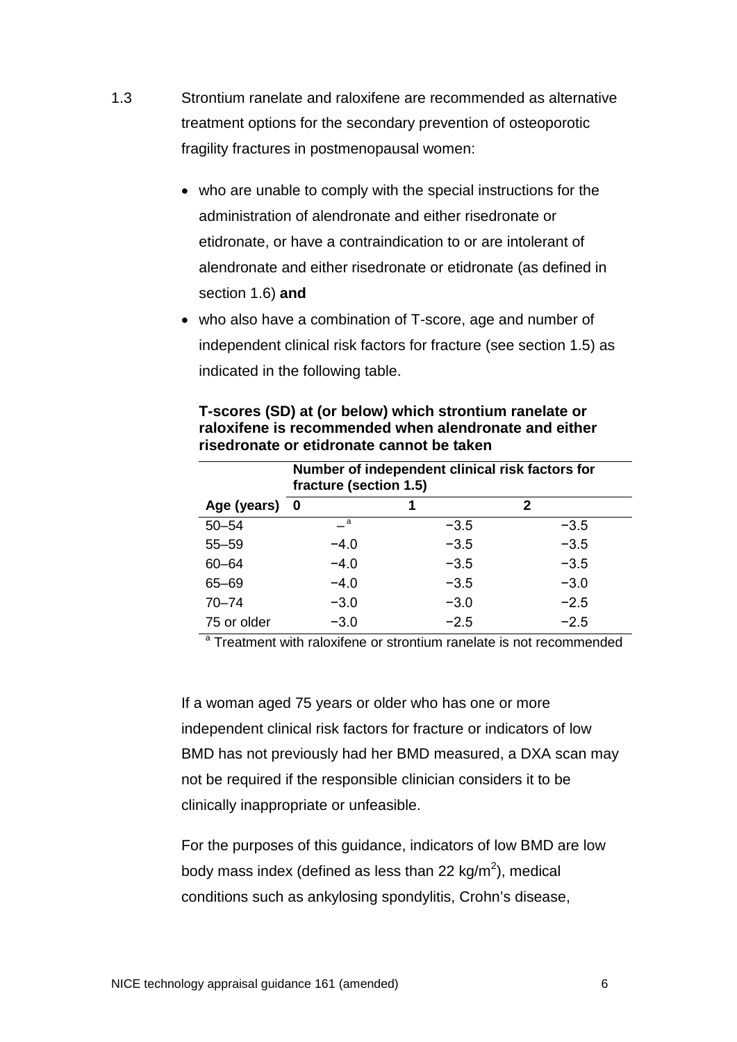1.3 Strontium ranelate and raloxifene are recommended as alternative treatment options for the secondary prevention of osteoporotic fragility fractures in postmenopausal women:

- who are unable to comply with the special instructions for the administration of alendronate and either risedronate or etidronate, or have a contraindication to or are intolerant of alendronate and either risedronate or etidronate (as defined in section 1.6) **and**
- who also have a combination of T-score, age and number of independent clinical risk factors for fracture (see section 1.5) as indicated in the following table.

**T-scores (SD) at (or below) which strontium ranelate or raloxifene is recommended when alendronate and either risedronate or etidronate cannot be taken**

| | Number of independent clinical risk factors for fracture (section 1.5) | | |
|---|---|---|---|
| **Age (years)** | **0** | **1** | **2** |
| 50–54 | –[a] | −3.5 | −3.5 |
| 55–59 | −4.0 | −3.5 | −3.5 |
| 60–64 | −4.0 | −3.5 | −3.5 |
| 65–69 | −4.0 | −3.5 | −3.0 |
| 70–74 | −3.0 | −3.0 | −2.5 |
| 75 or older | −3.0 | −2.5 | −2.5 |

[a] Treatment with raloxifene or strontium ranelate is not recommended

If a woman aged 75 years or older who has one or more independent clinical risk factors for fracture or indicators of low BMD has not previously had her BMD measured, a DXA scan may not be required if the responsible clinician considers it to be clinically inappropriate or unfeasible.

For the purposes of this guidance, indicators of low BMD are low body mass index (defined as less than 22 kg/m$^2$), medical conditions such as ankylosing spondylitis, Crohn's disease,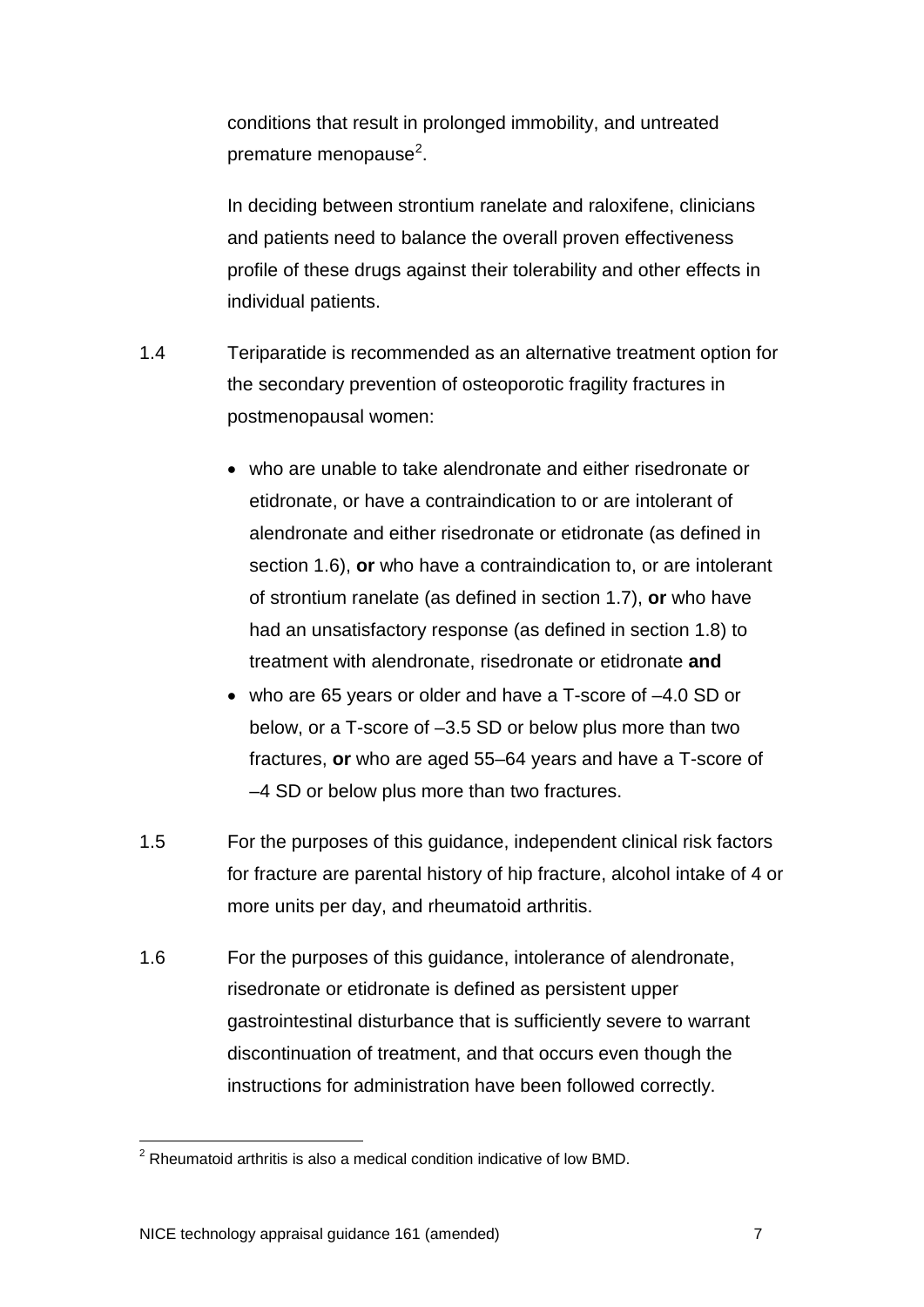conditions that result in prolonged immobility, and untreated premature menopause[2].

In deciding between strontium ranelate and raloxifene, clinicians and patients need to balance the overall proven effectiveness profile of these drugs against their tolerability and other effects in individual patients.

1.4 Teriparatide is recommended as an alternative treatment option for the secondary prevention of osteoporotic fragility fractures in postmenopausal women:

- who are unable to take alendronate and either risedronate or etidronate, or have a contraindication to or are intolerant of alendronate and either risedronate or etidronate (as defined in section 1.6), **or** who have a contraindication to, or are intolerant of strontium ranelate (as defined in section 1.7), **or** who have had an unsatisfactory response (as defined in section 1.8) to treatment with alendronate, risedronate or etidronate **and**
- who are 65 years or older and have a T-score of –4.0 SD or below, or a T-score of –3.5 SD or below plus more than two fractures, **or** who are aged 55–64 years and have a T-score of –4 SD or below plus more than two fractures.

1.5 For the purposes of this guidance, independent clinical risk factors for fracture are parental history of hip fracture, alcohol intake of 4 or more units per day, and rheumatoid arthritis.

1.6 For the purposes of this guidance, intolerance of alendronate, risedronate or etidronate is defined as persistent upper gastrointestinal disturbance that is sufficiently severe to warrant discontinuation of treatment, and that occurs even though the instructions for administration have been followed correctly.

[2] Rheumatoid arthritis is also a medical condition indicative of low BMD.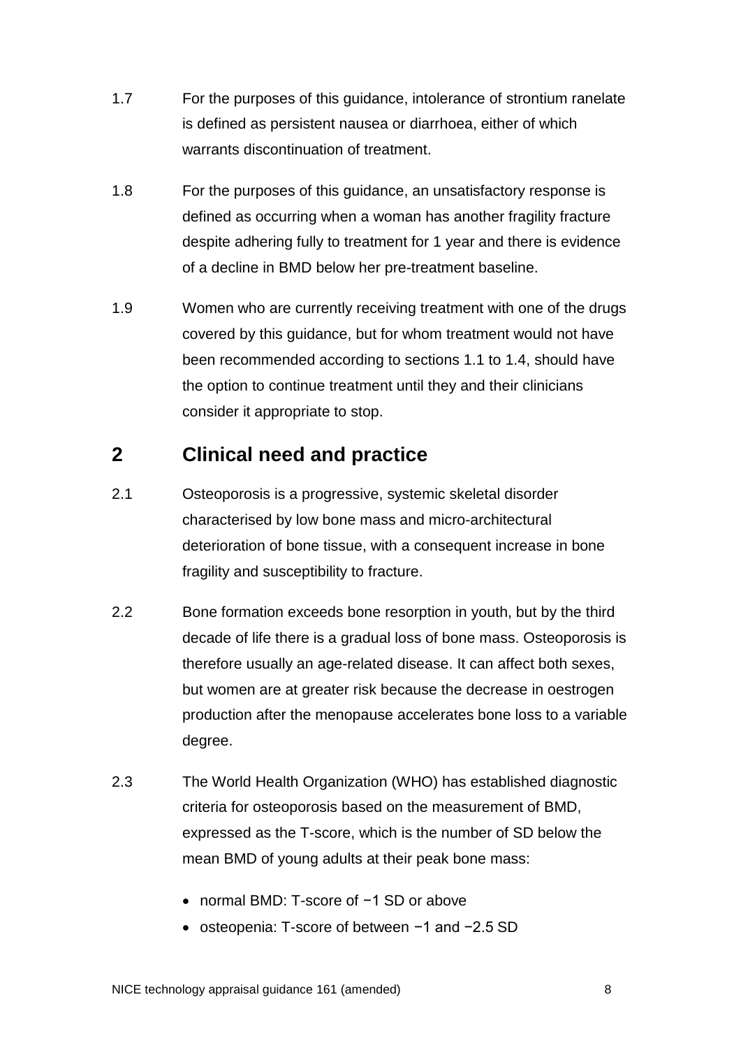1.7 For the purposes of this guidance, intolerance of strontium ranelate is defined as persistent nausea or diarrhoea, either of which warrants discontinuation of treatment.

1.8 For the purposes of this guidance, an unsatisfactory response is defined as occurring when a woman has another fragility fracture despite adhering fully to treatment for 1 year and there is evidence of a decline in BMD below her pre-treatment baseline.

1.9 Women who are currently receiving treatment with one of the drugs covered by this guidance, but for whom treatment would not have been recommended according to sections 1.1 to 1.4, should have the option to continue treatment until they and their clinicians consider it appropriate to stop.

## 2 Clinical need and practice

2.1 Osteoporosis is a progressive, systemic skeletal disorder characterised by low bone mass and micro-architectural deterioration of bone tissue, with a consequent increase in bone fragility and susceptibility to fracture.

2.2 Bone formation exceeds bone resorption in youth, but by the third decade of life there is a gradual loss of bone mass. Osteoporosis is therefore usually an age-related disease. It can affect both sexes, but women are at greater risk because the decrease in oestrogen production after the menopause accelerates bone loss to a variable degree.

2.3 The World Health Organization (WHO) has established diagnostic criteria for osteoporosis based on the measurement of BMD, expressed as the T-score, which is the number of SD below the mean BMD of young adults at their peak bone mass:

- normal BMD: T-score of −1 SD or above
- osteopenia: T-score of between −1 and −2.5 SD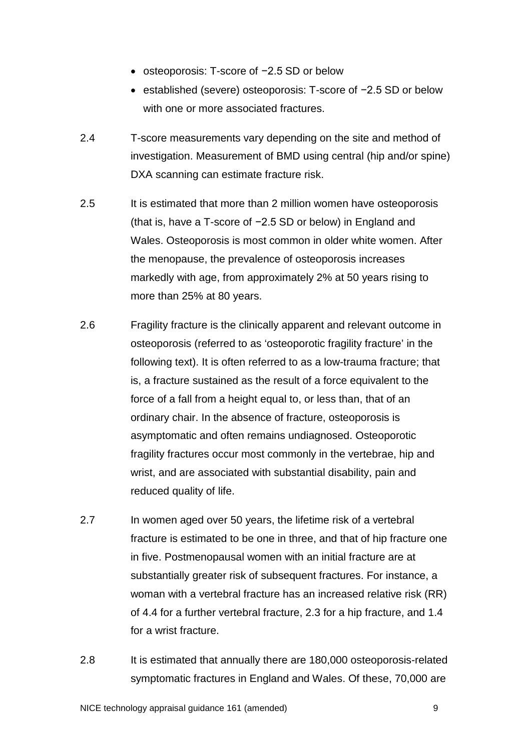- osteoporosis: T-score of −2.5 SD or below
- established (severe) osteoporosis: T-score of −2.5 SD or below with one or more associated fractures.

2.4 T-score measurements vary depending on the site and method of investigation. Measurement of BMD using central (hip and/or spine) DXA scanning can estimate fracture risk.

2.5 It is estimated that more than 2 million women have osteoporosis (that is, have a T-score of −2.5 SD or below) in England and Wales. Osteoporosis is most common in older white women. After the menopause, the prevalence of osteoporosis increases markedly with age, from approximately 2% at 50 years rising to more than 25% at 80 years.

2.6 Fragility fracture is the clinically apparent and relevant outcome in osteoporosis (referred to as 'osteoporotic fragility fracture' in the following text). It is often referred to as a low-trauma fracture; that is, a fracture sustained as the result of a force equivalent to the force of a fall from a height equal to, or less than, that of an ordinary chair. In the absence of fracture, osteoporosis is asymptomatic and often remains undiagnosed. Osteoporotic fragility fractures occur most commonly in the vertebrae, hip and wrist, and are associated with substantial disability, pain and reduced quality of life.

2.7 In women aged over 50 years, the lifetime risk of a vertebral fracture is estimated to be one in three, and that of hip fracture one in five. Postmenopausal women with an initial fracture are at substantially greater risk of subsequent fractures. For instance, a woman with a vertebral fracture has an increased relative risk (RR) of 4.4 for a further vertebral fracture, 2.3 for a hip fracture, and 1.4 for a wrist fracture.

2.8 It is estimated that annually there are 180,000 osteoporosis-related symptomatic fractures in England and Wales. Of these, 70,000 are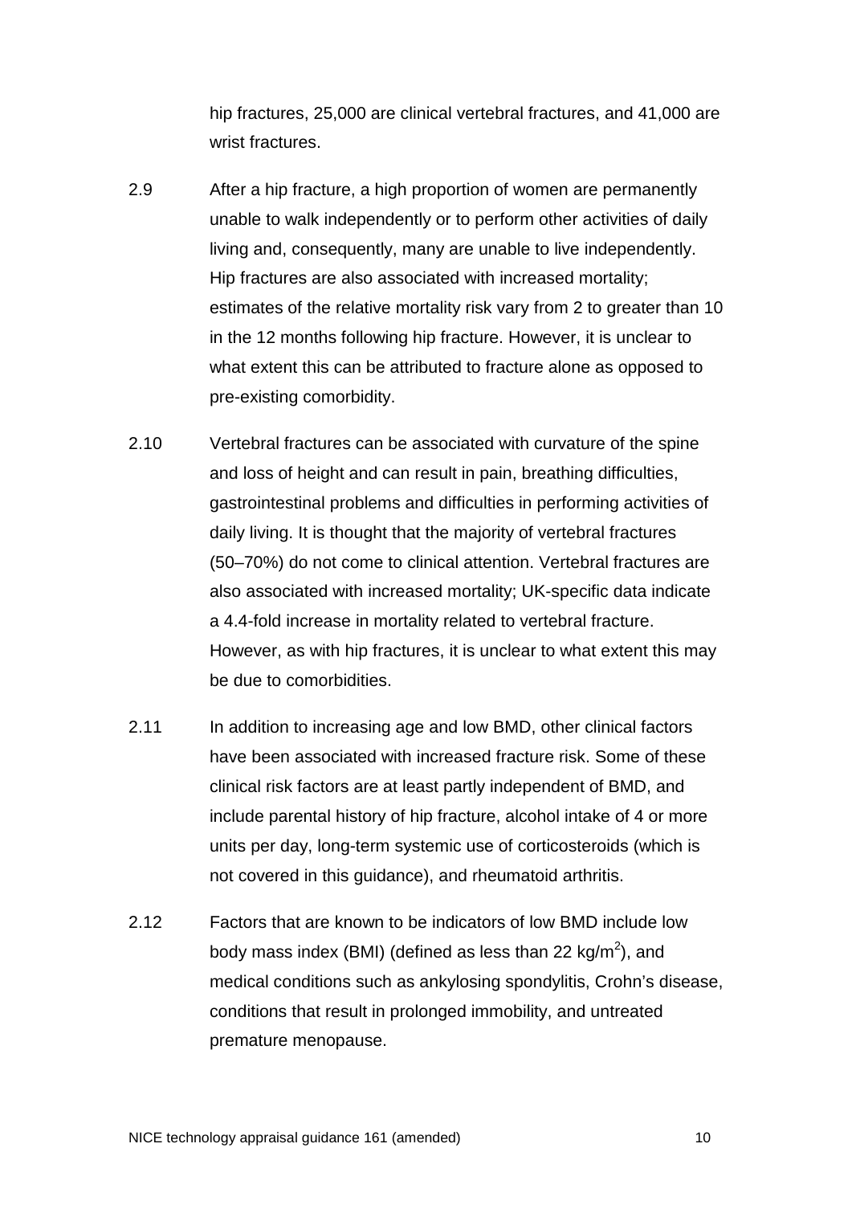hip fractures, 25,000 are clinical vertebral fractures, and 41,000 are wrist fractures.

2.9 After a hip fracture, a high proportion of women are permanently unable to walk independently or to perform other activities of daily living and, consequently, many are unable to live independently. Hip fractures are also associated with increased mortality; estimates of the relative mortality risk vary from 2 to greater than 10 in the 12 months following hip fracture. However, it is unclear to what extent this can be attributed to fracture alone as opposed to pre-existing comorbidity.

2.10 Vertebral fractures can be associated with curvature of the spine and loss of height and can result in pain, breathing difficulties, gastrointestinal problems and difficulties in performing activities of daily living. It is thought that the majority of vertebral fractures (50–70%) do not come to clinical attention. Vertebral fractures are also associated with increased mortality; UK-specific data indicate a 4.4-fold increase in mortality related to vertebral fracture. However, as with hip fractures, it is unclear to what extent this may be due to comorbidities.

2.11 In addition to increasing age and low BMD, other clinical factors have been associated with increased fracture risk. Some of these clinical risk factors are at least partly independent of BMD, and include parental history of hip fracture, alcohol intake of 4 or more units per day, long-term systemic use of corticosteroids (which is not covered in this guidance), and rheumatoid arthritis.

2.12 Factors that are known to be indicators of low BMD include low body mass index (BMI) (defined as less than 22 kg/m$^2$), and medical conditions such as ankylosing spondylitis, Crohn's disease, conditions that result in prolonged immobility, and untreated premature menopause.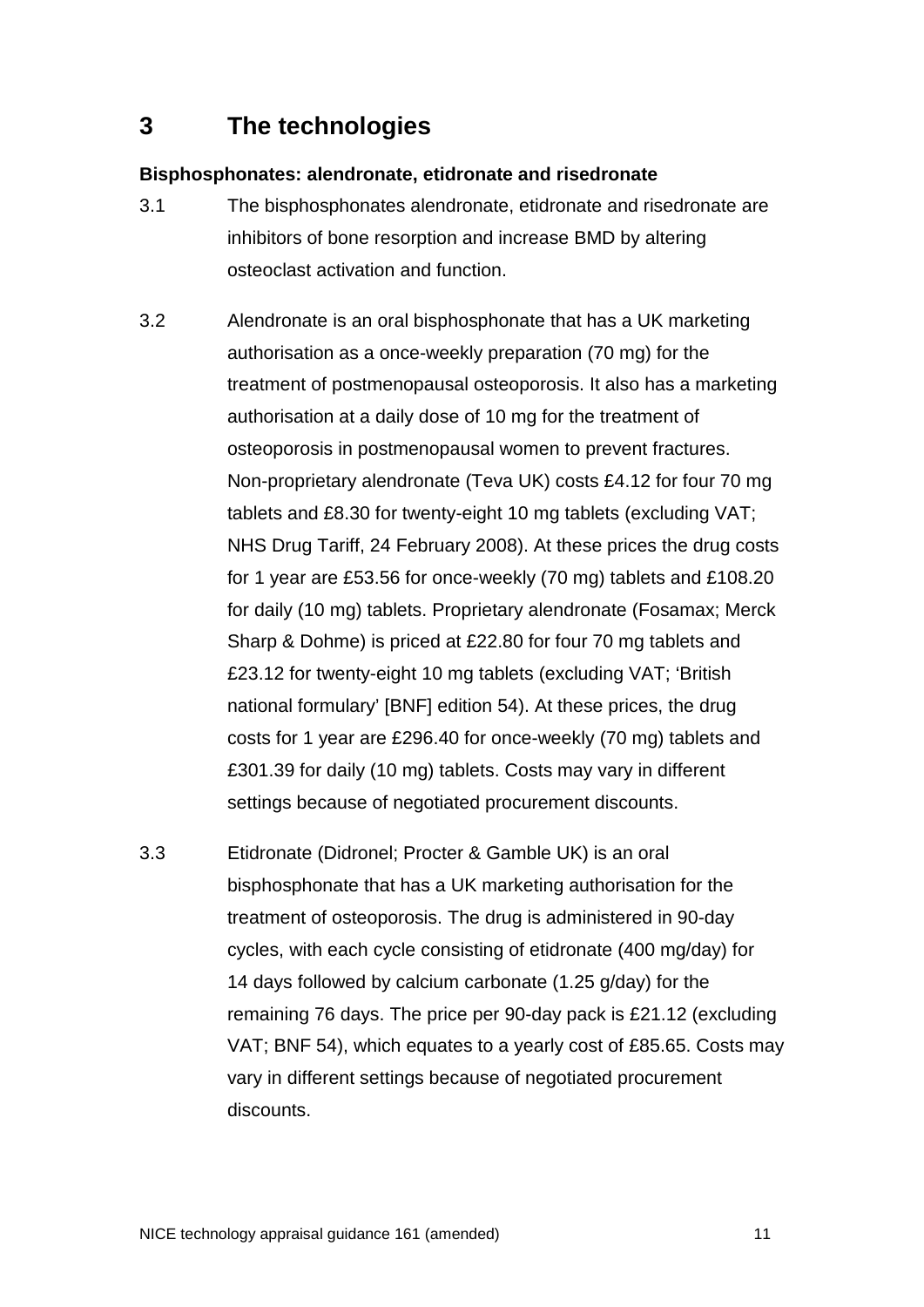# 3 The technologies

**Bisphosphonates: alendronate, etidronate and risedronate**

3.1 The bisphosphonates alendronate, etidronate and risedronate are inhibitors of bone resorption and increase BMD by altering osteoclast activation and function.

3.2 Alendronate is an oral bisphosphonate that has a UK marketing authorisation as a once-weekly preparation (70 mg) for the treatment of postmenopausal osteoporosis. It also has a marketing authorisation at a daily dose of 10 mg for the treatment of osteoporosis in postmenopausal women to prevent fractures. Non-proprietary alendronate (Teva UK) costs £4.12 for four 70 mg tablets and £8.30 for twenty-eight 10 mg tablets (excluding VAT; NHS Drug Tariff, 24 February 2008). At these prices the drug costs for 1 year are £53.56 for once-weekly (70 mg) tablets and £108.20 for daily (10 mg) tablets. Proprietary alendronate (Fosamax; Merck Sharp & Dohme) is priced at £22.80 for four 70 mg tablets and £23.12 for twenty-eight 10 mg tablets (excluding VAT; 'British national formulary' [BNF] edition 54). At these prices, the drug costs for 1 year are £296.40 for once-weekly (70 mg) tablets and £301.39 for daily (10 mg) tablets. Costs may vary in different settings because of negotiated procurement discounts.

3.3 Etidronate (Didronel; Procter & Gamble UK) is an oral bisphosphonate that has a UK marketing authorisation for the treatment of osteoporosis. The drug is administered in 90-day cycles, with each cycle consisting of etidronate (400 mg/day) for 14 days followed by calcium carbonate (1.25 g/day) for the remaining 76 days. The price per 90-day pack is £21.12 (excluding VAT; BNF 54), which equates to a yearly cost of £85.65. Costs may vary in different settings because of negotiated procurement discounts.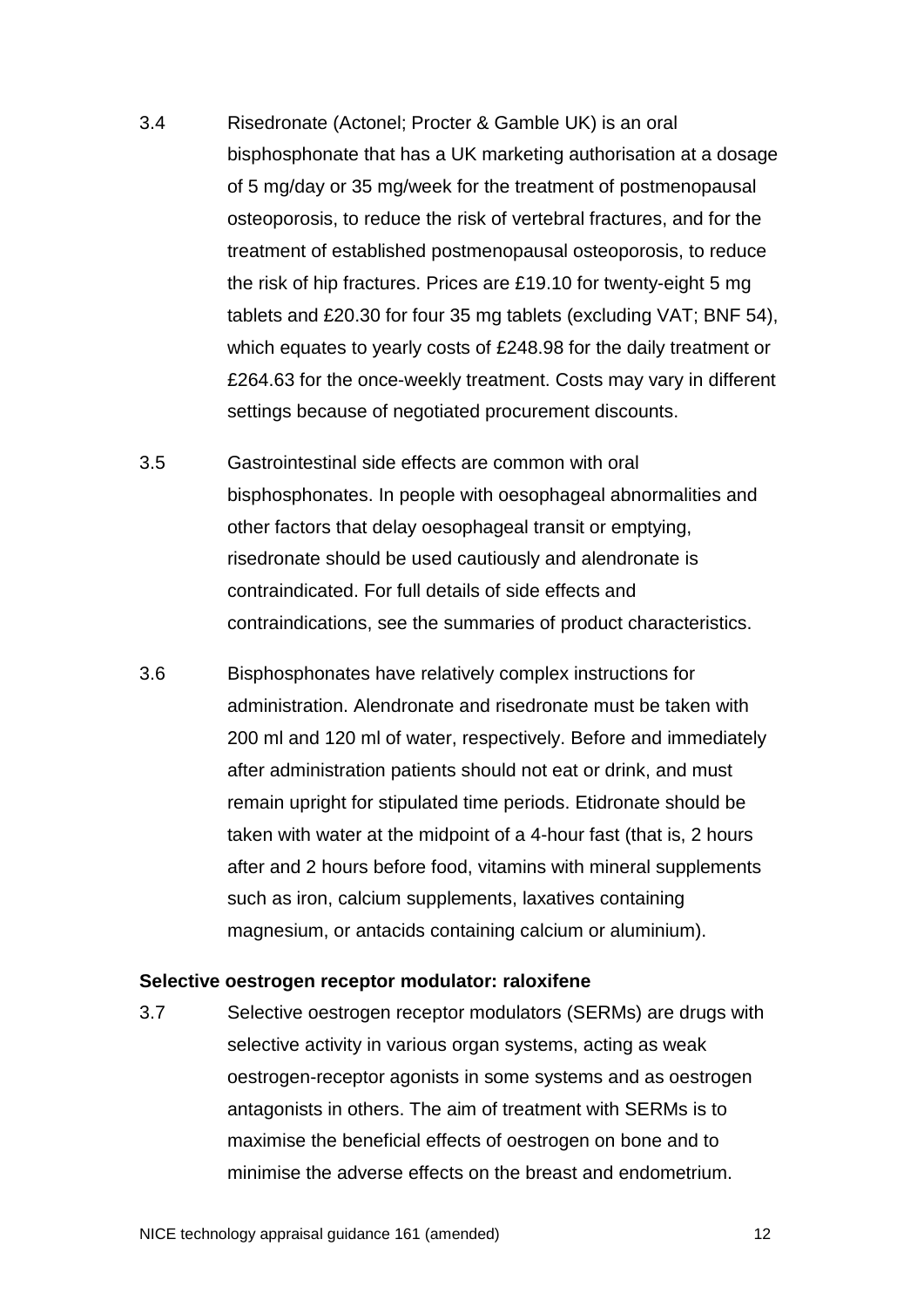3.4 Risedronate (Actonel; Procter & Gamble UK) is an oral bisphosphonate that has a UK marketing authorisation at a dosage of 5 mg/day or 35 mg/week for the treatment of postmenopausal osteoporosis, to reduce the risk of vertebral fractures, and for the treatment of established postmenopausal osteoporosis, to reduce the risk of hip fractures. Prices are £19.10 for twenty-eight 5 mg tablets and £20.30 for four 35 mg tablets (excluding VAT; BNF 54), which equates to yearly costs of £248.98 for the daily treatment or £264.63 for the once-weekly treatment. Costs may vary in different settings because of negotiated procurement discounts.

3.5 Gastrointestinal side effects are common with oral bisphosphonates. In people with oesophageal abnormalities and other factors that delay oesophageal transit or emptying, risedronate should be used cautiously and alendronate is contraindicated. For full details of side effects and contraindications, see the summaries of product characteristics.

3.6 Bisphosphonates have relatively complex instructions for administration. Alendronate and risedronate must be taken with 200 ml and 120 ml of water, respectively. Before and immediately after administration patients should not eat or drink, and must remain upright for stipulated time periods. Etidronate should be taken with water at the midpoint of a 4-hour fast (that is, 2 hours after and 2 hours before food, vitamins with mineral supplements such as iron, calcium supplements, laxatives containing magnesium, or antacids containing calcium or aluminium).

**Selective oestrogen receptor modulator: raloxifene**

3.7 Selective oestrogen receptor modulators (SERMs) are drugs with selective activity in various organ systems, acting as weak oestrogen-receptor agonists in some systems and as oestrogen antagonists in others. The aim of treatment with SERMs is to maximise the beneficial effects of oestrogen on bone and to minimise the adverse effects on the breast and endometrium.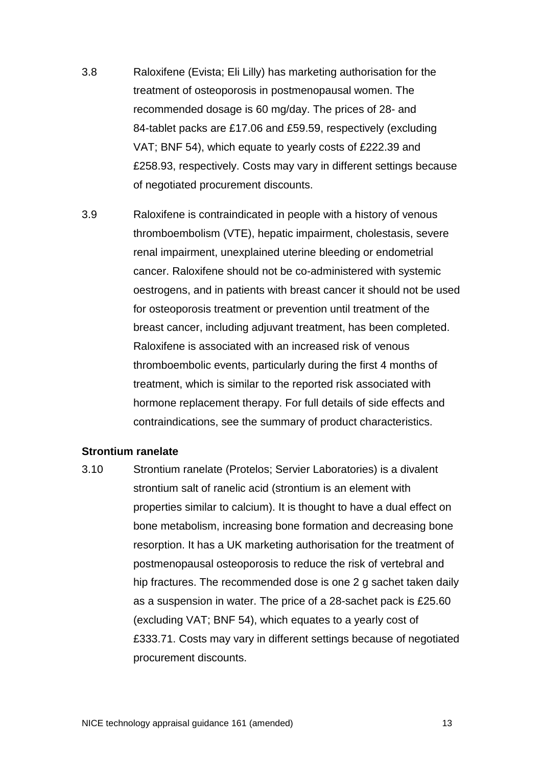3.8 Raloxifene (Evista; Eli Lilly) has marketing authorisation for the treatment of osteoporosis in postmenopausal women. The recommended dosage is 60 mg/day. The prices of 28- and 84-tablet packs are £17.06 and £59.59, respectively (excluding VAT; BNF 54), which equate to yearly costs of £222.39 and £258.93, respectively. Costs may vary in different settings because of negotiated procurement discounts.

3.9 Raloxifene is contraindicated in people with a history of venous thromboembolism (VTE), hepatic impairment, cholestasis, severe renal impairment, unexplained uterine bleeding or endometrial cancer. Raloxifene should not be co-administered with systemic oestrogens, and in patients with breast cancer it should not be used for osteoporosis treatment or prevention until treatment of the breast cancer, including adjuvant treatment, has been completed. Raloxifene is associated with an increased risk of venous thromboembolic events, particularly during the first 4 months of treatment, which is similar to the reported risk associated with hormone replacement therapy. For full details of side effects and contraindications, see the summary of product characteristics.

**Strontium ranelate**

3.10 Strontium ranelate (Protelos; Servier Laboratories) is a divalent strontium salt of ranelic acid (strontium is an element with properties similar to calcium). It is thought to have a dual effect on bone metabolism, increasing bone formation and decreasing bone resorption. It has a UK marketing authorisation for the treatment of postmenopausal osteoporosis to reduce the risk of vertebral and hip fractures. The recommended dose is one 2 g sachet taken daily as a suspension in water. The price of a 28-sachet pack is £25.60 (excluding VAT; BNF 54), which equates to a yearly cost of £333.71. Costs may vary in different settings because of negotiated procurement discounts.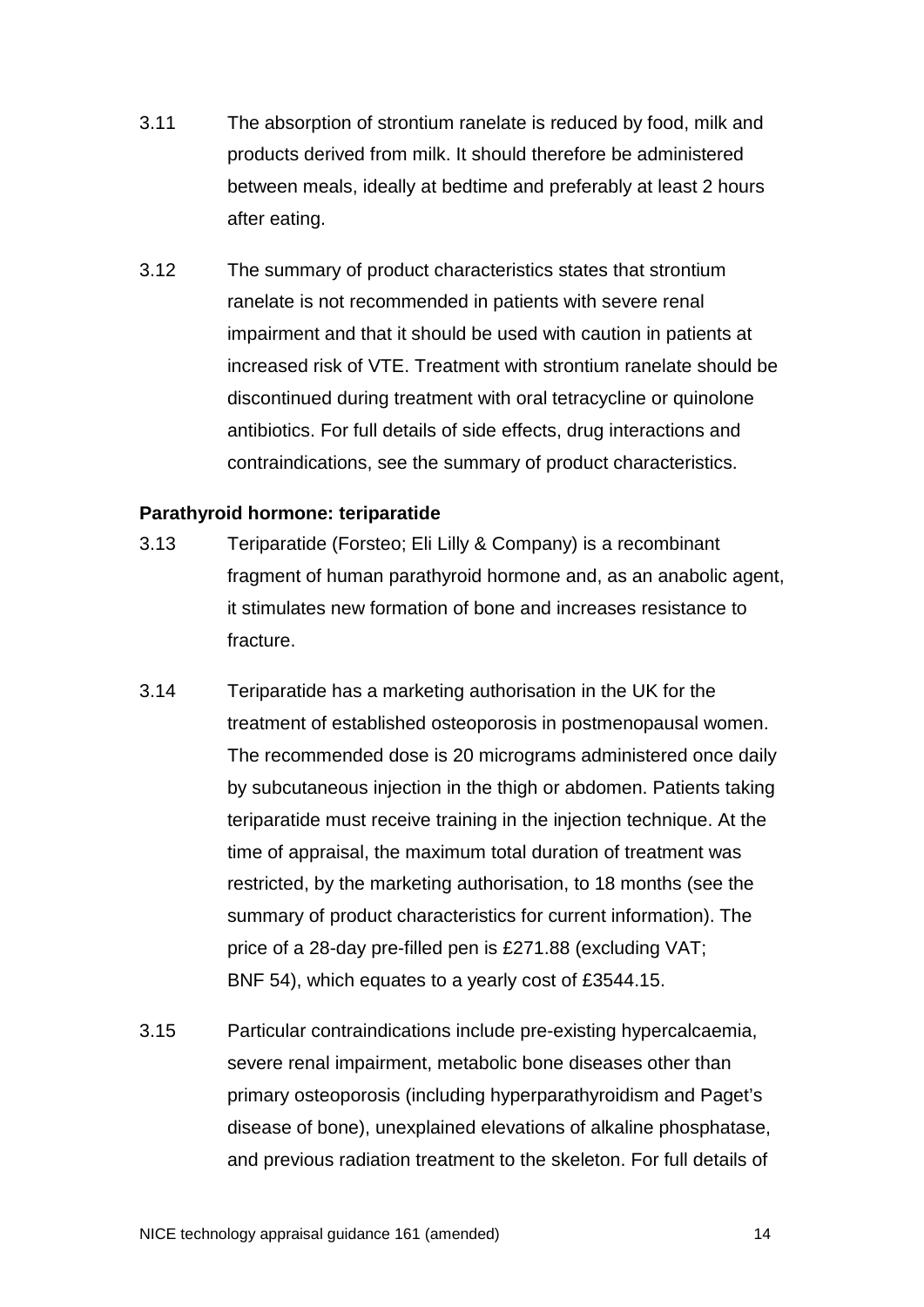3.11 The absorption of strontium ranelate is reduced by food, milk and products derived from milk. It should therefore be administered between meals, ideally at bedtime and preferably at least 2 hours after eating.

3.12 The summary of product characteristics states that strontium ranelate is not recommended in patients with severe renal impairment and that it should be used with caution in patients at increased risk of VTE. Treatment with strontium ranelate should be discontinued during treatment with oral tetracycline or quinolone antibiotics. For full details of side effects, drug interactions and contraindications, see the summary of product characteristics.

**Parathyroid hormone: teriparatide**

3.13 Teriparatide (Forsteo; Eli Lilly & Company) is a recombinant fragment of human parathyroid hormone and, as an anabolic agent, it stimulates new formation of bone and increases resistance to fracture.

3.14 Teriparatide has a marketing authorisation in the UK for the treatment of established osteoporosis in postmenopausal women. The recommended dose is 20 micrograms administered once daily by subcutaneous injection in the thigh or abdomen. Patients taking teriparatide must receive training in the injection technique. At the time of appraisal, the maximum total duration of treatment was restricted, by the marketing authorisation, to 18 months (see the summary of product characteristics for current information). The price of a 28-day pre-filled pen is £271.88 (excluding VAT; BNF 54), which equates to a yearly cost of £3544.15.

3.15 Particular contraindications include pre-existing hypercalcaemia, severe renal impairment, metabolic bone diseases other than primary osteoporosis (including hyperparathyroidism and Paget's disease of bone), unexplained elevations of alkaline phosphatase, and previous radiation treatment to the skeleton. For full details of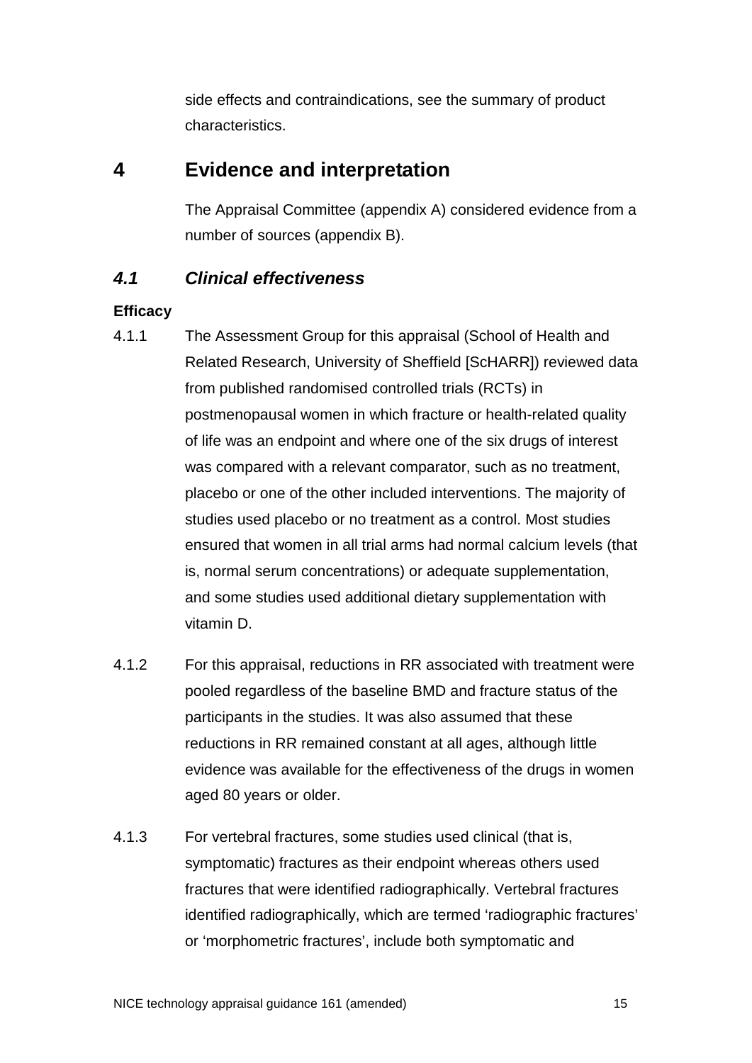side effects and contraindications, see the summary of product characteristics.

# 4 Evidence and interpretation

The Appraisal Committee (appendix A) considered evidence from a number of sources (appendix B).

## *4.1 Clinical effectiveness*

**Efficacy**

4.1.1 The Assessment Group for this appraisal (School of Health and Related Research, University of Sheffield [ScHARR]) reviewed data from published randomised controlled trials (RCTs) in postmenopausal women in which fracture or health-related quality of life was an endpoint and where one of the six drugs of interest was compared with a relevant comparator, such as no treatment, placebo or one of the other included interventions. The majority of studies used placebo or no treatment as a control. Most studies ensured that women in all trial arms had normal calcium levels (that is, normal serum concentrations) or adequate supplementation, and some studies used additional dietary supplementation with vitamin D.

4.1.2 For this appraisal, reductions in RR associated with treatment were pooled regardless of the baseline BMD and fracture status of the participants in the studies. It was also assumed that these reductions in RR remained constant at all ages, although little evidence was available for the effectiveness of the drugs in women aged 80 years or older.

4.1.3 For vertebral fractures, some studies used clinical (that is, symptomatic) fractures as their endpoint whereas others used fractures that were identified radiographically. Vertebral fractures identified radiographically, which are termed 'radiographic fractures' or 'morphometric fractures', include both symptomatic and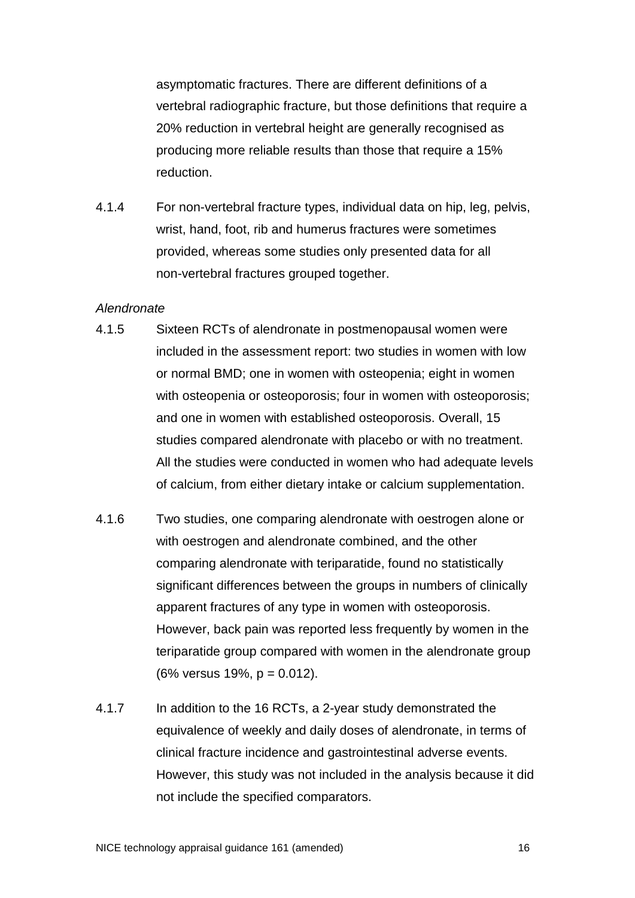asymptomatic fractures. There are different definitions of a vertebral radiographic fracture, but those definitions that require a 20% reduction in vertebral height are generally recognised as producing more reliable results than those that require a 15% reduction.

4.1.4 For non-vertebral fracture types, individual data on hip, leg, pelvis, wrist, hand, foot, rib and humerus fractures were sometimes provided, whereas some studies only presented data for all non-vertebral fractures grouped together.

*Alendronate*

4.1.5 Sixteen RCTs of alendronate in postmenopausal women were included in the assessment report: two studies in women with low or normal BMD; one in women with osteopenia; eight in women with osteopenia or osteoporosis; four in women with osteoporosis; and one in women with established osteoporosis. Overall, 15 studies compared alendronate with placebo or with no treatment. All the studies were conducted in women who had adequate levels of calcium, from either dietary intake or calcium supplementation.

4.1.6 Two studies, one comparing alendronate with oestrogen alone or with oestrogen and alendronate combined, and the other comparing alendronate with teriparatide, found no statistically significant differences between the groups in numbers of clinically apparent fractures of any type in women with osteoporosis. However, back pain was reported less frequently by women in the teriparatide group compared with women in the alendronate group (6% versus 19%, $p = 0.012$).

4.1.7 In addition to the 16 RCTs, a 2-year study demonstrated the equivalence of weekly and daily doses of alendronate, in terms of clinical fracture incidence and gastrointestinal adverse events. However, this study was not included in the analysis because it did not include the specified comparators.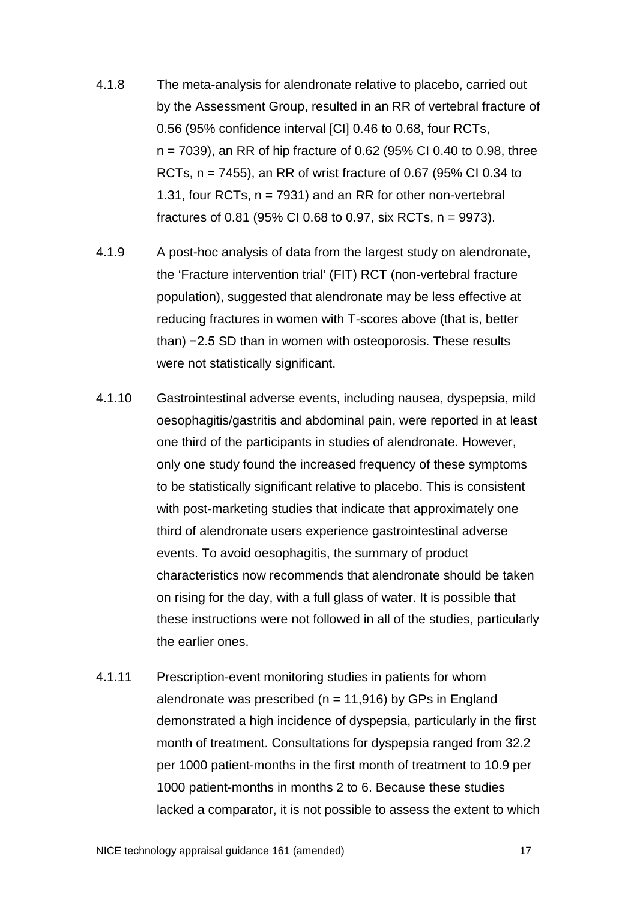4.1.8 The meta-analysis for alendronate relative to placebo, carried out by the Assessment Group, resulted in an RR of vertebral fracture of 0.56 (95% confidence interval [CI] 0.46 to 0.68, four RCTs, n = 7039), an RR of hip fracture of 0.62 (95% CI 0.40 to 0.98, three RCTs, n = 7455), an RR of wrist fracture of 0.67 (95% CI 0.34 to 1.31, four RCTs, n = 7931) and an RR for other non-vertebral fractures of 0.81 (95% CI 0.68 to 0.97, six RCTs, n = 9973).

4.1.9 A post-hoc analysis of data from the largest study on alendronate, the 'Fracture intervention trial' (FIT) RCT (non-vertebral fracture population), suggested that alendronate may be less effective at reducing fractures in women with T-scores above (that is, better than) −2.5 SD than in women with osteoporosis. These results were not statistically significant.

4.1.10 Gastrointestinal adverse events, including nausea, dyspepsia, mild oesophagitis/gastritis and abdominal pain, were reported in at least one third of the participants in studies of alendronate. However, only one study found the increased frequency of these symptoms to be statistically significant relative to placebo. This is consistent with post-marketing studies that indicate that approximately one third of alendronate users experience gastrointestinal adverse events. To avoid oesophagitis, the summary of product characteristics now recommends that alendronate should be taken on rising for the day, with a full glass of water. It is possible that these instructions were not followed in all of the studies, particularly the earlier ones.

4.1.11 Prescription-event monitoring studies in patients for whom alendronate was prescribed (n = 11,916) by GPs in England demonstrated a high incidence of dyspepsia, particularly in the first month of treatment. Consultations for dyspepsia ranged from 32.2 per 1000 patient-months in the first month of treatment to 10.9 per 1000 patient-months in months 2 to 6. Because these studies lacked a comparator, it is not possible to assess the extent to which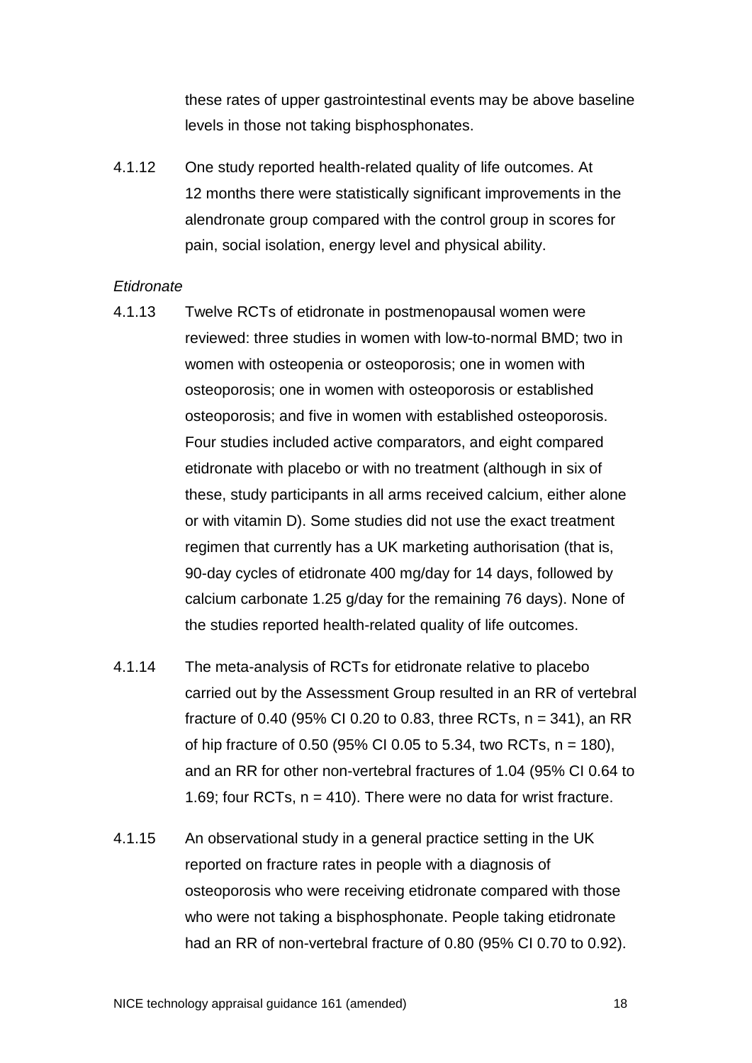these rates of upper gastrointestinal events may be above baseline levels in those not taking bisphosphonates.

4.1.12 One study reported health-related quality of life outcomes. At 12 months there were statistically significant improvements in the alendronate group compared with the control group in scores for pain, social isolation, energy level and physical ability.

*Etidronate*

4.1.13 Twelve RCTs of etidronate in postmenopausal women were reviewed: three studies in women with low-to-normal BMD; two in women with osteopenia or osteoporosis; one in women with osteoporosis; one in women with osteoporosis or established osteoporosis; and five in women with established osteoporosis. Four studies included active comparators, and eight compared etidronate with placebo or with no treatment (although in six of these, study participants in all arms received calcium, either alone or with vitamin D). Some studies did not use the exact treatment regimen that currently has a UK marketing authorisation (that is, 90-day cycles of etidronate 400 mg/day for 14 days, followed by calcium carbonate 1.25 g/day for the remaining 76 days). None of the studies reported health-related quality of life outcomes.

4.1.14 The meta-analysis of RCTs for etidronate relative to placebo carried out by the Assessment Group resulted in an RR of vertebral fracture of 0.40 (95% CI 0.20 to 0.83, three RCTs, n = 341), an RR of hip fracture of 0.50 (95% CI 0.05 to 5.34, two RCTs, n = 180), and an RR for other non-vertebral fractures of 1.04 (95% CI 0.64 to 1.69; four RCTs, n = 410). There were no data for wrist fracture.

4.1.15 An observational study in a general practice setting in the UK reported on fracture rates in people with a diagnosis of osteoporosis who were receiving etidronate compared with those who were not taking a bisphosphonate. People taking etidronate had an RR of non-vertebral fracture of 0.80 (95% CI 0.70 to 0.92).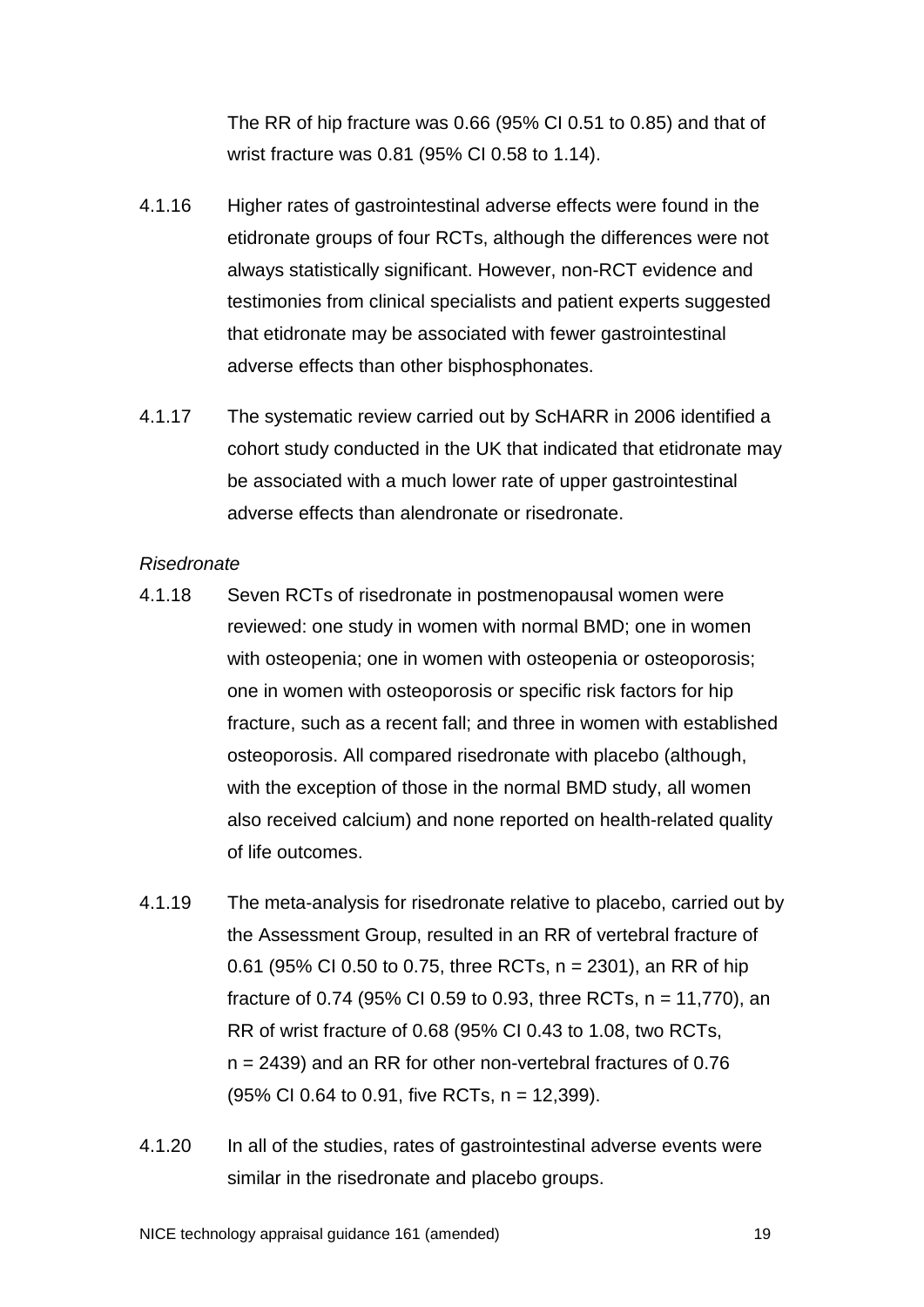The RR of hip fracture was 0.66 (95% CI 0.51 to 0.85) and that of wrist fracture was 0.81 (95% CI 0.58 to 1.14).

4.1.16 Higher rates of gastrointestinal adverse effects were found in the etidronate groups of four RCTs, although the differences were not always statistically significant. However, non-RCT evidence and testimonies from clinical specialists and patient experts suggested that etidronate may be associated with fewer gastrointestinal adverse effects than other bisphosphonates.

4.1.17 The systematic review carried out by ScHARR in 2006 identified a cohort study conducted in the UK that indicated that etidronate may be associated with a much lower rate of upper gastrointestinal adverse effects than alendronate or risedronate.

*Risedronate*

4.1.18 Seven RCTs of risedronate in postmenopausal women were reviewed: one study in women with normal BMD; one in women with osteopenia; one in women with osteopenia or osteoporosis; one in women with osteoporosis or specific risk factors for hip fracture, such as a recent fall; and three in women with established osteoporosis. All compared risedronate with placebo (although, with the exception of those in the normal BMD study, all women also received calcium) and none reported on health-related quality of life outcomes.

4.1.19 The meta-analysis for risedronate relative to placebo, carried out by the Assessment Group, resulted in an RR of vertebral fracture of 0.61 (95% CI 0.50 to 0.75, three RCTs, n = 2301), an RR of hip fracture of 0.74 (95% CI 0.59 to 0.93, three RCTs, n = 11,770), an RR of wrist fracture of 0.68 (95% CI 0.43 to 1.08, two RCTs, n = 2439) and an RR for other non-vertebral fractures of 0.76 (95% CI 0.64 to 0.91, five RCTs, n = 12,399).

4.1.20 In all of the studies, rates of gastrointestinal adverse events were similar in the risedronate and placebo groups.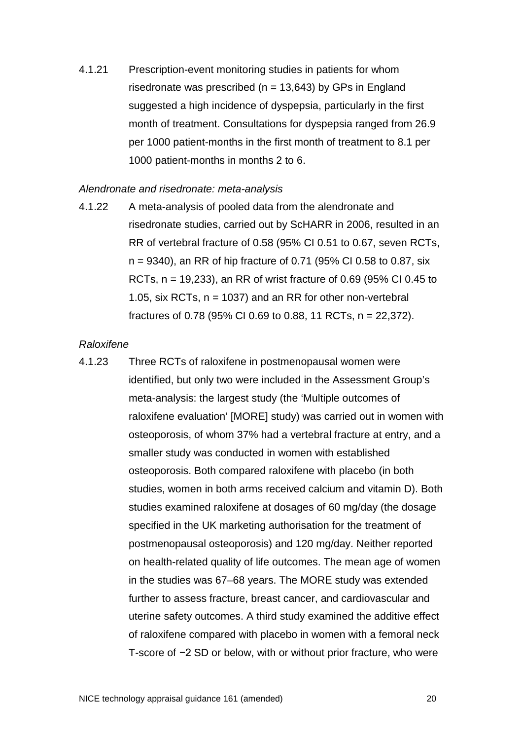4.1.21 Prescription-event monitoring studies in patients for whom risedronate was prescribed (n = 13,643) by GPs in England suggested a high incidence of dyspepsia, particularly in the first month of treatment. Consultations for dyspepsia ranged from 26.9 per 1000 patient-months in the first month of treatment to 8.1 per 1000 patient-months in months 2 to 6.

*Alendronate and risedronate: meta-analysis*

4.1.22 A meta-analysis of pooled data from the alendronate and risedronate studies, carried out by ScHARR in 2006, resulted in an RR of vertebral fracture of 0.58 (95% CI 0.51 to 0.67, seven RCTs, n = 9340), an RR of hip fracture of 0.71 (95% CI 0.58 to 0.87, six RCTs, n = 19,233), an RR of wrist fracture of 0.69 (95% CI 0.45 to 1.05, six RCTs, n = 1037) and an RR for other non-vertebral fractures of 0.78 (95% CI 0.69 to 0.88, 11 RCTs, n = 22,372).

*Raloxifene*

4.1.23 Three RCTs of raloxifene in postmenopausal women were identified, but only two were included in the Assessment Group's meta-analysis: the largest study (the 'Multiple outcomes of raloxifene evaluation' [MORE] study) was carried out in women with osteoporosis, of whom 37% had a vertebral fracture at entry, and a smaller study was conducted in women with established osteoporosis. Both compared raloxifene with placebo (in both studies, women in both arms received calcium and vitamin D). Both studies examined raloxifene at dosages of 60 mg/day (the dosage specified in the UK marketing authorisation for the treatment of postmenopausal osteoporosis) and 120 mg/day. Neither reported on health-related quality of life outcomes. The mean age of women in the studies was 67–68 years. The MORE study was extended further to assess fracture, breast cancer, and cardiovascular and uterine safety outcomes. A third study examined the additive effect of raloxifene compared with placebo in women with a femoral neck T-score of −2 SD or below, with or without prior fracture, who were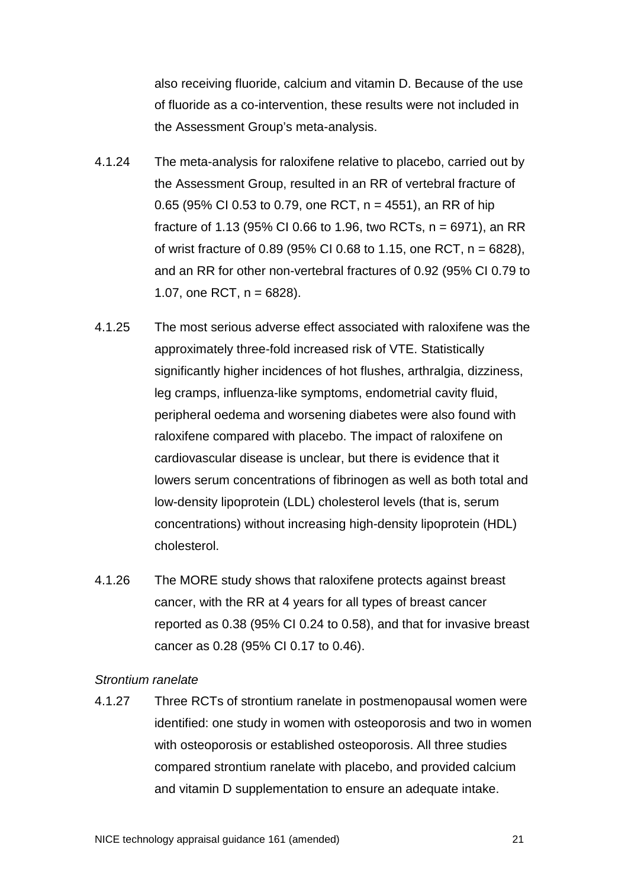also receiving fluoride, calcium and vitamin D. Because of the use of fluoride as a co-intervention, these results were not included in the Assessment Group's meta-analysis.

4.1.24 The meta-analysis for raloxifene relative to placebo, carried out by the Assessment Group, resulted in an RR of vertebral fracture of 0.65 (95% CI 0.53 to 0.79, one RCT, n = 4551), an RR of hip fracture of 1.13 (95% CI 0.66 to 1.96, two RCTs, n = 6971), an RR of wrist fracture of 0.89 (95% CI 0.68 to 1.15, one RCT, n = 6828), and an RR for other non-vertebral fractures of 0.92 (95% CI 0.79 to 1.07, one RCT, n = 6828).

4.1.25 The most serious adverse effect associated with raloxifene was the approximately three-fold increased risk of VTE. Statistically significantly higher incidences of hot flushes, arthralgia, dizziness, leg cramps, influenza-like symptoms, endometrial cavity fluid, peripheral oedema and worsening diabetes were also found with raloxifene compared with placebo. The impact of raloxifene on cardiovascular disease is unclear, but there is evidence that it lowers serum concentrations of fibrinogen as well as both total and low-density lipoprotein (LDL) cholesterol levels (that is, serum concentrations) without increasing high-density lipoprotein (HDL) cholesterol.

4.1.26 The MORE study shows that raloxifene protects against breast cancer, with the RR at 4 years for all types of breast cancer reported as 0.38 (95% CI 0.24 to 0.58), and that for invasive breast cancer as 0.28 (95% CI 0.17 to 0.46).

*Strontium ranelate*

4.1.27 Three RCTs of strontium ranelate in postmenopausal women were identified: one study in women with osteoporosis and two in women with osteoporosis or established osteoporosis. All three studies compared strontium ranelate with placebo, and provided calcium and vitamin D supplementation to ensure an adequate intake.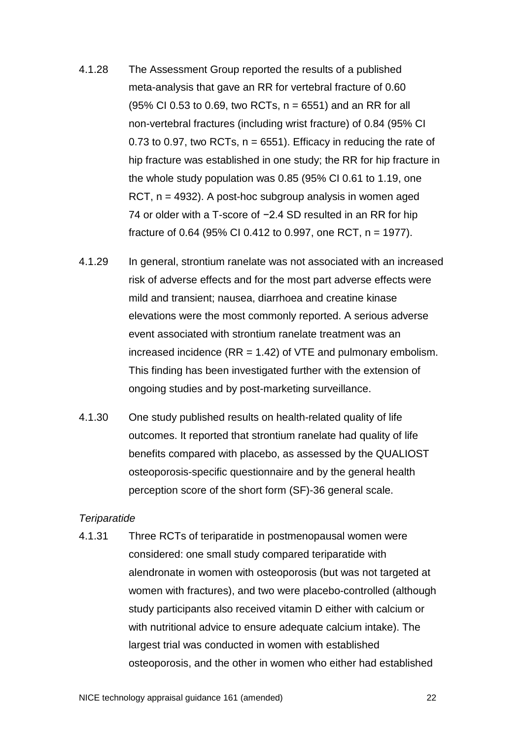4.1.28 The Assessment Group reported the results of a published meta-analysis that gave an RR for vertebral fracture of 0.60 (95% CI 0.53 to 0.69, two RCTs, n = 6551) and an RR for all non-vertebral fractures (including wrist fracture) of 0.84 (95% CI 0.73 to 0.97, two RCTs, n = 6551). Efficacy in reducing the rate of hip fracture was established in one study; the RR for hip fracture in the whole study population was 0.85 (95% CI 0.61 to 1.19, one RCT, n = 4932). A post-hoc subgroup analysis in women aged 74 or older with a T-score of −2.4 SD resulted in an RR for hip fracture of 0.64 (95% CI 0.412 to 0.997, one RCT, n = 1977).

4.1.29 In general, strontium ranelate was not associated with an increased risk of adverse effects and for the most part adverse effects were mild and transient; nausea, diarrhoea and creatine kinase elevations were the most commonly reported. A serious adverse event associated with strontium ranelate treatment was an increased incidence (RR = 1.42) of VTE and pulmonary embolism. This finding has been investigated further with the extension of ongoing studies and by post-marketing surveillance.

4.1.30 One study published results on health-related quality of life outcomes. It reported that strontium ranelate had quality of life benefits compared with placebo, as assessed by the QUALIOST osteoporosis-specific questionnaire and by the general health perception score of the short form (SF)-36 general scale.

*Teriparatide*

4.1.31 Three RCTs of teriparatide in postmenopausal women were considered: one small study compared teriparatide with alendronate in women with osteoporosis (but was not targeted at women with fractures), and two were placebo-controlled (although study participants also received vitamin D either with calcium or with nutritional advice to ensure adequate calcium intake). The largest trial was conducted in women with established osteoporosis, and the other in women who either had established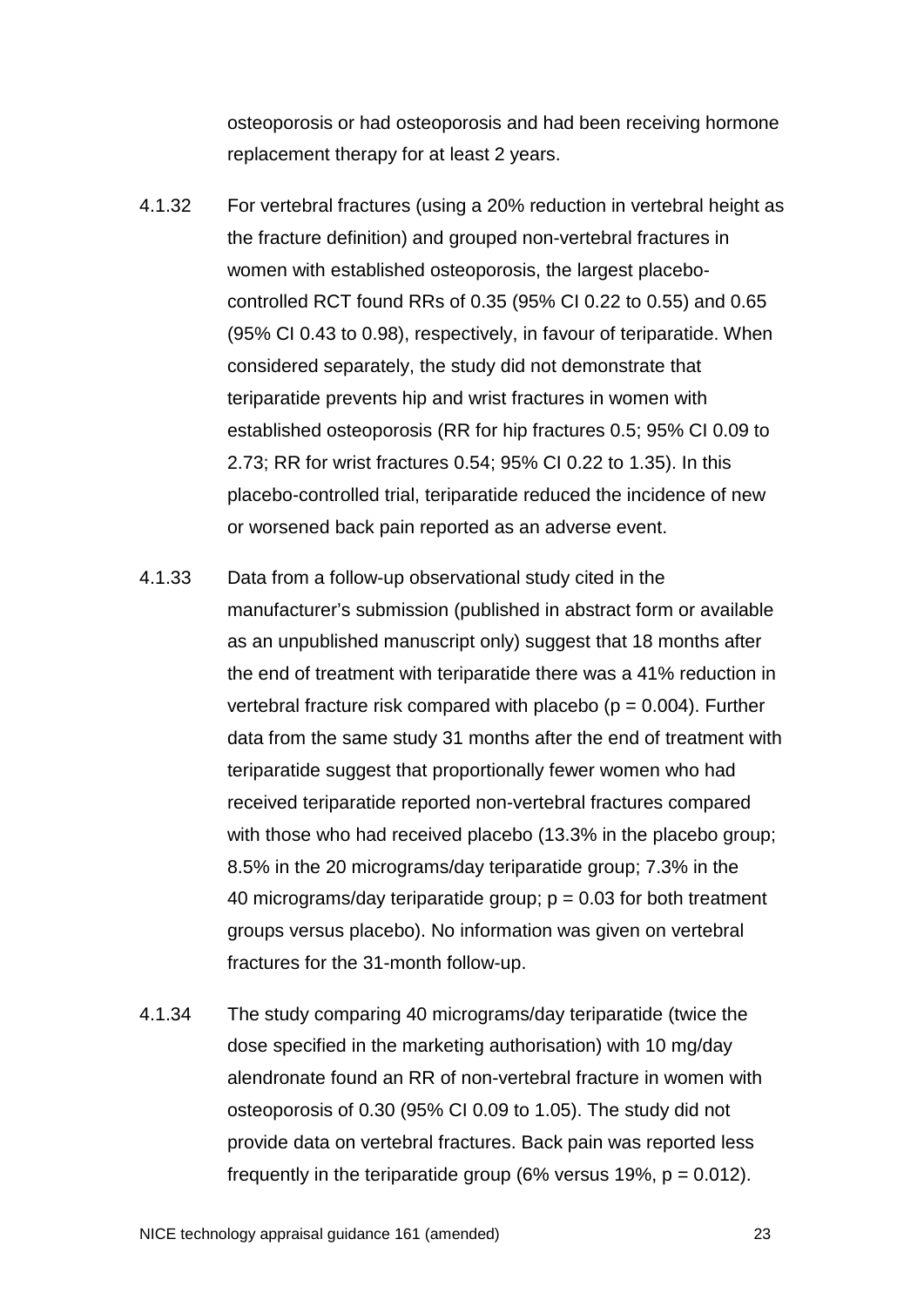osteoporosis or had osteoporosis and had been receiving hormone replacement therapy for at least 2 years.

4.1.32 For vertebral fractures (using a 20% reduction in vertebral height as the fracture definition) and grouped non-vertebral fractures in women with established osteoporosis, the largest placebo-controlled RCT found RRs of 0.35 (95% CI 0.22 to 0.55) and 0.65 (95% CI 0.43 to 0.98), respectively, in favour of teriparatide. When considered separately, the study did not demonstrate that teriparatide prevents hip and wrist fractures in women with established osteoporosis (RR for hip fractures 0.5; 95% CI 0.09 to 2.73; RR for wrist fractures 0.54; 95% CI 0.22 to 1.35). In this placebo-controlled trial, teriparatide reduced the incidence of new or worsened back pain reported as an adverse event.

4.1.33 Data from a follow-up observational study cited in the manufacturer's submission (published in abstract form or available as an unpublished manuscript only) suggest that 18 months after the end of treatment with teriparatide there was a 41% reduction in vertebral fracture risk compared with placebo ($p = 0.004$). Further data from the same study 31 months after the end of treatment with teriparatide suggest that proportionally fewer women who had received teriparatide reported non-vertebral fractures compared with those who had received placebo (13.3% in the placebo group; 8.5% in the 20 micrograms/day teriparatide group; 7.3% in the 40 micrograms/day teriparatide group; $p = 0.03$ for both treatment groups versus placebo). No information was given on vertebral fractures for the 31-month follow-up.

4.1.34 The study comparing 40 micrograms/day teriparatide (twice the dose specified in the marketing authorisation) with 10 mg/day alendronate found an RR of non-vertebral fracture in women with osteoporosis of 0.30 (95% CI 0.09 to 1.05). The study did not provide data on vertebral fractures. Back pain was reported less frequently in the teriparatide group (6% versus 19%, $p = 0.012$).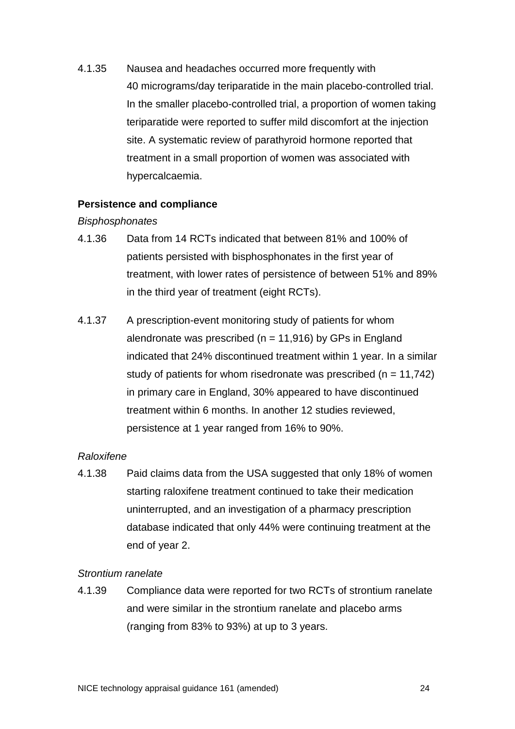4.1.35 Nausea and headaches occurred more frequently with 40 micrograms/day teriparatide in the main placebo-controlled trial. In the smaller placebo-controlled trial, a proportion of women taking teriparatide were reported to suffer mild discomfort at the injection site. A systematic review of parathyroid hormone reported that treatment in a small proportion of women was associated with hypercalcaemia.

**Persistence and compliance**

*Bisphosphonates*

4.1.36 Data from 14 RCTs indicated that between 81% and 100% of patients persisted with bisphosphonates in the first year of treatment, with lower rates of persistence of between 51% and 89% in the third year of treatment (eight RCTs).

4.1.37 A prescription-event monitoring study of patients for whom alendronate was prescribed (n = 11,916) by GPs in England indicated that 24% discontinued treatment within 1 year. In a similar study of patients for whom risedronate was prescribed (n = 11,742) in primary care in England, 30% appeared to have discontinued treatment within 6 months. In another 12 studies reviewed, persistence at 1 year ranged from 16% to 90%.

*Raloxifene*

4.1.38 Paid claims data from the USA suggested that only 18% of women starting raloxifene treatment continued to take their medication uninterrupted, and an investigation of a pharmacy prescription database indicated that only 44% were continuing treatment at the end of year 2.

*Strontium ranelate*

4.1.39 Compliance data were reported for two RCTs of strontium ranelate and were similar in the strontium ranelate and placebo arms (ranging from 83% to 93%) at up to 3 years.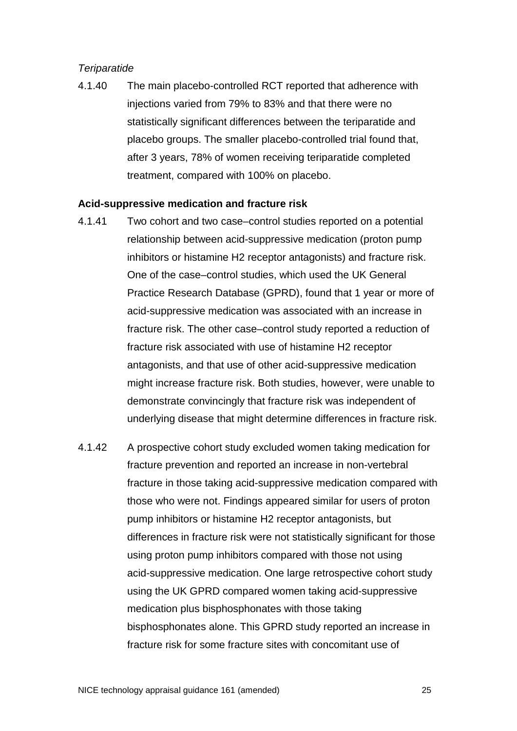*Teriparatide*

4.1.40 The main placebo-controlled RCT reported that adherence with injections varied from 79% to 83% and that there were no statistically significant differences between the teriparatide and placebo groups. The smaller placebo-controlled trial found that, after 3 years, 78% of women receiving teriparatide completed treatment, compared with 100% on placebo.

**Acid-suppressive medication and fracture risk**

4.1.41 Two cohort and two case–control studies reported on a potential relationship between acid-suppressive medication (proton pump inhibitors or histamine H2 receptor antagonists) and fracture risk. One of the case–control studies, which used the UK General Practice Research Database (GPRD), found that 1 year or more of acid-suppressive medication was associated with an increase in fracture risk. The other case–control study reported a reduction of fracture risk associated with use of histamine H2 receptor antagonists, and that use of other acid-suppressive medication might increase fracture risk. Both studies, however, were unable to demonstrate convincingly that fracture risk was independent of underlying disease that might determine differences in fracture risk.

4.1.42 A prospective cohort study excluded women taking medication for fracture prevention and reported an increase in non-vertebral fracture in those taking acid-suppressive medication compared with those who were not. Findings appeared similar for users of proton pump inhibitors or histamine H2 receptor antagonists, but differences in fracture risk were not statistically significant for those using proton pump inhibitors compared with those not using acid-suppressive medication. One large retrospective cohort study using the UK GPRD compared women taking acid-suppressive medication plus bisphosphonates with those taking bisphosphonates alone. This GPRD study reported an increase in fracture risk for some fracture sites with concomitant use of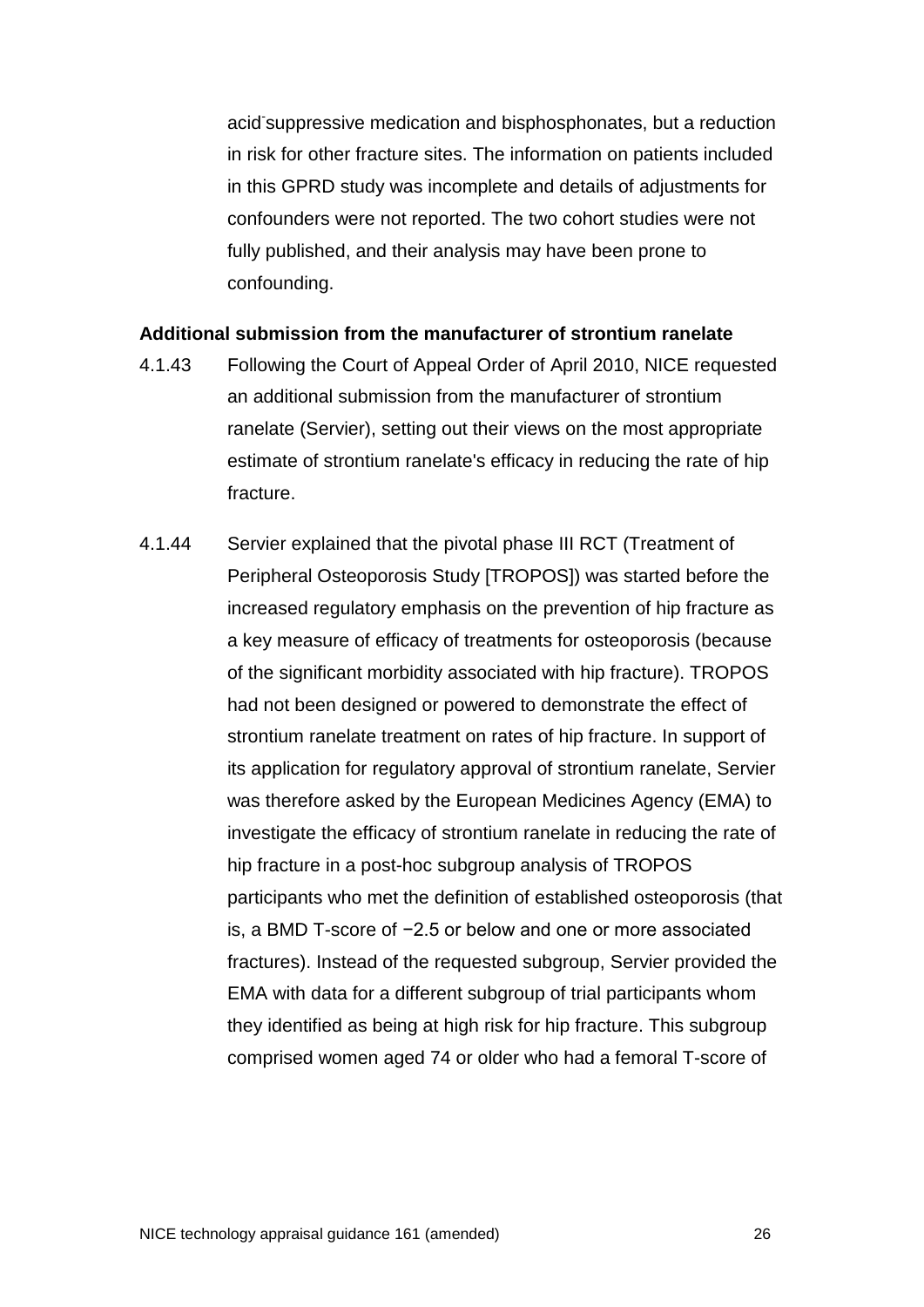acid-suppressive medication and bisphosphonates, but a reduction in risk for other fracture sites. The information on patients included in this GPRD study was incomplete and details of adjustments for confounders were not reported. The two cohort studies were not fully published, and their analysis may have been prone to confounding.

**Additional submission from the manufacturer of strontium ranelate**

4.1.43 Following the Court of Appeal Order of April 2010, NICE requested an additional submission from the manufacturer of strontium ranelate (Servier), setting out their views on the most appropriate estimate of strontium ranelate's efficacy in reducing the rate of hip fracture.

4.1.44 Servier explained that the pivotal phase III RCT (Treatment of Peripheral Osteoporosis Study [TROPOS]) was started before the increased regulatory emphasis on the prevention of hip fracture as a key measure of efficacy of treatments for osteoporosis (because of the significant morbidity associated with hip fracture). TROPOS had not been designed or powered to demonstrate the effect of strontium ranelate treatment on rates of hip fracture. In support of its application for regulatory approval of strontium ranelate, Servier was therefore asked by the European Medicines Agency (EMA) to investigate the efficacy of strontium ranelate in reducing the rate of hip fracture in a post-hoc subgroup analysis of TROPOS participants who met the definition of established osteoporosis (that is, a BMD T-score of −2.5 or below and one or more associated fractures). Instead of the requested subgroup, Servier provided the EMA with data for a different subgroup of trial participants whom they identified as being at high risk for hip fracture. This subgroup comprised women aged 74 or older who had a femoral T-score of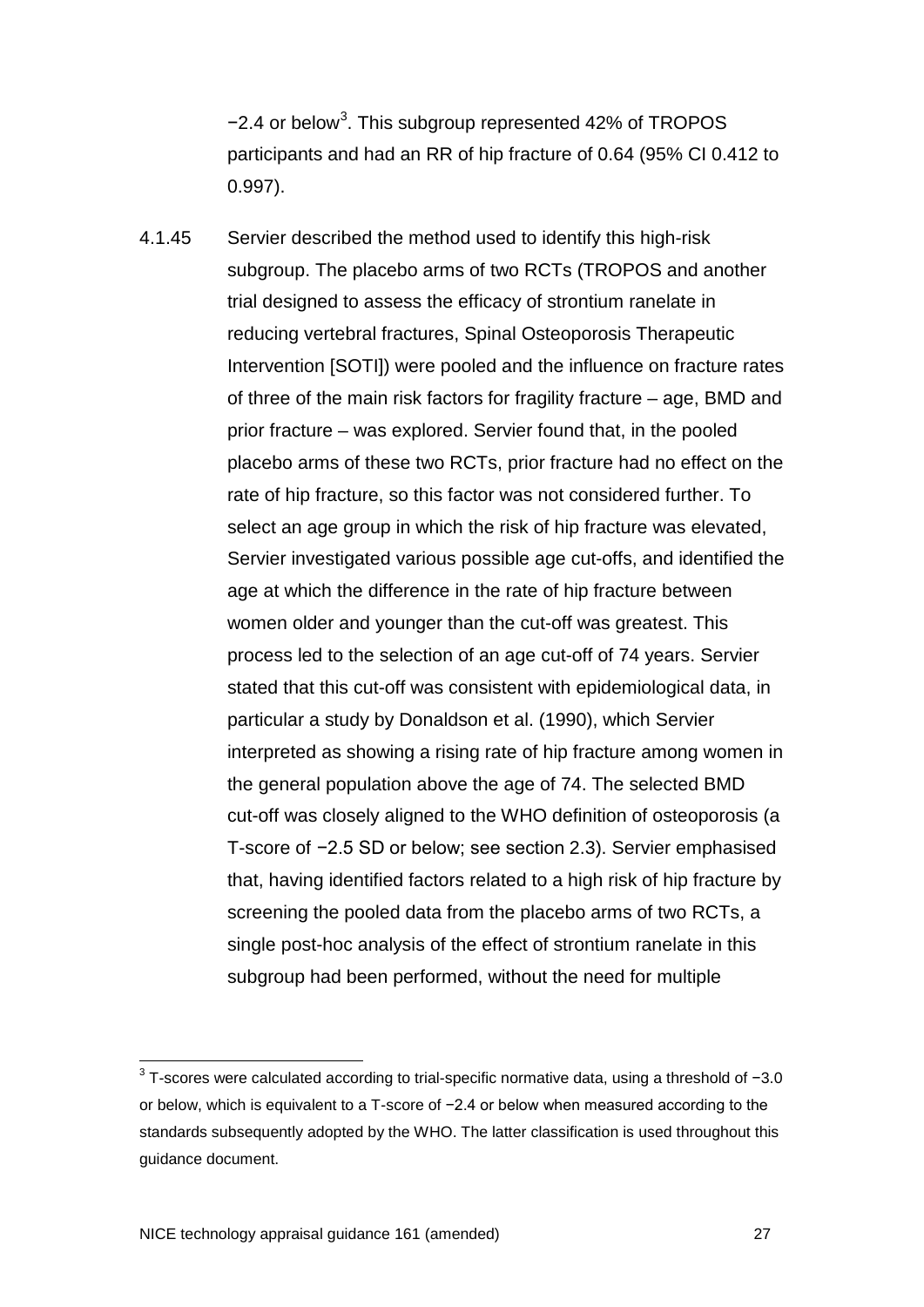−2.4 or below[3]. This subgroup represented 42% of TROPOS participants and had an RR of hip fracture of 0.64 (95% CI 0.412 to 0.997).

4.1.45 Servier described the method used to identify this high-risk subgroup. The placebo arms of two RCTs (TROPOS and another trial designed to assess the efficacy of strontium ranelate in reducing vertebral fractures, Spinal Osteoporosis Therapeutic Intervention [SOTI]) were pooled and the influence on fracture rates of three of the main risk factors for fragility fracture – age, BMD and prior fracture – was explored. Servier found that, in the pooled placebo arms of these two RCTs, prior fracture had no effect on the rate of hip fracture, so this factor was not considered further. To select an age group in which the risk of hip fracture was elevated, Servier investigated various possible age cut-offs, and identified the age at which the difference in the rate of hip fracture between women older and younger than the cut-off was greatest. This process led to the selection of an age cut-off of 74 years. Servier stated that this cut-off was consistent with epidemiological data, in particular a study by Donaldson et al. (1990), which Servier interpreted as showing a rising rate of hip fracture among women in the general population above the age of 74. The selected BMD cut-off was closely aligned to the WHO definition of osteoporosis (a T-score of −2.5 SD or below; see section 2.3). Servier emphasised that, having identified factors related to a high risk of hip fracture by screening the pooled data from the placebo arms of two RCTs, a single post-hoc analysis of the effect of strontium ranelate in this subgroup had been performed, without the need for multiple

---

[3] T-scores were calculated according to trial-specific normative data, using a threshold of −3.0 or below, which is equivalent to a T-score of −2.4 or below when measured according to the standards subsequently adopted by the WHO. The latter classification is used throughout this guidance document.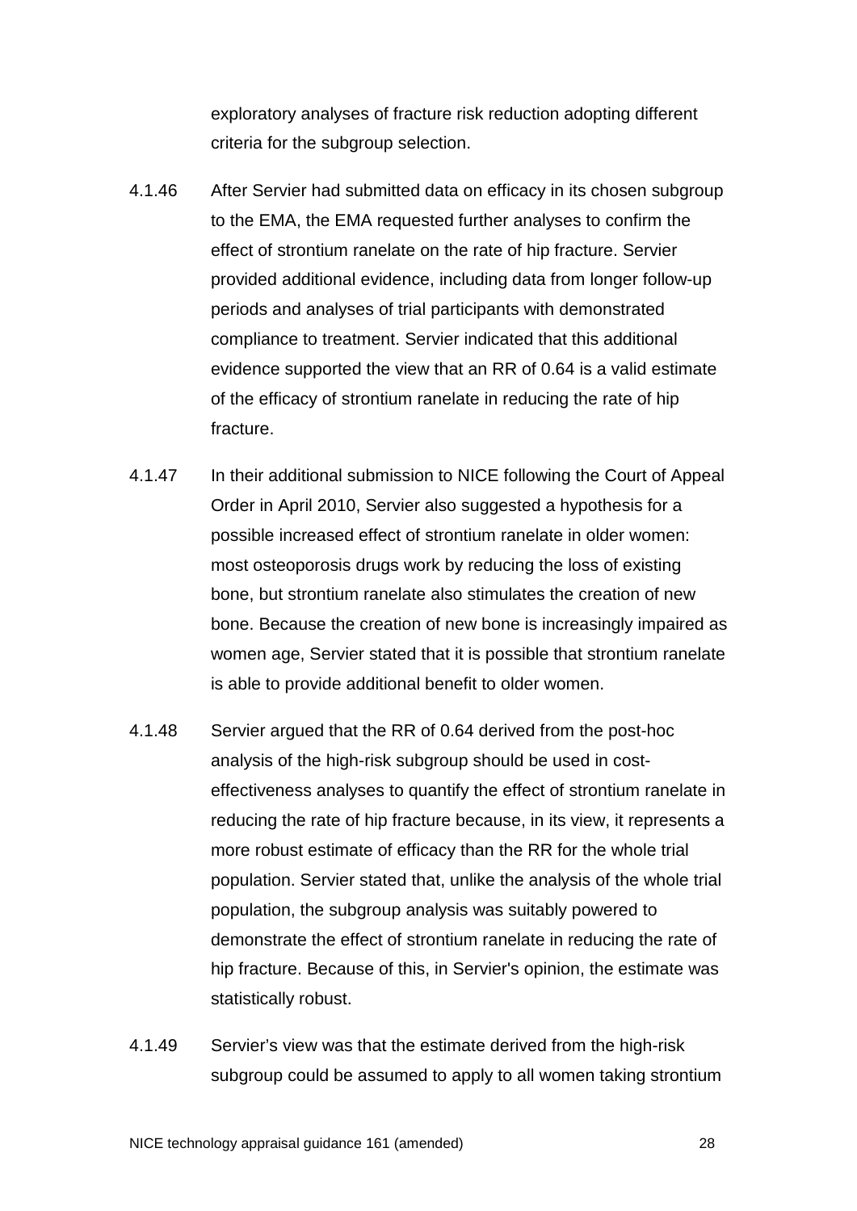exploratory analyses of fracture risk reduction adopting different criteria for the subgroup selection.

4.1.46 After Servier had submitted data on efficacy in its chosen subgroup to the EMA, the EMA requested further analyses to confirm the effect of strontium ranelate on the rate of hip fracture. Servier provided additional evidence, including data from longer follow-up periods and analyses of trial participants with demonstrated compliance to treatment. Servier indicated that this additional evidence supported the view that an RR of 0.64 is a valid estimate of the efficacy of strontium ranelate in reducing the rate of hip fracture.

4.1.47 In their additional submission to NICE following the Court of Appeal Order in April 2010, Servier also suggested a hypothesis for a possible increased effect of strontium ranelate in older women: most osteoporosis drugs work by reducing the loss of existing bone, but strontium ranelate also stimulates the creation of new bone. Because the creation of new bone is increasingly impaired as women age, Servier stated that it is possible that strontium ranelate is able to provide additional benefit to older women.

4.1.48 Servier argued that the RR of 0.64 derived from the post-hoc analysis of the high-risk subgroup should be used in cost-effectiveness analyses to quantify the effect of strontium ranelate in reducing the rate of hip fracture because, in its view, it represents a more robust estimate of efficacy than the RR for the whole trial population. Servier stated that, unlike the analysis of the whole trial population, the subgroup analysis was suitably powered to demonstrate the effect of strontium ranelate in reducing the rate of hip fracture. Because of this, in Servier's opinion, the estimate was statistically robust.

4.1.49 Servier's view was that the estimate derived from the high-risk subgroup could be assumed to apply to all women taking strontium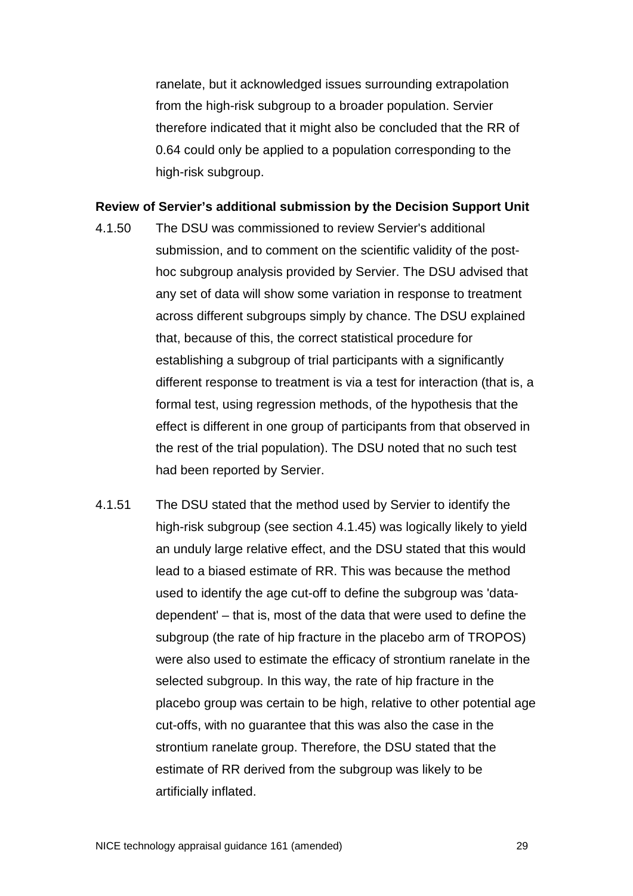ranelate, but it acknowledged issues surrounding extrapolation from the high-risk subgroup to a broader population. Servier therefore indicated that it might also be concluded that the RR of 0.64 could only be applied to a population corresponding to the high-risk subgroup.

**Review of Servier's additional submission by the Decision Support Unit**

4.1.50 The DSU was commissioned to review Servier's additional submission, and to comment on the scientific validity of the post-hoc subgroup analysis provided by Servier. The DSU advised that any set of data will show some variation in response to treatment across different subgroups simply by chance. The DSU explained that, because of this, the correct statistical procedure for establishing a subgroup of trial participants with a significantly different response to treatment is via a test for interaction (that is, a formal test, using regression methods, of the hypothesis that the effect is different in one group of participants from that observed in the rest of the trial population). The DSU noted that no such test had been reported by Servier.

4.1.51 The DSU stated that the method used by Servier to identify the high-risk subgroup (see section 4.1.45) was logically likely to yield an unduly large relative effect, and the DSU stated that this would lead to a biased estimate of RR. This was because the method used to identify the age cut-off to define the subgroup was 'data-dependent' – that is, most of the data that were used to define the subgroup (the rate of hip fracture in the placebo arm of TROPOS) were also used to estimate the efficacy of strontium ranelate in the selected subgroup. In this way, the rate of hip fracture in the placebo group was certain to be high, relative to other potential age cut-offs, with no guarantee that this was also the case in the strontium ranelate group. Therefore, the DSU stated that the estimate of RR derived from the subgroup was likely to be artificially inflated.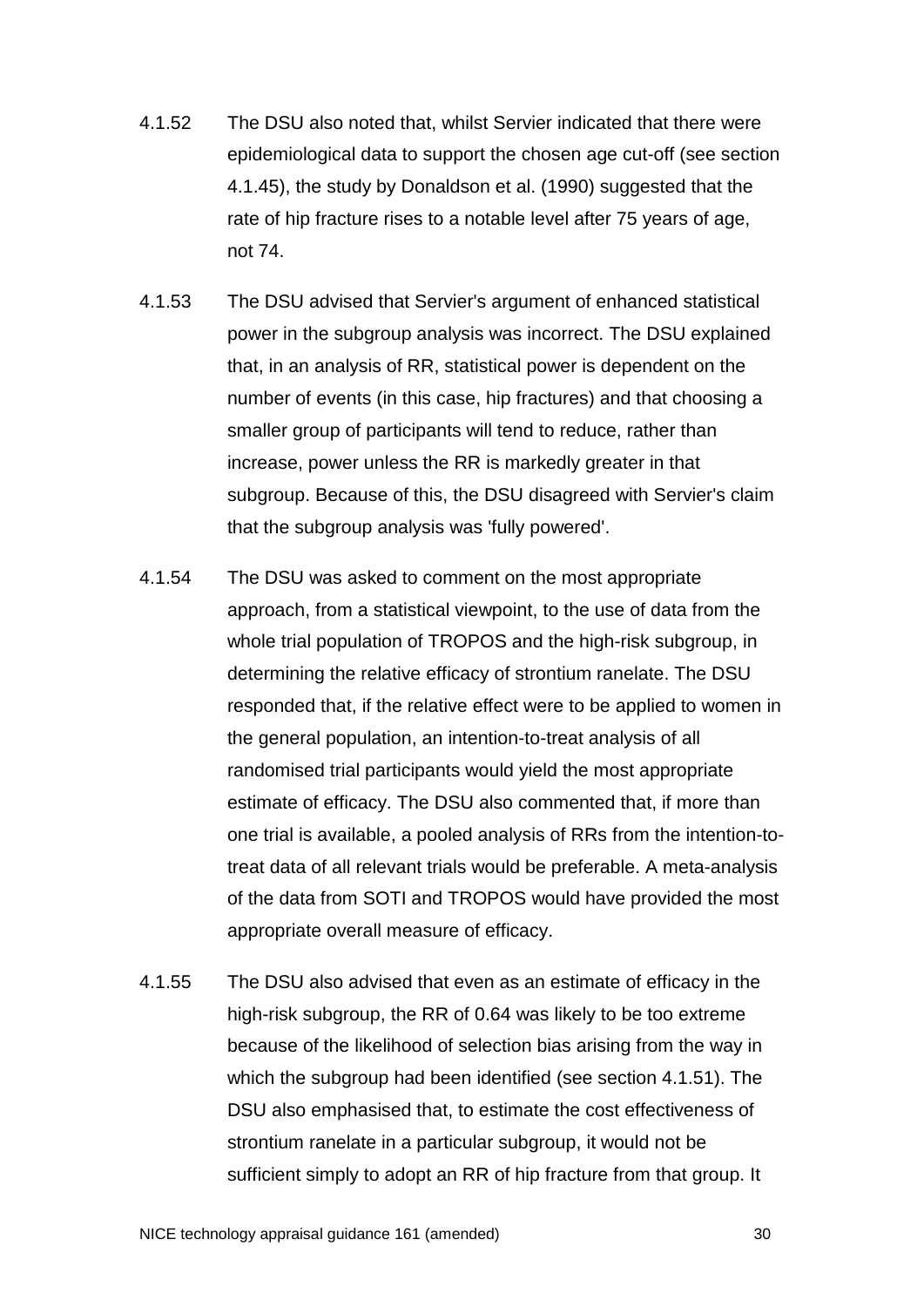4.1.52 The DSU also noted that, whilst Servier indicated that there were epidemiological data to support the chosen age cut-off (see section 4.1.45), the study by Donaldson et al. (1990) suggested that the rate of hip fracture rises to a notable level after 75 years of age, not 74.

4.1.53 The DSU advised that Servier's argument of enhanced statistical power in the subgroup analysis was incorrect. The DSU explained that, in an analysis of RR, statistical power is dependent on the number of events (in this case, hip fractures) and that choosing a smaller group of participants will tend to reduce, rather than increase, power unless the RR is markedly greater in that subgroup. Because of this, the DSU disagreed with Servier's claim that the subgroup analysis was 'fully powered'.

4.1.54 The DSU was asked to comment on the most appropriate approach, from a statistical viewpoint, to the use of data from the whole trial population of TROPOS and the high-risk subgroup, in determining the relative efficacy of strontium ranelate. The DSU responded that, if the relative effect were to be applied to women in the general population, an intention-to-treat analysis of all randomised trial participants would yield the most appropriate estimate of efficacy. The DSU also commented that, if more than one trial is available, a pooled analysis of RRs from the intention-to-treat data of all relevant trials would be preferable. A meta-analysis of the data from SOTI and TROPOS would have provided the most appropriate overall measure of efficacy.

4.1.55 The DSU also advised that even as an estimate of efficacy in the high-risk subgroup, the RR of 0.64 was likely to be too extreme because of the likelihood of selection bias arising from the way in which the subgroup had been identified (see section 4.1.51). The DSU also emphasised that, to estimate the cost effectiveness of strontium ranelate in a particular subgroup, it would not be sufficient simply to adopt an RR of hip fracture from that group. It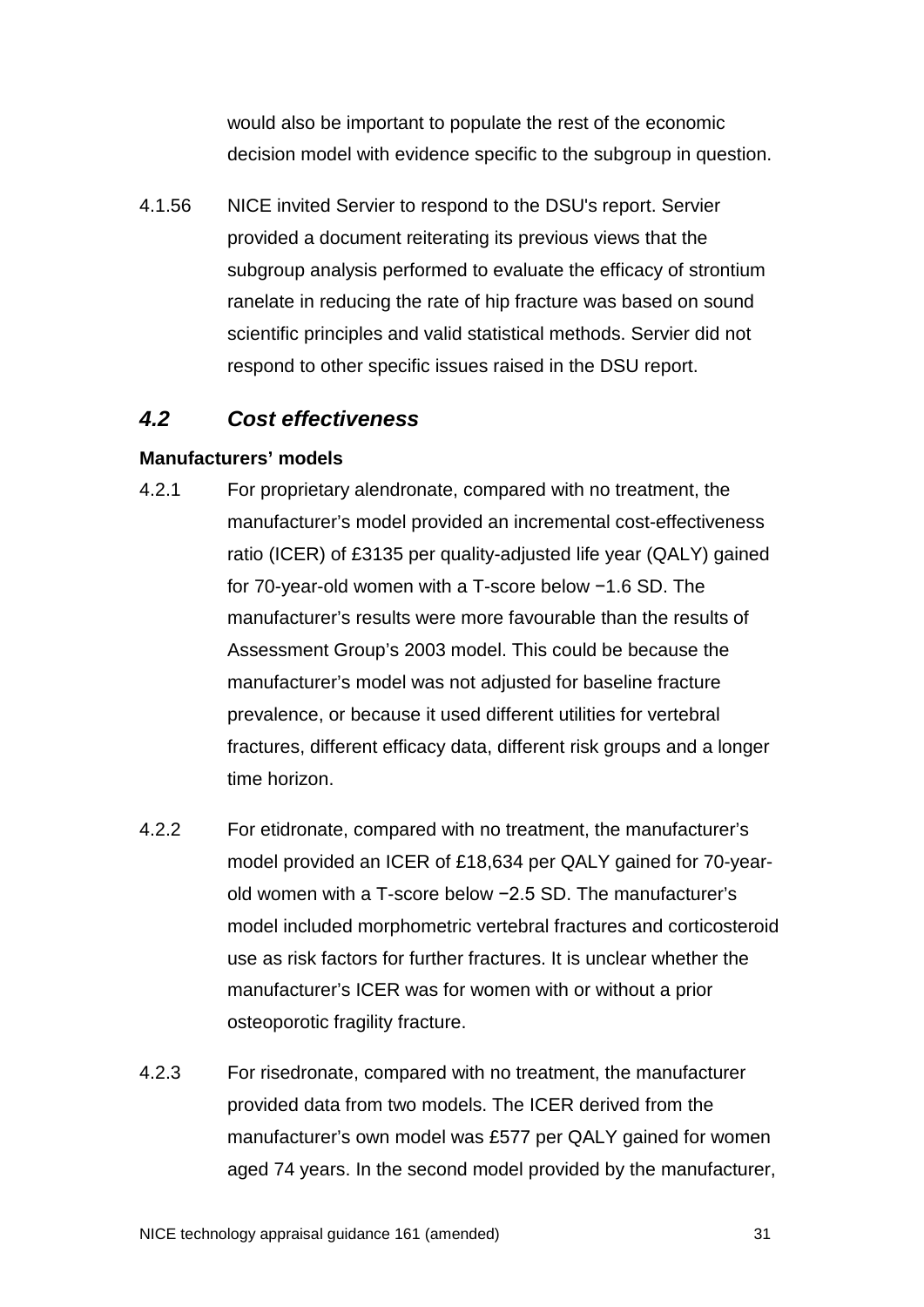would also be important to populate the rest of the economic decision model with evidence specific to the subgroup in question.

4.1.56 NICE invited Servier to respond to the DSU's report. Servier provided a document reiterating its previous views that the subgroup analysis performed to evaluate the efficacy of strontium ranelate in reducing the rate of hip fracture was based on sound scientific principles and valid statistical methods. Servier did not respond to other specific issues raised in the DSU report.

## *4.2 Cost effectiveness*

**Manufacturers' models**

4.2.1 For proprietary alendronate, compared with no treatment, the manufacturer's model provided an incremental cost-effectiveness ratio (ICER) of £3135 per quality-adjusted life year (QALY) gained for 70-year-old women with a T-score below −1.6 SD. The manufacturer's results were more favourable than the results of Assessment Group's 2003 model. This could be because the manufacturer's model was not adjusted for baseline fracture prevalence, or because it used different utilities for vertebral fractures, different efficacy data, different risk groups and a longer time horizon.

4.2.2 For etidronate, compared with no treatment, the manufacturer's model provided an ICER of £18,634 per QALY gained for 70-year-old women with a T-score below −2.5 SD. The manufacturer's model included morphometric vertebral fractures and corticosteroid use as risk factors for further fractures. It is unclear whether the manufacturer's ICER was for women with or without a prior osteoporotic fragility fracture.

4.2.3 For risedronate, compared with no treatment, the manufacturer provided data from two models. The ICER derived from the manufacturer's own model was £577 per QALY gained for women aged 74 years. In the second model provided by the manufacturer,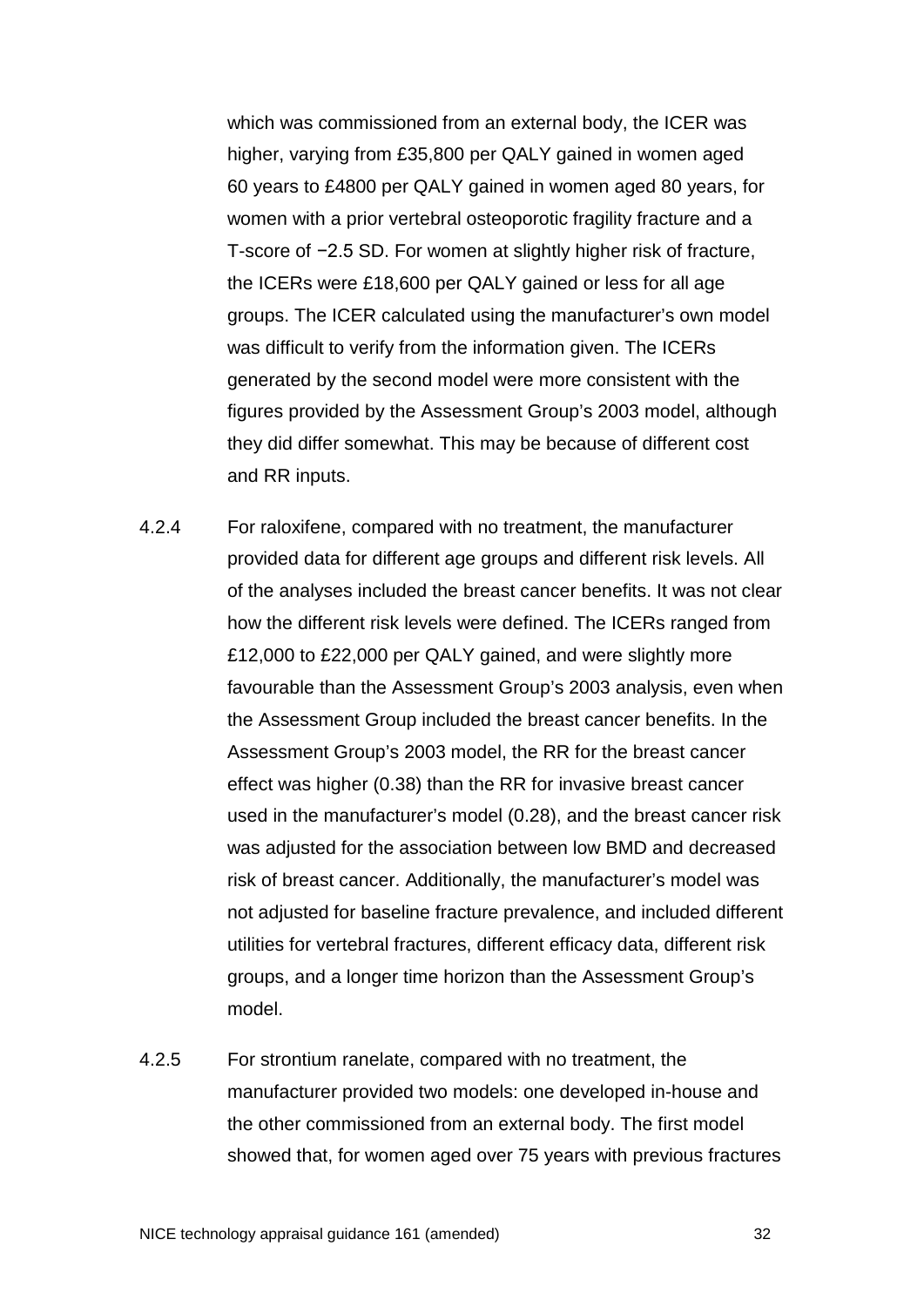which was commissioned from an external body, the ICER was higher, varying from £35,800 per QALY gained in women aged 60 years to £4800 per QALY gained in women aged 80 years, for women with a prior vertebral osteoporotic fragility fracture and a T-score of −2.5 SD. For women at slightly higher risk of fracture, the ICERs were £18,600 per QALY gained or less for all age groups. The ICER calculated using the manufacturer's own model was difficult to verify from the information given. The ICERs generated by the second model were more consistent with the figures provided by the Assessment Group's 2003 model, although they did differ somewhat. This may be because of different cost and RR inputs.

4.2.4 For raloxifene, compared with no treatment, the manufacturer provided data for different age groups and different risk levels. All of the analyses included the breast cancer benefits. It was not clear how the different risk levels were defined. The ICERs ranged from £12,000 to £22,000 per QALY gained, and were slightly more favourable than the Assessment Group's 2003 analysis, even when the Assessment Group included the breast cancer benefits. In the Assessment Group's 2003 model, the RR for the breast cancer effect was higher (0.38) than the RR for invasive breast cancer used in the manufacturer's model (0.28), and the breast cancer risk was adjusted for the association between low BMD and decreased risk of breast cancer. Additionally, the manufacturer's model was not adjusted for baseline fracture prevalence, and included different utilities for vertebral fractures, different efficacy data, different risk groups, and a longer time horizon than the Assessment Group's model.

4.2.5 For strontium ranelate, compared with no treatment, the manufacturer provided two models: one developed in-house and the other commissioned from an external body. The first model showed that, for women aged over 75 years with previous fractures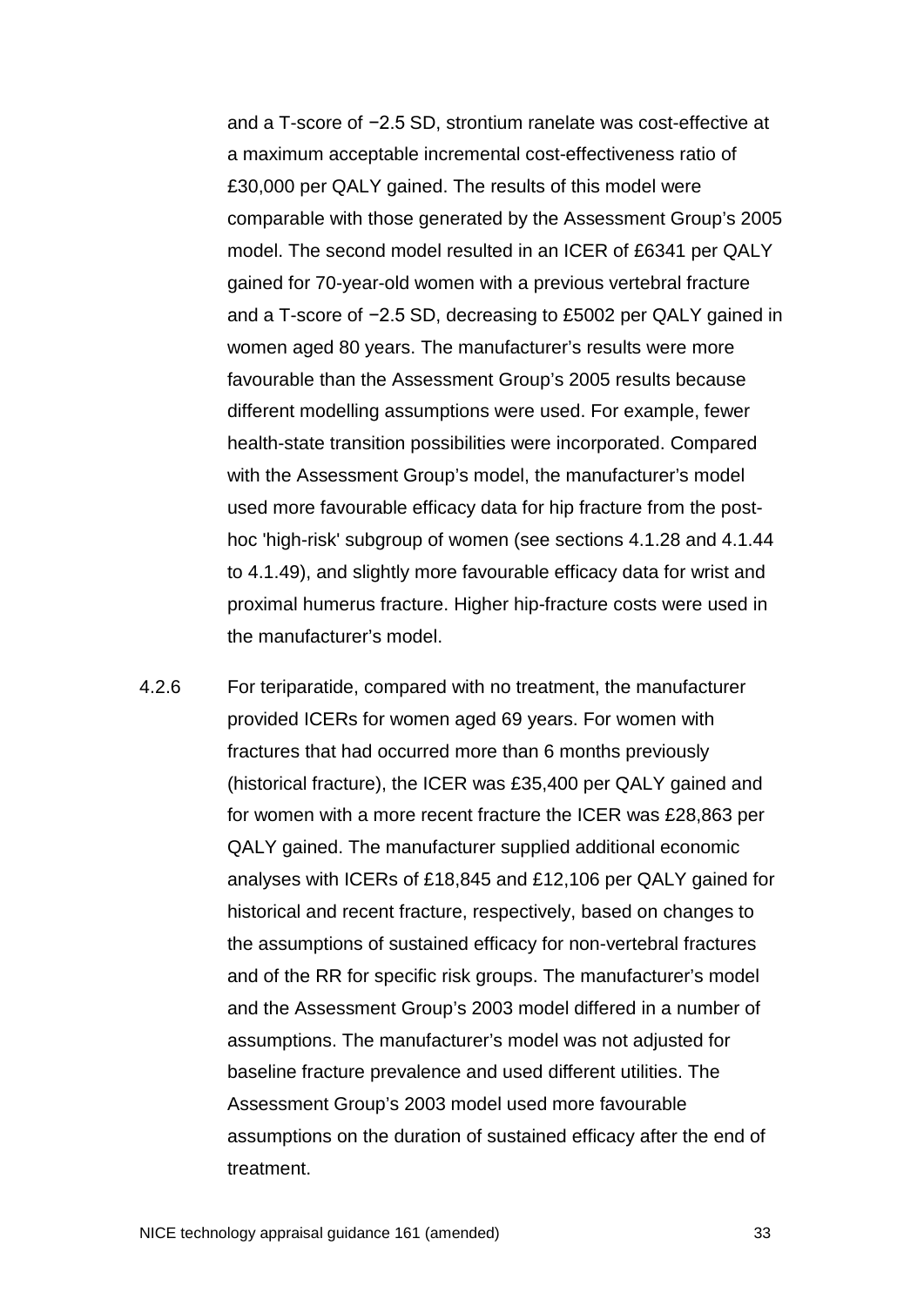and a T-score of −2.5 SD, strontium ranelate was cost-effective at a maximum acceptable incremental cost-effectiveness ratio of £30,000 per QALY gained. The results of this model were comparable with those generated by the Assessment Group's 2005 model. The second model resulted in an ICER of £6341 per QALY gained for 70-year-old women with a previous vertebral fracture and a T-score of −2.5 SD, decreasing to £5002 per QALY gained in women aged 80 years. The manufacturer's results were more favourable than the Assessment Group's 2005 results because different modelling assumptions were used. For example, fewer health-state transition possibilities were incorporated. Compared with the Assessment Group's model, the manufacturer's model used more favourable efficacy data for hip fracture from the post-hoc 'high-risk' subgroup of women (see sections 4.1.28 and 4.1.44 to 4.1.49), and slightly more favourable efficacy data for wrist and proximal humerus fracture. Higher hip-fracture costs were used in the manufacturer's model.

4.2.6 For teriparatide, compared with no treatment, the manufacturer provided ICERs for women aged 69 years. For women with fractures that had occurred more than 6 months previously (historical fracture), the ICER was £35,400 per QALY gained and for women with a more recent fracture the ICER was £28,863 per QALY gained. The manufacturer supplied additional economic analyses with ICERs of £18,845 and £12,106 per QALY gained for historical and recent fracture, respectively, based on changes to the assumptions of sustained efficacy for non-vertebral fractures and of the RR for specific risk groups. The manufacturer's model and the Assessment Group's 2003 model differed in a number of assumptions. The manufacturer's model was not adjusted for baseline fracture prevalence and used different utilities. The Assessment Group's 2003 model used more favourable assumptions on the duration of sustained efficacy after the end of treatment.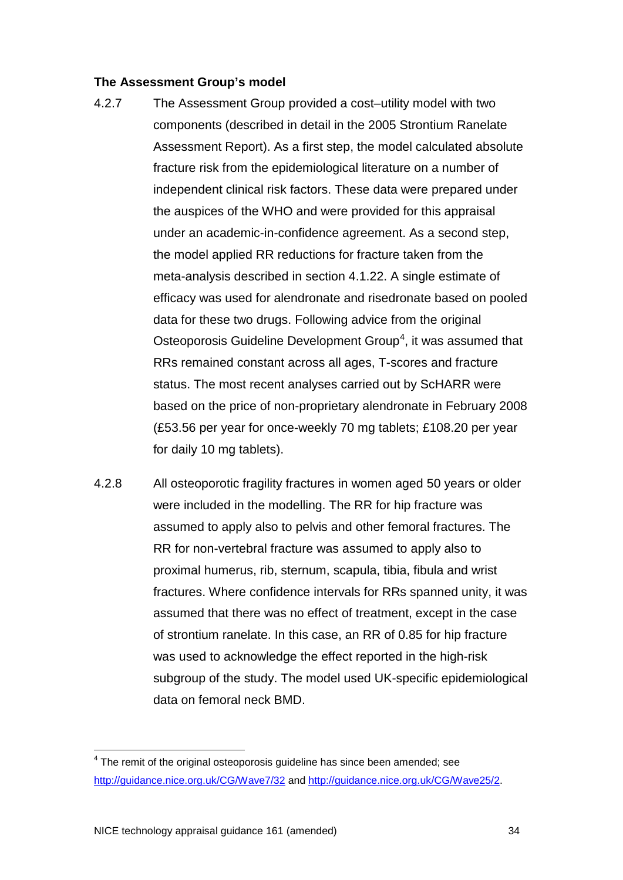**The Assessment Group's model**

4.2.7 The Assessment Group provided a cost–utility model with two components (described in detail in the 2005 Strontium Ranelate Assessment Report). As a first step, the model calculated absolute fracture risk from the epidemiological literature on a number of independent clinical risk factors. These data were prepared under the auspices of the WHO and were provided for this appraisal under an academic-in-confidence agreement. As a second step, the model applied RR reductions for fracture taken from the meta-analysis described in section 4.1.22. A single estimate of efficacy was used for alendronate and risedronate based on pooled data for these two drugs. Following advice from the original Osteoporosis Guideline Development Group[4], it was assumed that RRs remained constant across all ages, T-scores and fracture status. The most recent analyses carried out by ScHARR were based on the price of non-proprietary alendronate in February 2008 (£53.56 per year for once-weekly 70 mg tablets; £108.20 per year for daily 10 mg tablets).

4.2.8 All osteoporotic fragility fractures in women aged 50 years or older were included in the modelling. The RR for hip fracture was assumed to apply also to pelvis and other femoral fractures. The RR for non-vertebral fracture was assumed to apply also to proximal humerus, rib, sternum, scapula, tibia, fibula and wrist fractures. Where confidence intervals for RRs spanned unity, it was assumed that there was no effect of treatment, except in the case of strontium ranelate. In this case, an RR of 0.85 for hip fracture was used to acknowledge the effect reported in the high-risk subgroup of the study. The model used UK-specific epidemiological data on femoral neck BMD.

---

[4] The remit of the original osteoporosis guideline has since been amended; see http://guidance.nice.org.uk/CG/Wave7/32 and http://guidance.nice.org.uk/CG/Wave25/2.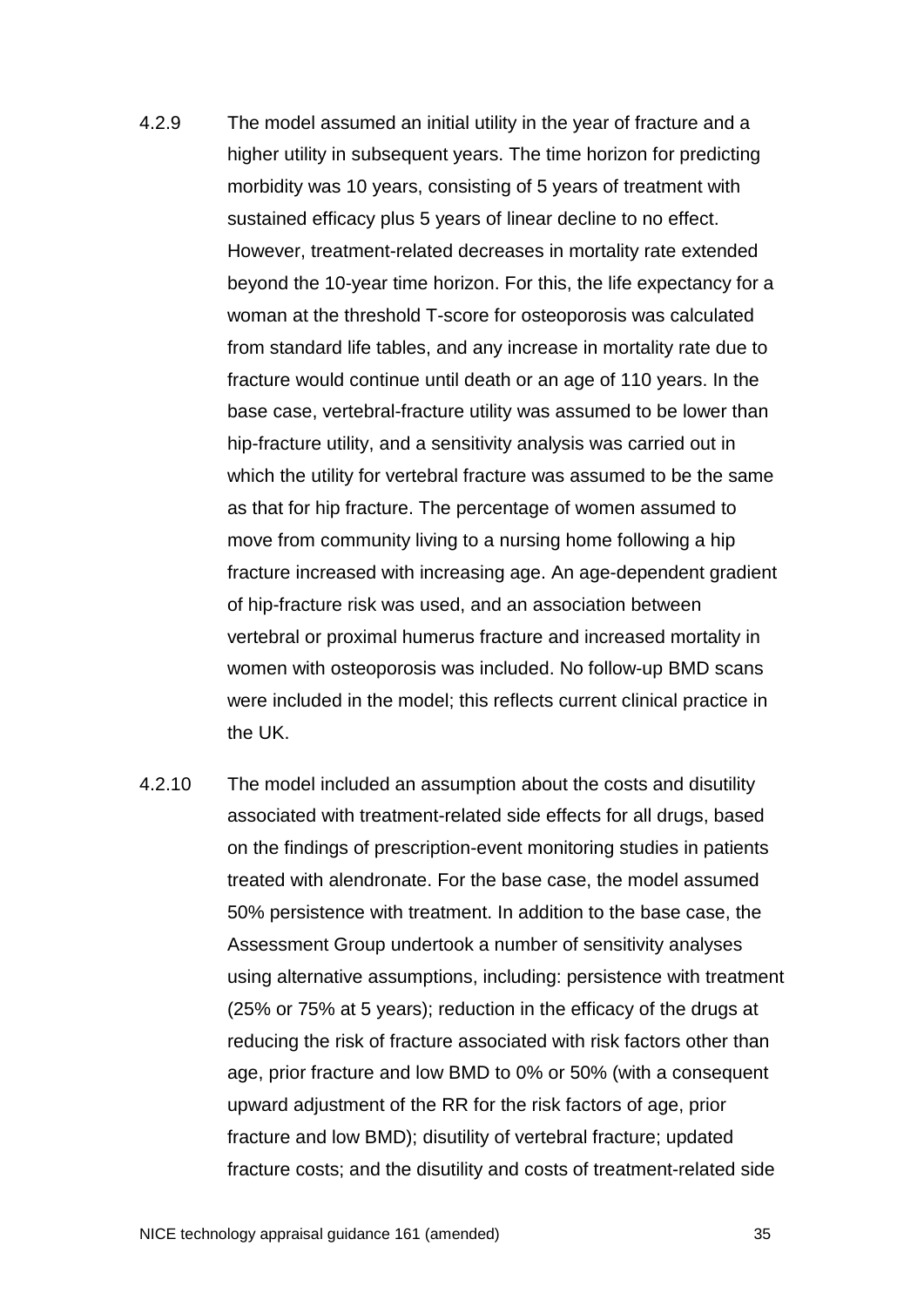4.2.9 The model assumed an initial utility in the year of fracture and a higher utility in subsequent years. The time horizon for predicting morbidity was 10 years, consisting of 5 years of treatment with sustained efficacy plus 5 years of linear decline to no effect. However, treatment-related decreases in mortality rate extended beyond the 10-year time horizon. For this, the life expectancy for a woman at the threshold T-score for osteoporosis was calculated from standard life tables, and any increase in mortality rate due to fracture would continue until death or an age of 110 years. In the base case, vertebral-fracture utility was assumed to be lower than hip-fracture utility, and a sensitivity analysis was carried out in which the utility for vertebral fracture was assumed to be the same as that for hip fracture. The percentage of women assumed to move from community living to a nursing home following a hip fracture increased with increasing age. An age-dependent gradient of hip-fracture risk was used, and an association between vertebral or proximal humerus fracture and increased mortality in women with osteoporosis was included. No follow-up BMD scans were included in the model; this reflects current clinical practice in the UK.

4.2.10 The model included an assumption about the costs and disutility associated with treatment-related side effects for all drugs, based on the findings of prescription-event monitoring studies in patients treated with alendronate. For the base case, the model assumed 50% persistence with treatment. In addition to the base case, the Assessment Group undertook a number of sensitivity analyses using alternative assumptions, including: persistence with treatment (25% or 75% at 5 years); reduction in the efficacy of the drugs at reducing the risk of fracture associated with risk factors other than age, prior fracture and low BMD to 0% or 50% (with a consequent upward adjustment of the RR for the risk factors of age, prior fracture and low BMD); disutility of vertebral fracture; updated fracture costs; and the disutility and costs of treatment-related side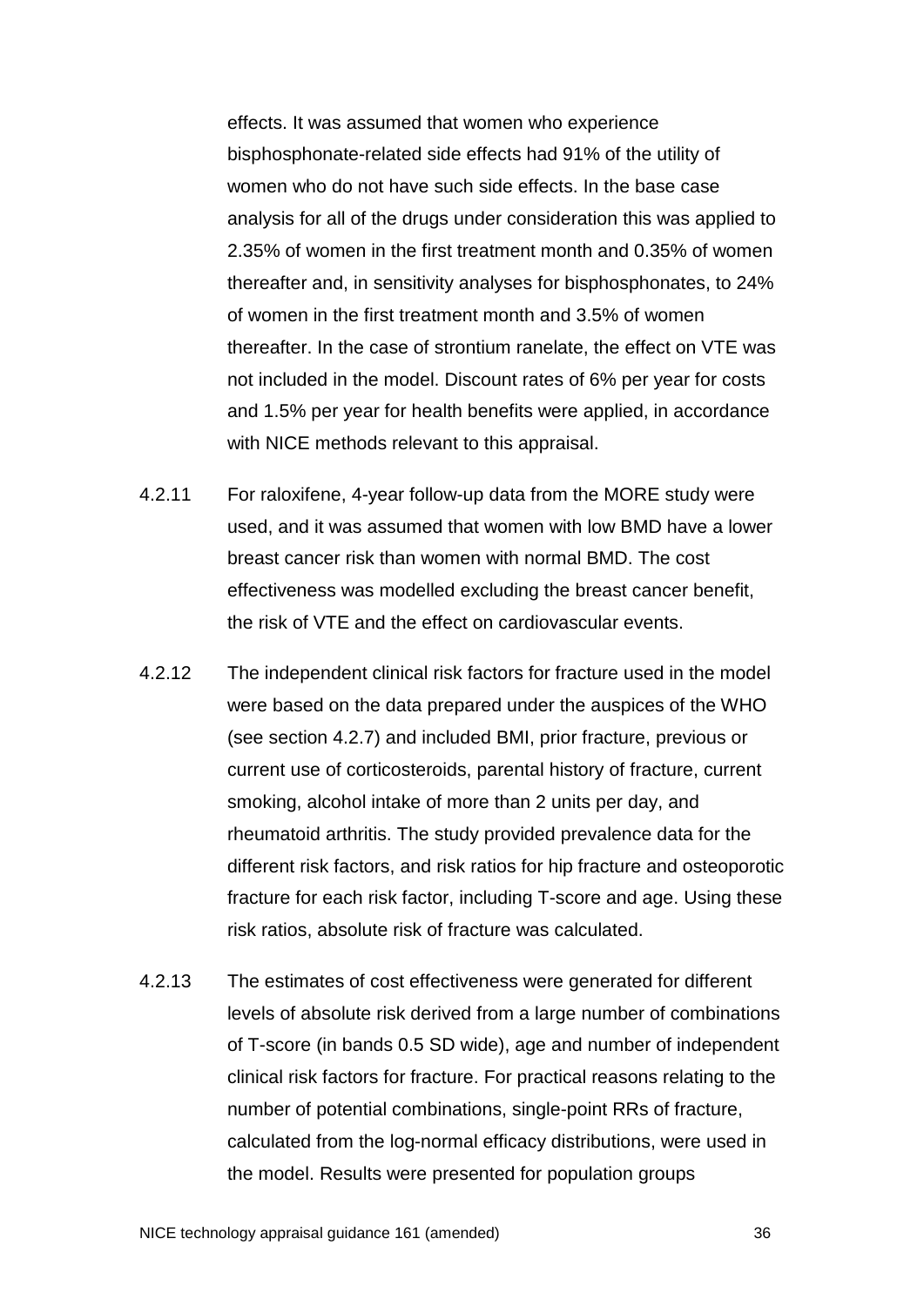effects. It was assumed that women who experience bisphosphonate-related side effects had 91% of the utility of women who do not have such side effects. In the base case analysis for all of the drugs under consideration this was applied to 2.35% of women in the first treatment month and 0.35% of women thereafter and, in sensitivity analyses for bisphosphonates, to 24% of women in the first treatment month and 3.5% of women thereafter. In the case of strontium ranelate, the effect on VTE was not included in the model. Discount rates of 6% per year for costs and 1.5% per year for health benefits were applied, in accordance with NICE methods relevant to this appraisal.

4.2.11 For raloxifene, 4-year follow-up data from the MORE study were used, and it was assumed that women with low BMD have a lower breast cancer risk than women with normal BMD. The cost effectiveness was modelled excluding the breast cancer benefit, the risk of VTE and the effect on cardiovascular events.

4.2.12 The independent clinical risk factors for fracture used in the model were based on the data prepared under the auspices of the WHO (see section 4.2.7) and included BMI, prior fracture, previous or current use of corticosteroids, parental history of fracture, current smoking, alcohol intake of more than 2 units per day, and rheumatoid arthritis. The study provided prevalence data for the different risk factors, and risk ratios for hip fracture and osteoporotic fracture for each risk factor, including T-score and age. Using these risk ratios, absolute risk of fracture was calculated.

4.2.13 The estimates of cost effectiveness were generated for different levels of absolute risk derived from a large number of combinations of T-score (in bands 0.5 SD wide), age and number of independent clinical risk factors for fracture. For practical reasons relating to the number of potential combinations, single-point RRs of fracture, calculated from the log-normal efficacy distributions, were used in the model. Results were presented for population groups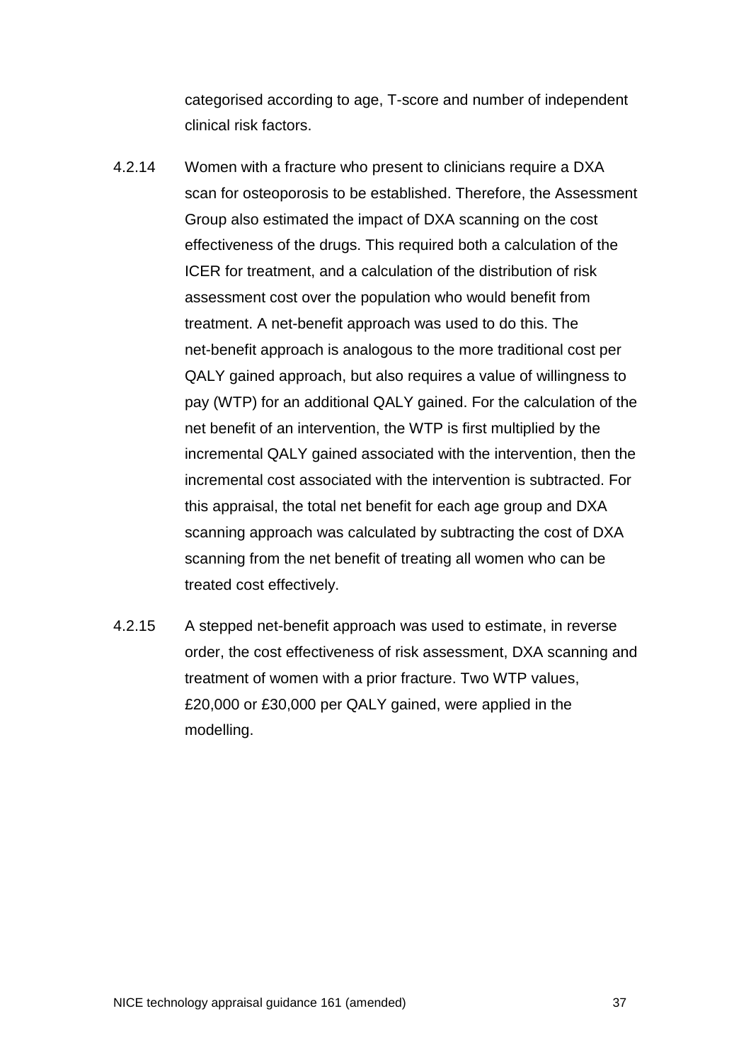categorised according to age, T-score and number of independent clinical risk factors.

4.2.14 Women with a fracture who present to clinicians require a DXA scan for osteoporosis to be established. Therefore, the Assessment Group also estimated the impact of DXA scanning on the cost effectiveness of the drugs. This required both a calculation of the ICER for treatment, and a calculation of the distribution of risk assessment cost over the population who would benefit from treatment. A net-benefit approach was used to do this. The net-benefit approach is analogous to the more traditional cost per QALY gained approach, but also requires a value of willingness to pay (WTP) for an additional QALY gained. For the calculation of the net benefit of an intervention, the WTP is first multiplied by the incremental QALY gained associated with the intervention, then the incremental cost associated with the intervention is subtracted. For this appraisal, the total net benefit for each age group and DXA scanning approach was calculated by subtracting the cost of DXA scanning from the net benefit of treating all women who can be treated cost effectively.

4.2.15 A stepped net-benefit approach was used to estimate, in reverse order, the cost effectiveness of risk assessment, DXA scanning and treatment of women with a prior fracture. Two WTP values, £20,000 or £30,000 per QALY gained, were applied in the modelling.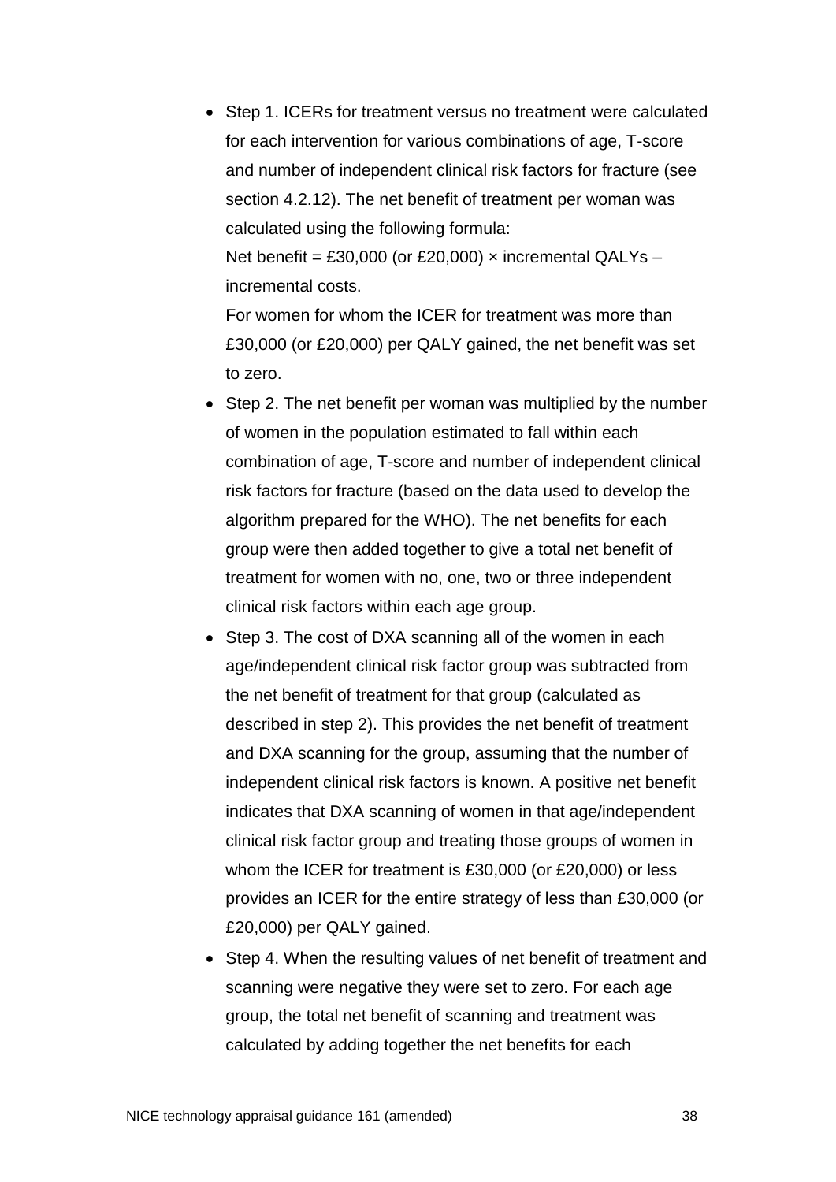- Step 1. ICERs for treatment versus no treatment were calculated for each intervention for various combinations of age, T-score and number of independent clinical risk factors for fracture (see section 4.2.12). The net benefit of treatment per woman was calculated using the following formula:
  Net benefit = £30,000 (or £20,000) × incremental QALYs – incremental costs.
  For women for whom the ICER for treatment was more than £30,000 (or £20,000) per QALY gained, the net benefit was set to zero.
- Step 2. The net benefit per woman was multiplied by the number of women in the population estimated to fall within each combination of age, T-score and number of independent clinical risk factors for fracture (based on the data used to develop the algorithm prepared for the WHO). The net benefits for each group were then added together to give a total net benefit of treatment for women with no, one, two or three independent clinical risk factors within each age group.
- Step 3. The cost of DXA scanning all of the women in each age/independent clinical risk factor group was subtracted from the net benefit of treatment for that group (calculated as described in step 2). This provides the net benefit of treatment and DXA scanning for the group, assuming that the number of independent clinical risk factors is known. A positive net benefit indicates that DXA scanning of women in that age/independent clinical risk factor group and treating those groups of women in whom the ICER for treatment is £30,000 (or £20,000) or less provides an ICER for the entire strategy of less than £30,000 (or £20,000) per QALY gained.
- Step 4. When the resulting values of net benefit of treatment and scanning were negative they were set to zero. For each age group, the total net benefit of scanning and treatment was calculated by adding together the net benefits for each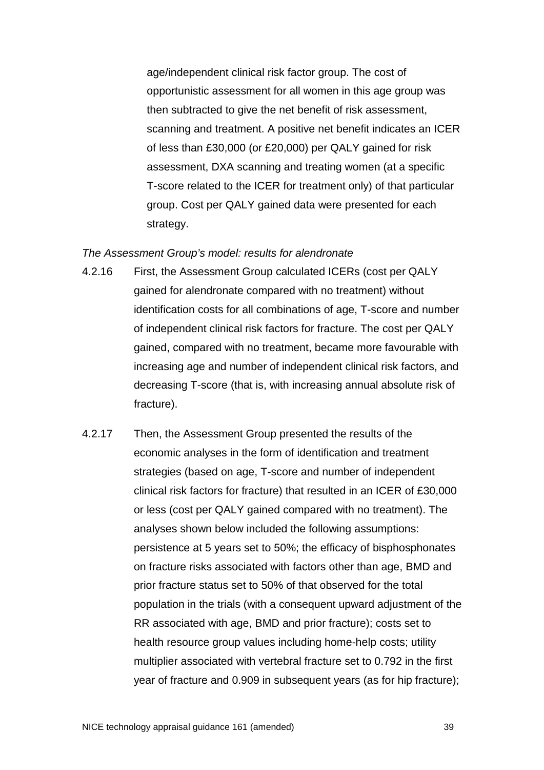age/independent clinical risk factor group. The cost of opportunistic assessment for all women in this age group was then subtracted to give the net benefit of risk assessment, scanning and treatment. A positive net benefit indicates an ICER of less than £30,000 (or £20,000) per QALY gained for risk assessment, DXA scanning and treating women (at a specific T-score related to the ICER for treatment only) of that particular group. Cost per QALY gained data were presented for each strategy.

*The Assessment Group's model: results for alendronate*

4.2.16 First, the Assessment Group calculated ICERs (cost per QALY gained for alendronate compared with no treatment) without identification costs for all combinations of age, T-score and number of independent clinical risk factors for fracture. The cost per QALY gained, compared with no treatment, became more favourable with increasing age and number of independent clinical risk factors, and decreasing T-score (that is, with increasing annual absolute risk of fracture).

4.2.17 Then, the Assessment Group presented the results of the economic analyses in the form of identification and treatment strategies (based on age, T-score and number of independent clinical risk factors for fracture) that resulted in an ICER of £30,000 or less (cost per QALY gained compared with no treatment). The analyses shown below included the following assumptions: persistence at 5 years set to 50%; the efficacy of bisphosphonates on fracture risks associated with factors other than age, BMD and prior fracture status set to 50% of that observed for the total population in the trials (with a consequent upward adjustment of the RR associated with age, BMD and prior fracture); costs set to health resource group values including home-help costs; utility multiplier associated with vertebral fracture set to 0.792 in the first year of fracture and 0.909 in subsequent years (as for hip fracture);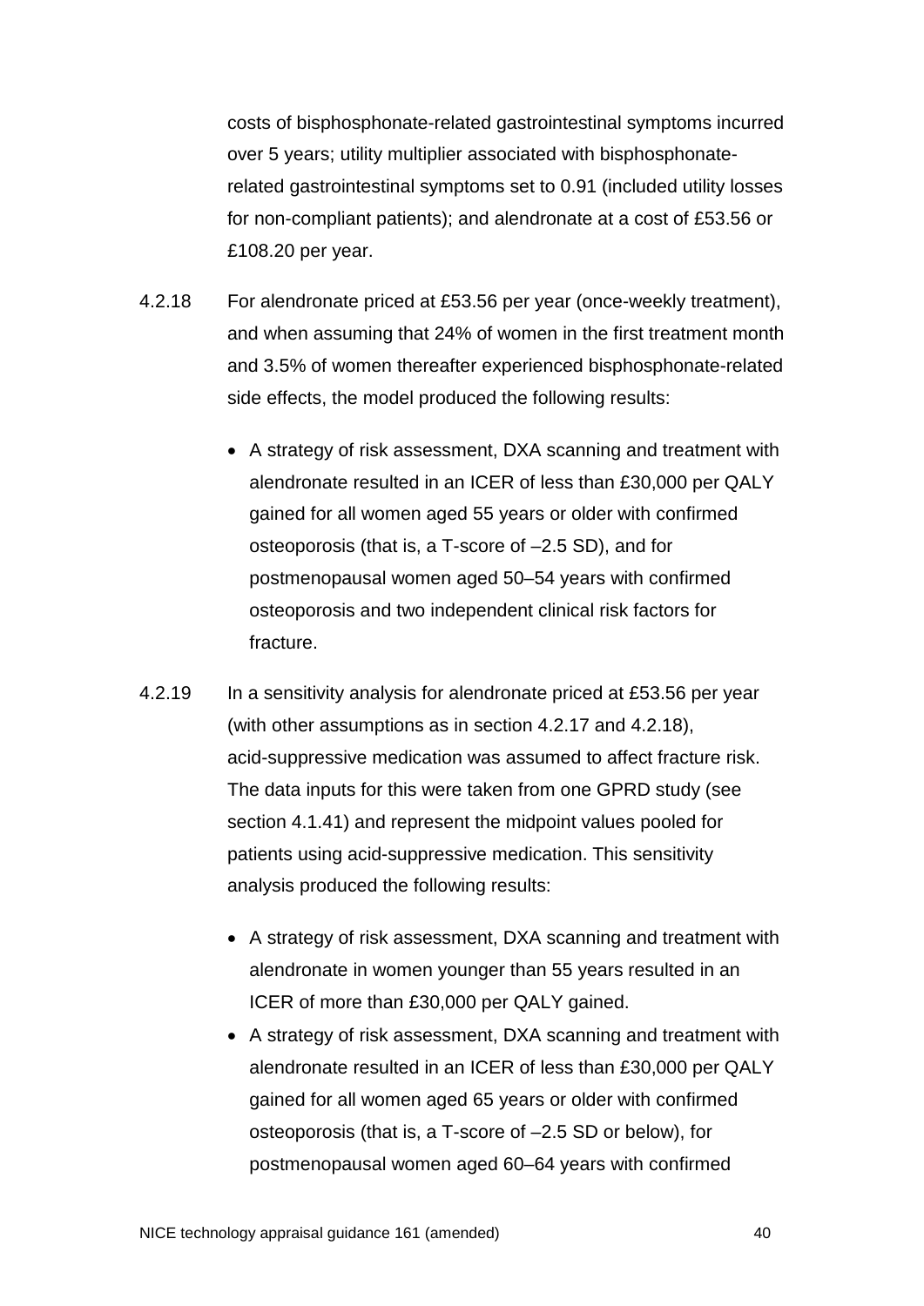costs of bisphosphonate-related gastrointestinal symptoms incurred over 5 years; utility multiplier associated with bisphosphonate-related gastrointestinal symptoms set to 0.91 (included utility losses for non-compliant patients); and alendronate at a cost of £53.56 or £108.20 per year.

4.2.18 For alendronate priced at £53.56 per year (once-weekly treatment), and when assuming that 24% of women in the first treatment month and 3.5% of women thereafter experienced bisphosphonate-related side effects, the model produced the following results:

- A strategy of risk assessment, DXA scanning and treatment with alendronate resulted in an ICER of less than £30,000 per QALY gained for all women aged 55 years or older with confirmed osteoporosis (that is, a T-score of –2.5 SD), and for postmenopausal women aged 50–54 years with confirmed osteoporosis and two independent clinical risk factors for fracture.

4.2.19 In a sensitivity analysis for alendronate priced at £53.56 per year (with other assumptions as in section 4.2.17 and 4.2.18), acid-suppressive medication was assumed to affect fracture risk. The data inputs for this were taken from one GPRD study (see section 4.1.41) and represent the midpoint values pooled for patients using acid-suppressive medication. This sensitivity analysis produced the following results:

- A strategy of risk assessment, DXA scanning and treatment with alendronate in women younger than 55 years resulted in an ICER of more than £30,000 per QALY gained.
- A strategy of risk assessment, DXA scanning and treatment with alendronate resulted in an ICER of less than £30,000 per QALY gained for all women aged 65 years or older with confirmed osteoporosis (that is, a T-score of –2.5 SD or below), for postmenopausal women aged 60–64 years with confirmed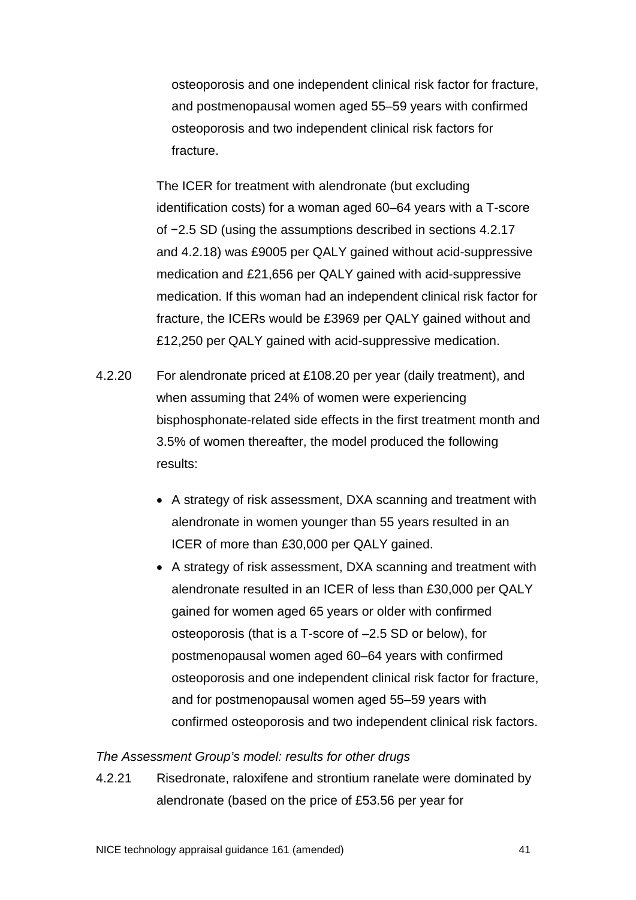osteoporosis and one independent clinical risk factor for fracture, and postmenopausal women aged 55–59 years with confirmed osteoporosis and two independent clinical risk factors for fracture.

The ICER for treatment with alendronate (but excluding identification costs) for a woman aged 60–64 years with a T-score of −2.5 SD (using the assumptions described in sections 4.2.17 and 4.2.18) was £9005 per QALY gained without acid-suppressive medication and £21,656 per QALY gained with acid-suppressive medication. If this woman had an independent clinical risk factor for fracture, the ICERs would be £3969 per QALY gained without and £12,250 per QALY gained with acid-suppressive medication.

4.2.20 For alendronate priced at £108.20 per year (daily treatment), and when assuming that 24% of women were experiencing bisphosphonate-related side effects in the first treatment month and 3.5% of women thereafter, the model produced the following results:

- A strategy of risk assessment, DXA scanning and treatment with alendronate in women younger than 55 years resulted in an ICER of more than £30,000 per QALY gained.
- A strategy of risk assessment, DXA scanning and treatment with alendronate resulted in an ICER of less than £30,000 per QALY gained for women aged 65 years or older with confirmed osteoporosis (that is a T-score of –2.5 SD or below), for postmenopausal women aged 60–64 years with confirmed osteoporosis and one independent clinical risk factor for fracture, and for postmenopausal women aged 55–59 years with confirmed osteoporosis and two independent clinical risk factors.

*The Assessment Group's model: results for other drugs*

4.2.21 Risedronate, raloxifene and strontium ranelate were dominated by alendronate (based on the price of £53.56 per year for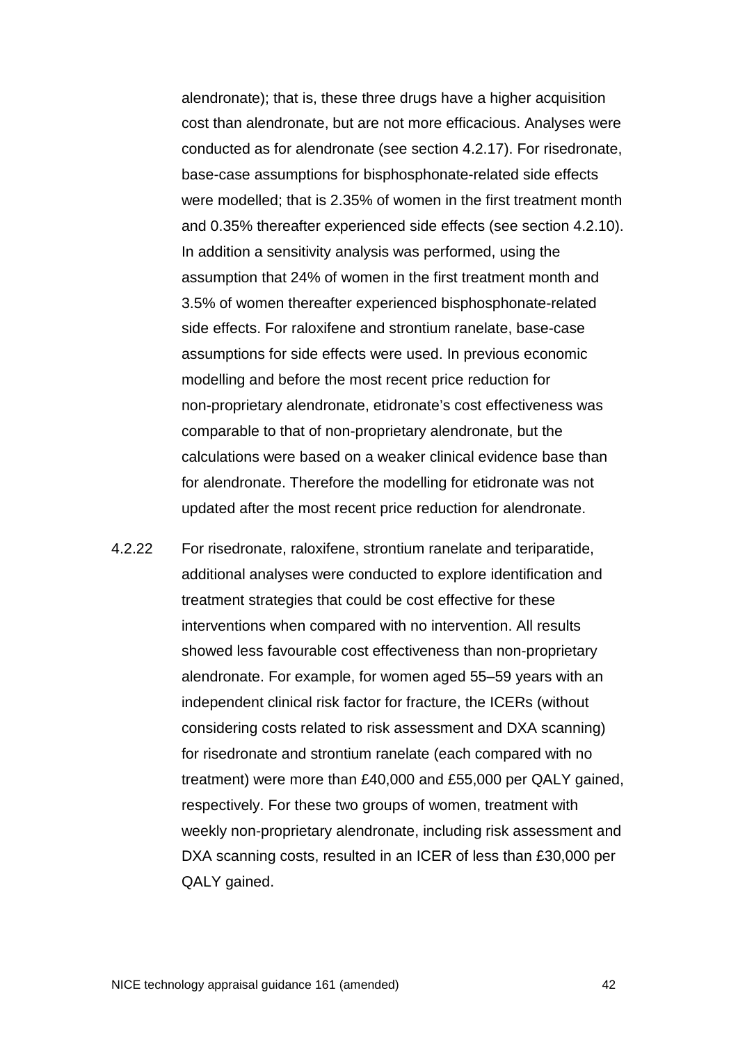alendronate); that is, these three drugs have a higher acquisition cost than alendronate, but are not more efficacious. Analyses were conducted as for alendronate (see section 4.2.17). For risedronate, base-case assumptions for bisphosphonate-related side effects were modelled; that is 2.35% of women in the first treatment month and 0.35% thereafter experienced side effects (see section 4.2.10). In addition a sensitivity analysis was performed, using the assumption that 24% of women in the first treatment month and 3.5% of women thereafter experienced bisphosphonate-related side effects. For raloxifene and strontium ranelate, base-case assumptions for side effects were used. In previous economic modelling and before the most recent price reduction for non-proprietary alendronate, etidronate's cost effectiveness was comparable to that of non-proprietary alendronate, but the calculations were based on a weaker clinical evidence base than for alendronate. Therefore the modelling for etidronate was not updated after the most recent price reduction for alendronate.

4.2.22 For risedronate, raloxifene, strontium ranelate and teriparatide, additional analyses were conducted to explore identification and treatment strategies that could be cost effective for these interventions when compared with no intervention. All results showed less favourable cost effectiveness than non-proprietary alendronate. For example, for women aged 55–59 years with an independent clinical risk factor for fracture, the ICERs (without considering costs related to risk assessment and DXA scanning) for risedronate and strontium ranelate (each compared with no treatment) were more than £40,000 and £55,000 per QALY gained, respectively. For these two groups of women, treatment with weekly non-proprietary alendronate, including risk assessment and DXA scanning costs, resulted in an ICER of less than £30,000 per QALY gained.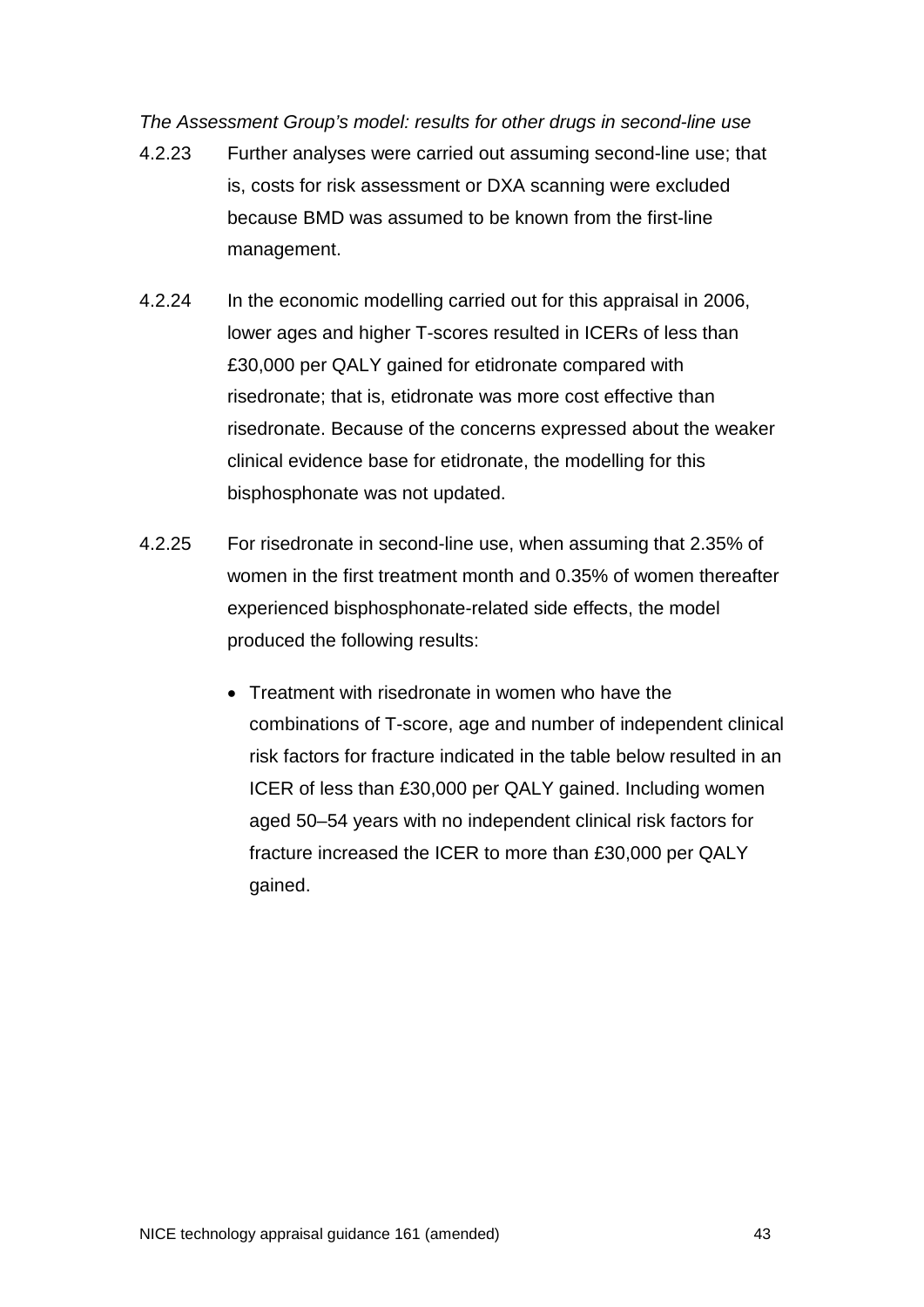*The Assessment Group's model: results for other drugs in second-line use*

4.2.23 Further analyses were carried out assuming second-line use; that is, costs for risk assessment or DXA scanning were excluded because BMD was assumed to be known from the first-line management.

4.2.24 In the economic modelling carried out for this appraisal in 2006, lower ages and higher T-scores resulted in ICERs of less than £30,000 per QALY gained for etidronate compared with risedronate; that is, etidronate was more cost effective than risedronate. Because of the concerns expressed about the weaker clinical evidence base for etidronate, the modelling for this bisphosphonate was not updated.

4.2.25 For risedronate in second-line use, when assuming that 2.35% of women in the first treatment month and 0.35% of women thereafter experienced bisphosphonate-related side effects, the model produced the following results:

- Treatment with risedronate in women who have the combinations of T-score, age and number of independent clinical risk factors for fracture indicated in the table below resulted in an ICER of less than £30,000 per QALY gained. Including women aged 50–54 years with no independent clinical risk factors for fracture increased the ICER to more than £30,000 per QALY gained.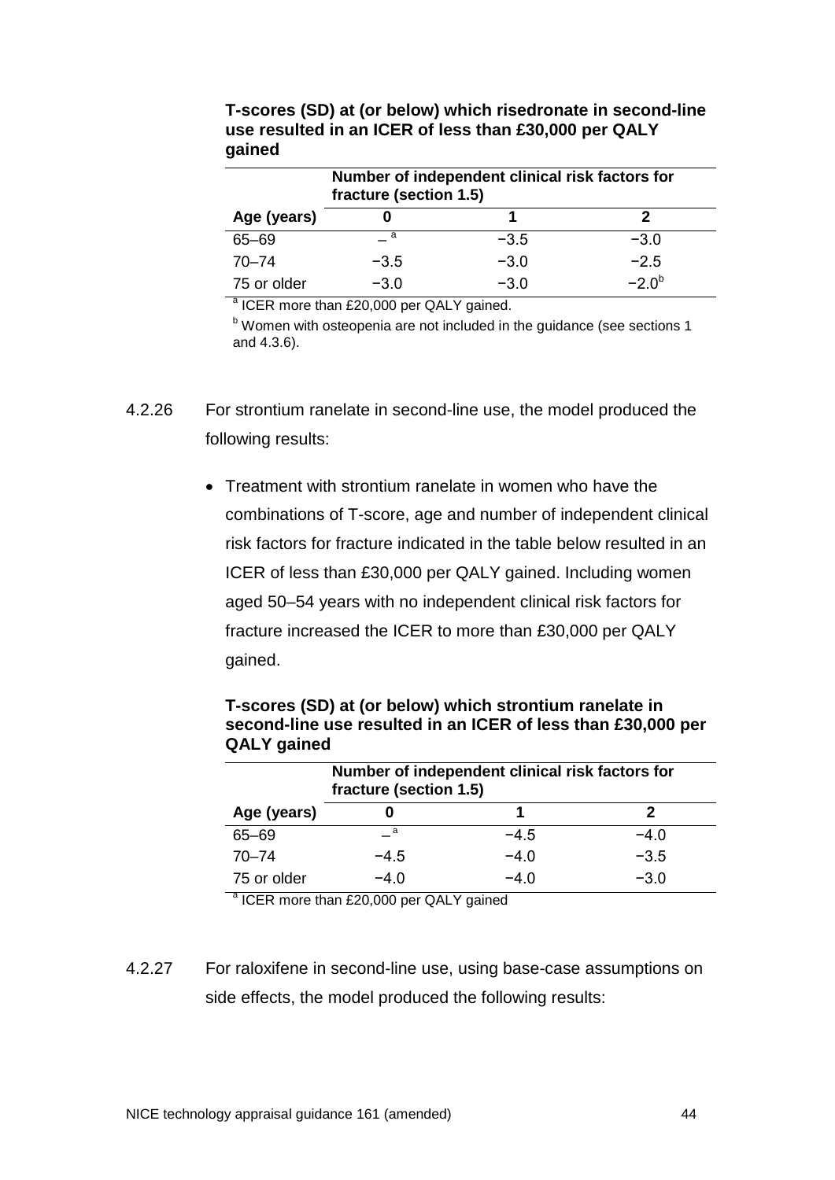**T-scores (SD) at (or below) which risedronate in second-line use resulted in an ICER of less than £30,000 per QALY gained**

| | Number of independent clinical risk factors for fracture (section 1.5) | | |
|---|---|---|---|
| **Age (years)** | **0** | **1** | **2** |
| 65–69 | –[a] | −3.5 | −3.0 |
| 70–74 | −3.5 | −3.0 | −2.5 |
| 75 or older | −3.0 | −3.0 | −2.0[b] |

[a] ICER more than £20,000 per QALY gained.

[b] Women with osteopenia are not included in the guidance (see sections 1 and 4.3.6).

4.2.26 For strontium ranelate in second-line use, the model produced the following results:

- Treatment with strontium ranelate in women who have the combinations of T-score, age and number of independent clinical risk factors for fracture indicated in the table below resulted in an ICER of less than £30,000 per QALY gained. Including women aged 50–54 years with no independent clinical risk factors for fracture increased the ICER to more than £30,000 per QALY gained.

**T-scores (SD) at (or below) which strontium ranelate in second-line use resulted in an ICER of less than £30,000 per QALY gained**

| | Number of independent clinical risk factors for fracture (section 1.5) | | |
|---|---|---|---|
| **Age (years)** | **0** | **1** | **2** |
| 65–69 | –[a] | −4.5 | −4.0 |
| 70–74 | −4.5 | −4.0 | −3.5 |
| 75 or older | −4.0 | −4.0 | −3.0 |

[a] ICER more than £20,000 per QALY gained

4.2.27 For raloxifene in second-line use, using base-case assumptions on side effects, the model produced the following results: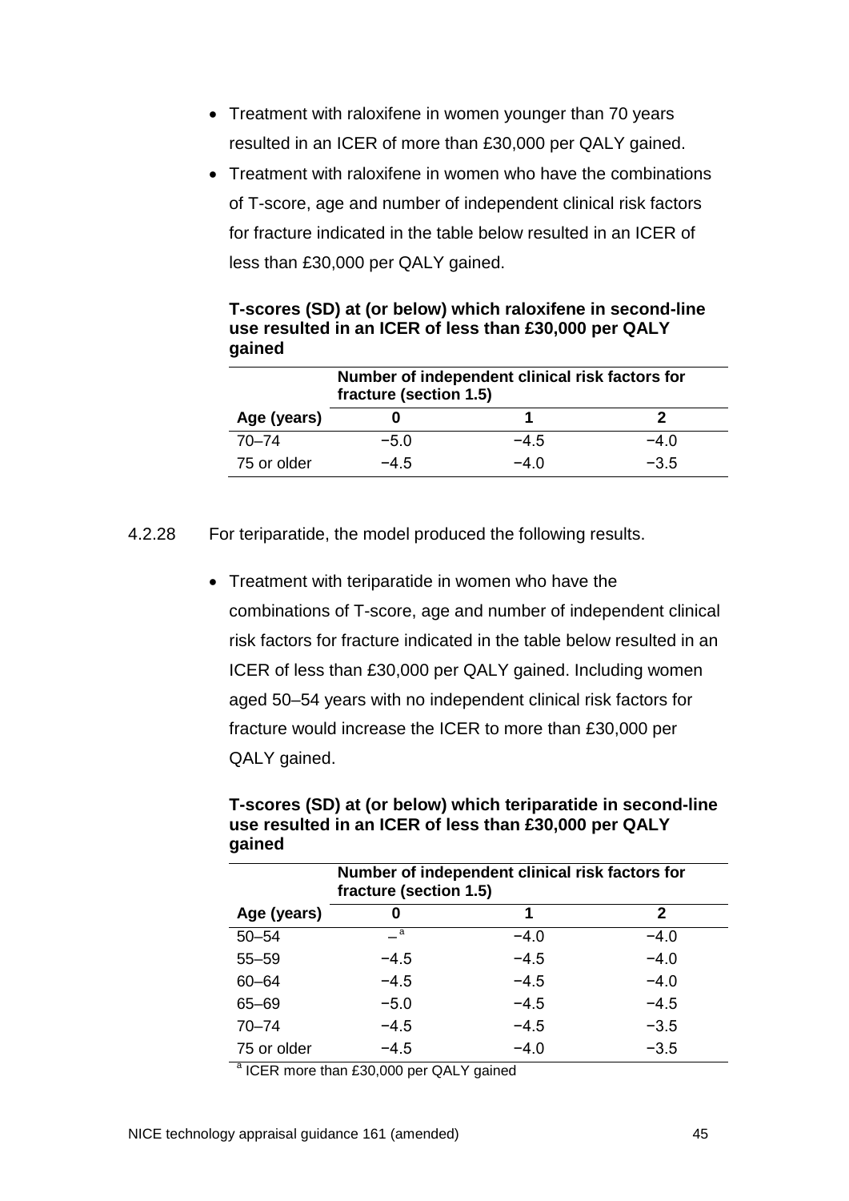- Treatment with raloxifene in women younger than 70 years resulted in an ICER of more than £30,000 per QALY gained.
- Treatment with raloxifene in women who have the combinations of T-score, age and number of independent clinical risk factors for fracture indicated in the table below resulted in an ICER of less than £30,000 per QALY gained.

**T-scores (SD) at (or below) which raloxifene in second-line use resulted in an ICER of less than £30,000 per QALY gained**

| | Number of independent clinical risk factors for fracture (section 1.5) | | |
|---|---|---|---|
| **Age (years)** | **0** | **1** | **2** |
| 70–74 | −5.0 | −4.5 | −4.0 |
| 75 or older | −4.5 | −4.0 | −3.5 |

4.2.28 For teriparatide, the model produced the following results.

- Treatment with teriparatide in women who have the combinations of T-score, age and number of independent clinical risk factors for fracture indicated in the table below resulted in an ICER of less than £30,000 per QALY gained. Including women aged 50–54 years with no independent clinical risk factors for fracture would increase the ICER to more than £30,000 per QALY gained.

**T-scores (SD) at (or below) which teriparatide in second-line use resulted in an ICER of less than £30,000 per QALY gained**

| | Number of independent clinical risk factors for fracture (section 1.5) | | |
|---|---|---|---|
| **Age (years)** | **0** | **1** | **2** |
| 50–54 | –[a] | −4.0 | −4.0 |
| 55–59 | −4.5 | −4.5 | −4.0 |
| 60–64 | −4.5 | −4.5 | −4.0 |
| 65–69 | −5.0 | −4.5 | −4.5 |
| 70–74 | −4.5 | −4.5 | −3.5 |
| 75 or older | −4.5 | −4.0 | −3.5 |

[a] ICER more than £30,000 per QALY gained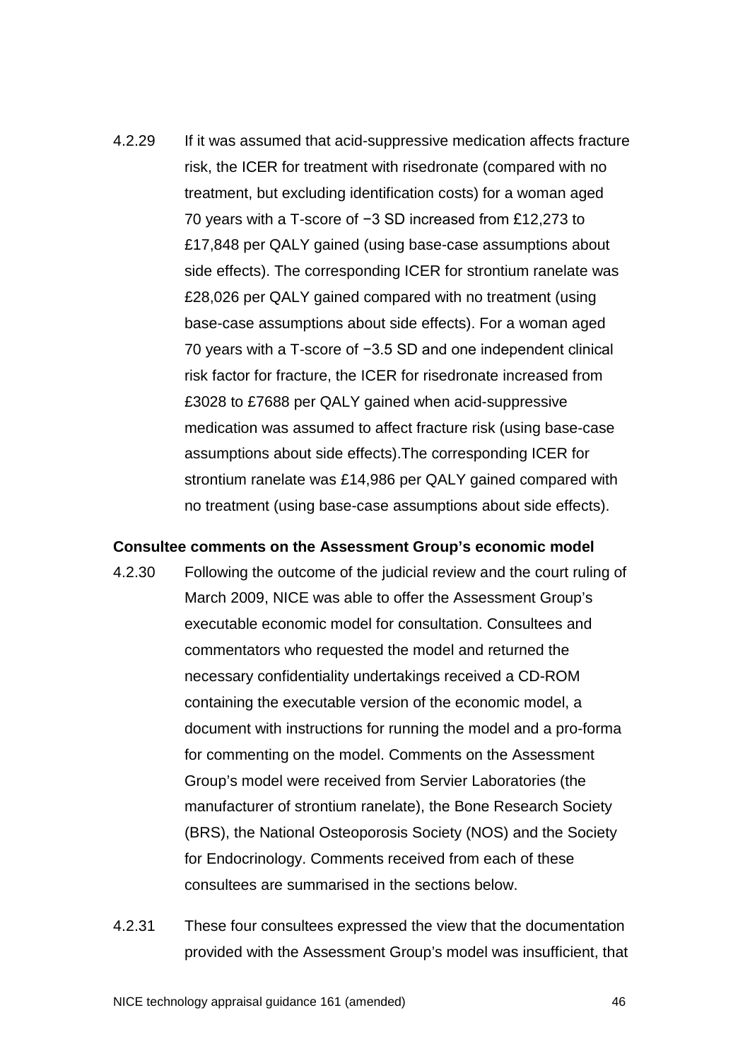4.2.29 If it was assumed that acid-suppressive medication affects fracture risk, the ICER for treatment with risedronate (compared with no treatment, but excluding identification costs) for a woman aged 70 years with a T-score of −3 SD increased from £12,273 to £17,848 per QALY gained (using base-case assumptions about side effects). The corresponding ICER for strontium ranelate was £28,026 per QALY gained compared with no treatment (using base-case assumptions about side effects). For a woman aged 70 years with a T-score of −3.5 SD and one independent clinical risk factor for fracture, the ICER for risedronate increased from £3028 to £7688 per QALY gained when acid-suppressive medication was assumed to affect fracture risk (using base-case assumptions about side effects).The corresponding ICER for strontium ranelate was £14,986 per QALY gained compared with no treatment (using base-case assumptions about side effects).

**Consultee comments on the Assessment Group's economic model**

4.2.30 Following the outcome of the judicial review and the court ruling of March 2009, NICE was able to offer the Assessment Group's executable economic model for consultation. Consultees and commentators who requested the model and returned the necessary confidentiality undertakings received a CD-ROM containing the executable version of the economic model, a document with instructions for running the model and a pro-forma for commenting on the model. Comments on the Assessment Group's model were received from Servier Laboratories (the manufacturer of strontium ranelate), the Bone Research Society (BRS), the National Osteoporosis Society (NOS) and the Society for Endocrinology. Comments received from each of these consultees are summarised in the sections below.

4.2.31 These four consultees expressed the view that the documentation provided with the Assessment Group's model was insufficient, that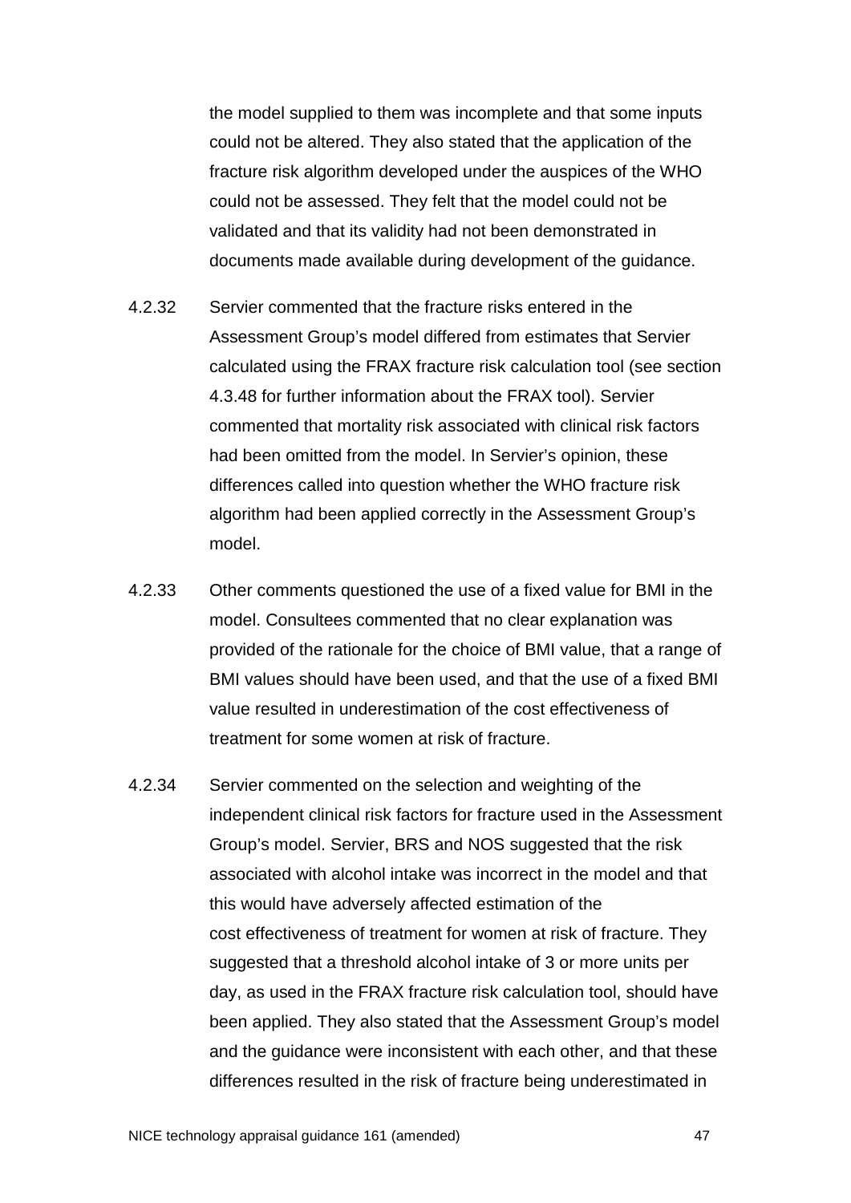the model supplied to them was incomplete and that some inputs could not be altered. They also stated that the application of the fracture risk algorithm developed under the auspices of the WHO could not be assessed. They felt that the model could not be validated and that its validity had not been demonstrated in documents made available during development of the guidance.

4.2.32 Servier commented that the fracture risks entered in the Assessment Group's model differed from estimates that Servier calculated using the FRAX fracture risk calculation tool (see section 4.3.48 for further information about the FRAX tool). Servier commented that mortality risk associated with clinical risk factors had been omitted from the model. In Servier's opinion, these differences called into question whether the WHO fracture risk algorithm had been applied correctly in the Assessment Group's model.

4.2.33 Other comments questioned the use of a fixed value for BMI in the model. Consultees commented that no clear explanation was provided of the rationale for the choice of BMI value, that a range of BMI values should have been used, and that the use of a fixed BMI value resulted in underestimation of the cost effectiveness of treatment for some women at risk of fracture.

4.2.34 Servier commented on the selection and weighting of the independent clinical risk factors for fracture used in the Assessment Group's model. Servier, BRS and NOS suggested that the risk associated with alcohol intake was incorrect in the model and that this would have adversely affected estimation of the cost effectiveness of treatment for women at risk of fracture. They suggested that a threshold alcohol intake of 3 or more units per day, as used in the FRAX fracture risk calculation tool, should have been applied. They also stated that the Assessment Group's model and the guidance were inconsistent with each other, and that these differences resulted in the risk of fracture being underestimated in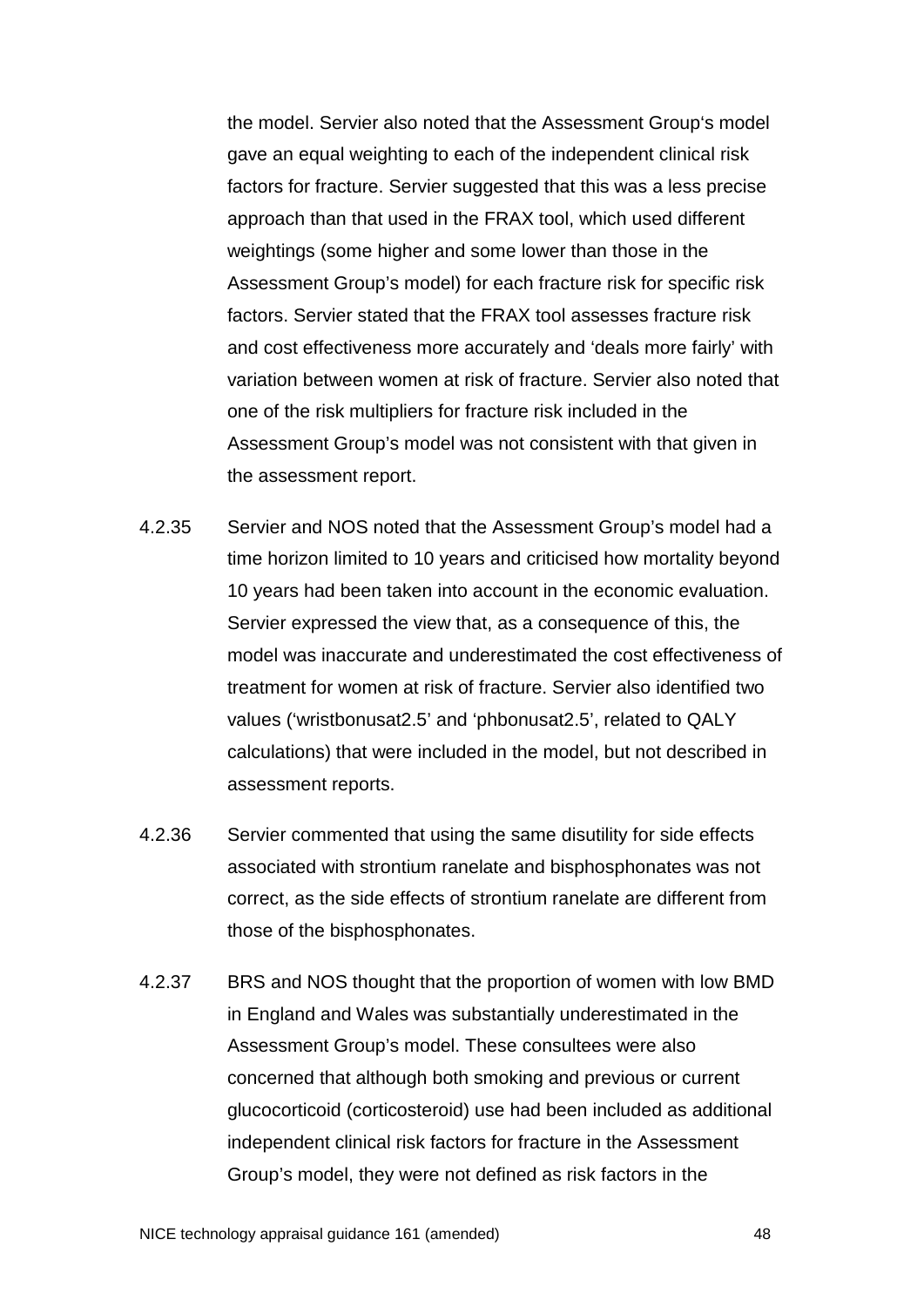the model. Servier also noted that the Assessment Group's model gave an equal weighting to each of the independent clinical risk factors for fracture. Servier suggested that this was a less precise approach than that used in the FRAX tool, which used different weightings (some higher and some lower than those in the Assessment Group's model) for each fracture risk for specific risk factors. Servier stated that the FRAX tool assesses fracture risk and cost effectiveness more accurately and 'deals more fairly' with variation between women at risk of fracture. Servier also noted that one of the risk multipliers for fracture risk included in the Assessment Group's model was not consistent with that given in the assessment report.

4.2.35 Servier and NOS noted that the Assessment Group's model had a time horizon limited to 10 years and criticised how mortality beyond 10 years had been taken into account in the economic evaluation. Servier expressed the view that, as a consequence of this, the model was inaccurate and underestimated the cost effectiveness of treatment for women at risk of fracture. Servier also identified two values ('wristbonusat2.5' and 'phbonusat2.5', related to QALY calculations) that were included in the model, but not described in assessment reports.

4.2.36 Servier commented that using the same disutility for side effects associated with strontium ranelate and bisphosphonates was not correct, as the side effects of strontium ranelate are different from those of the bisphosphonates.

4.2.37 BRS and NOS thought that the proportion of women with low BMD in England and Wales was substantially underestimated in the Assessment Group's model. These consultees were also concerned that although both smoking and previous or current glucocorticoid (corticosteroid) use had been included as additional independent clinical risk factors for fracture in the Assessment Group's model, they were not defined as risk factors in the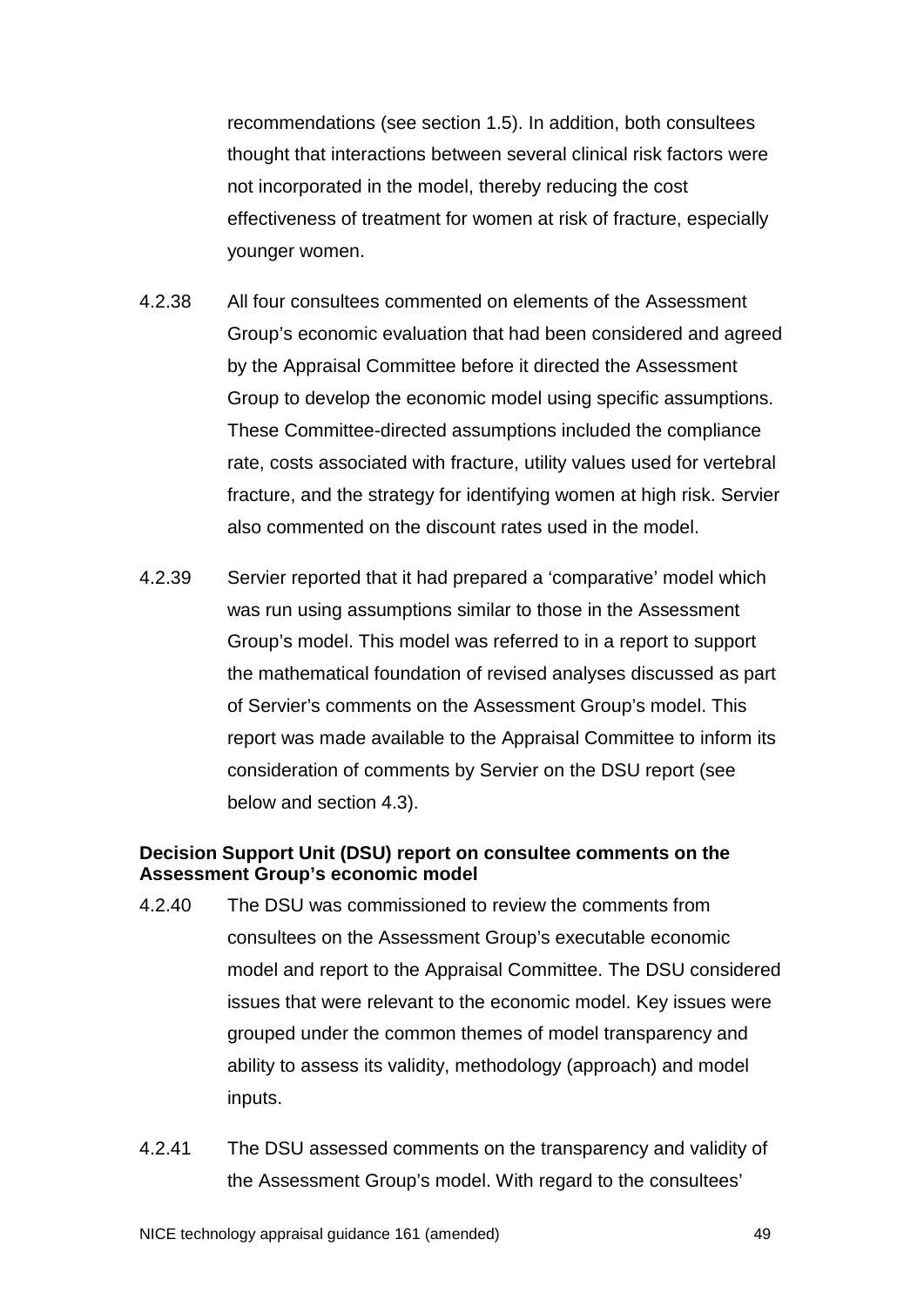recommendations (see section 1.5). In addition, both consultees thought that interactions between several clinical risk factors were not incorporated in the model, thereby reducing the cost effectiveness of treatment for women at risk of fracture, especially younger women.

4.2.38 All four consultees commented on elements of the Assessment Group's economic evaluation that had been considered and agreed by the Appraisal Committee before it directed the Assessment Group to develop the economic model using specific assumptions. These Committee-directed assumptions included the compliance rate, costs associated with fracture, utility values used for vertebral fracture, and the strategy for identifying women at high risk. Servier also commented on the discount rates used in the model.

4.2.39 Servier reported that it had prepared a 'comparative' model which was run using assumptions similar to those in the Assessment Group's model. This model was referred to in a report to support the mathematical foundation of revised analyses discussed as part of Servier's comments on the Assessment Group's model. This report was made available to the Appraisal Committee to inform its consideration of comments by Servier on the DSU report (see below and section 4.3).

**Decision Support Unit (DSU) report on consultee comments on the Assessment Group's economic model**

4.2.40 The DSU was commissioned to review the comments from consultees on the Assessment Group's executable economic model and report to the Appraisal Committee. The DSU considered issues that were relevant to the economic model. Key issues were grouped under the common themes of model transparency and ability to assess its validity, methodology (approach) and model inputs.

4.2.41 The DSU assessed comments on the transparency and validity of the Assessment Group's model. With regard to the consultees'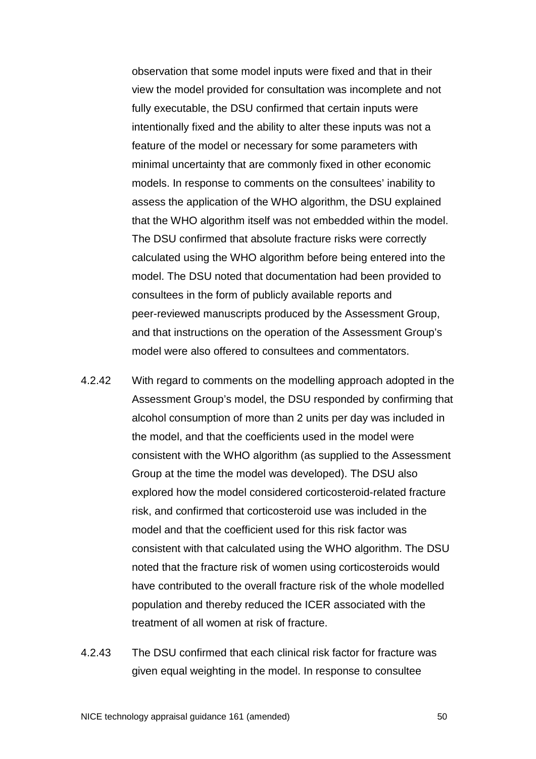observation that some model inputs were fixed and that in their view the model provided for consultation was incomplete and not fully executable, the DSU confirmed that certain inputs were intentionally fixed and the ability to alter these inputs was not a feature of the model or necessary for some parameters with minimal uncertainty that are commonly fixed in other economic models. In response to comments on the consultees' inability to assess the application of the WHO algorithm, the DSU explained that the WHO algorithm itself was not embedded within the model. The DSU confirmed that absolute fracture risks were correctly calculated using the WHO algorithm before being entered into the model. The DSU noted that documentation had been provided to consultees in the form of publicly available reports and peer-reviewed manuscripts produced by the Assessment Group, and that instructions on the operation of the Assessment Group's model were also offered to consultees and commentators.

4.2.42 With regard to comments on the modelling approach adopted in the Assessment Group's model, the DSU responded by confirming that alcohol consumption of more than 2 units per day was included in the model, and that the coefficients used in the model were consistent with the WHO algorithm (as supplied to the Assessment Group at the time the model was developed). The DSU also explored how the model considered corticosteroid-related fracture risk, and confirmed that corticosteroid use was included in the model and that the coefficient used for this risk factor was consistent with that calculated using the WHO algorithm. The DSU noted that the fracture risk of women using corticosteroids would have contributed to the overall fracture risk of the whole modelled population and thereby reduced the ICER associated with the treatment of all women at risk of fracture.

4.2.43 The DSU confirmed that each clinical risk factor for fracture was given equal weighting in the model. In response to consultee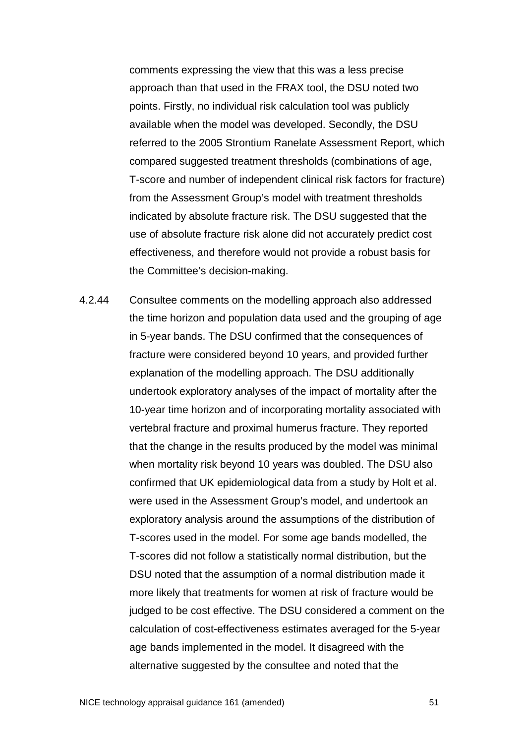comments expressing the view that this was a less precise approach than that used in the FRAX tool, the DSU noted two points. Firstly, no individual risk calculation tool was publicly available when the model was developed. Secondly, the DSU referred to the 2005 Strontium Ranelate Assessment Report, which compared suggested treatment thresholds (combinations of age, T-score and number of independent clinical risk factors for fracture) from the Assessment Group's model with treatment thresholds indicated by absolute fracture risk. The DSU suggested that the use of absolute fracture risk alone did not accurately predict cost effectiveness, and therefore would not provide a robust basis for the Committee's decision-making.

4.2.44 Consultee comments on the modelling approach also addressed the time horizon and population data used and the grouping of age in 5-year bands. The DSU confirmed that the consequences of fracture were considered beyond 10 years, and provided further explanation of the modelling approach. The DSU additionally undertook exploratory analyses of the impact of mortality after the 10-year time horizon and of incorporating mortality associated with vertebral fracture and proximal humerus fracture. They reported that the change in the results produced by the model was minimal when mortality risk beyond 10 years was doubled. The DSU also confirmed that UK epidemiological data from a study by Holt et al. were used in the Assessment Group's model, and undertook an exploratory analysis around the assumptions of the distribution of T-scores used in the model. For some age bands modelled, the T-scores did not follow a statistically normal distribution, but the DSU noted that the assumption of a normal distribution made it more likely that treatments for women at risk of fracture would be judged to be cost effective. The DSU considered a comment on the calculation of cost-effectiveness estimates averaged for the 5-year age bands implemented in the model. It disagreed with the alternative suggested by the consultee and noted that the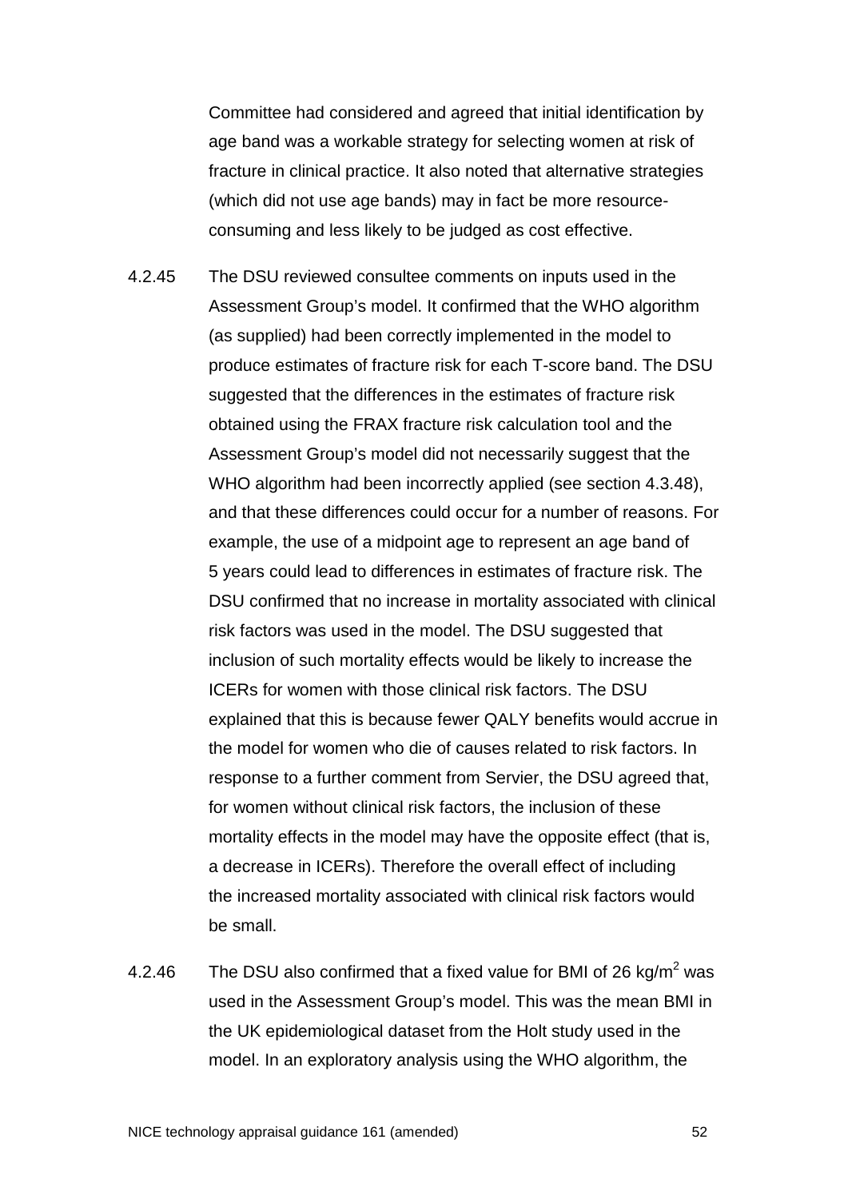Committee had considered and agreed that initial identification by age band was a workable strategy for selecting women at risk of fracture in clinical practice. It also noted that alternative strategies (which did not use age bands) may in fact be more resource-consuming and less likely to be judged as cost effective.

4.2.45 The DSU reviewed consultee comments on inputs used in the Assessment Group's model. It confirmed that the WHO algorithm (as supplied) had been correctly implemented in the model to produce estimates of fracture risk for each T-score band. The DSU suggested that the differences in the estimates of fracture risk obtained using the FRAX fracture risk calculation tool and the Assessment Group's model did not necessarily suggest that the WHO algorithm had been incorrectly applied (see section 4.3.48), and that these differences could occur for a number of reasons. For example, the use of a midpoint age to represent an age band of 5 years could lead to differences in estimates of fracture risk. The DSU confirmed that no increase in mortality associated with clinical risk factors was used in the model. The DSU suggested that inclusion of such mortality effects would be likely to increase the ICERs for women with those clinical risk factors. The DSU explained that this is because fewer QALY benefits would accrue in the model for women who die of causes related to risk factors. In response to a further comment from Servier, the DSU agreed that, for women without clinical risk factors, the inclusion of these mortality effects in the model may have the opposite effect (that is, a decrease in ICERs). Therefore the overall effect of including the increased mortality associated with clinical risk factors would be small.

4.2.46 The DSU also confirmed that a fixed value for BMI of 26 kg/m$^2$ was used in the Assessment Group's model. This was the mean BMI in the UK epidemiological dataset from the Holt study used in the model. In an exploratory analysis using the WHO algorithm, the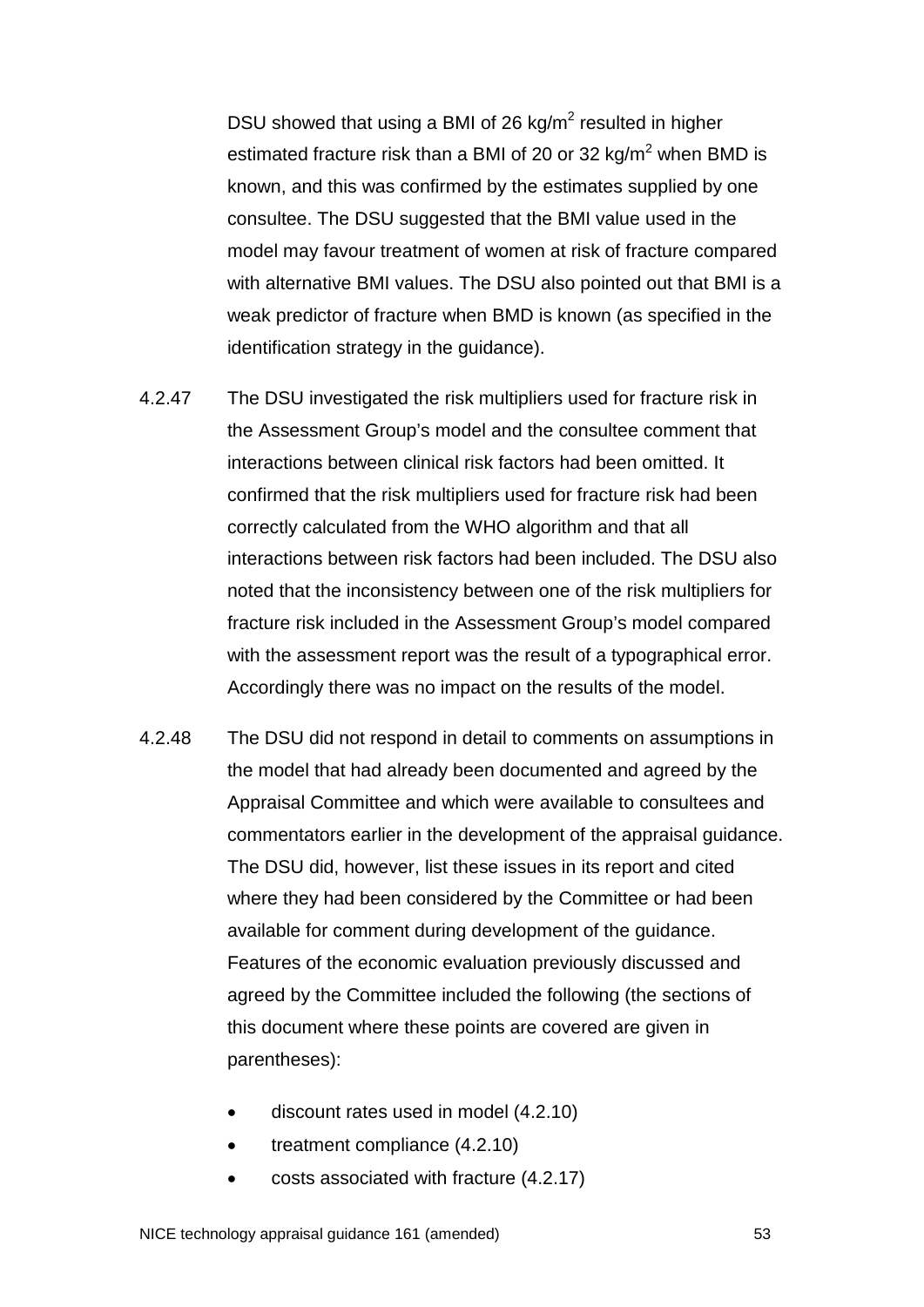DSU showed that using a BMI of 26 kg/m$^2$ resulted in higher estimated fracture risk than a BMI of 20 or 32 kg/m$^2$ when BMD is known, and this was confirmed by the estimates supplied by one consultee. The DSU suggested that the BMI value used in the model may favour treatment of women at risk of fracture compared with alternative BMI values. The DSU also pointed out that BMI is a weak predictor of fracture when BMD is known (as specified in the identification strategy in the guidance).

4.2.47 The DSU investigated the risk multipliers used for fracture risk in the Assessment Group's model and the consultee comment that interactions between clinical risk factors had been omitted. It confirmed that the risk multipliers used for fracture risk had been correctly calculated from the WHO algorithm and that all interactions between risk factors had been included. The DSU also noted that the inconsistency between one of the risk multipliers for fracture risk included in the Assessment Group's model compared with the assessment report was the result of a typographical error. Accordingly there was no impact on the results of the model.

4.2.48 The DSU did not respond in detail to comments on assumptions in the model that had already been documented and agreed by the Appraisal Committee and which were available to consultees and commentators earlier in the development of the appraisal guidance. The DSU did, however, list these issues in its report and cited where they had been considered by the Committee or had been available for comment during development of the guidance. Features of the economic evaluation previously discussed and agreed by the Committee included the following (the sections of this document where these points are covered are given in parentheses):

- discount rates used in model (4.2.10)
- treatment compliance (4.2.10)
- costs associated with fracture (4.2.17)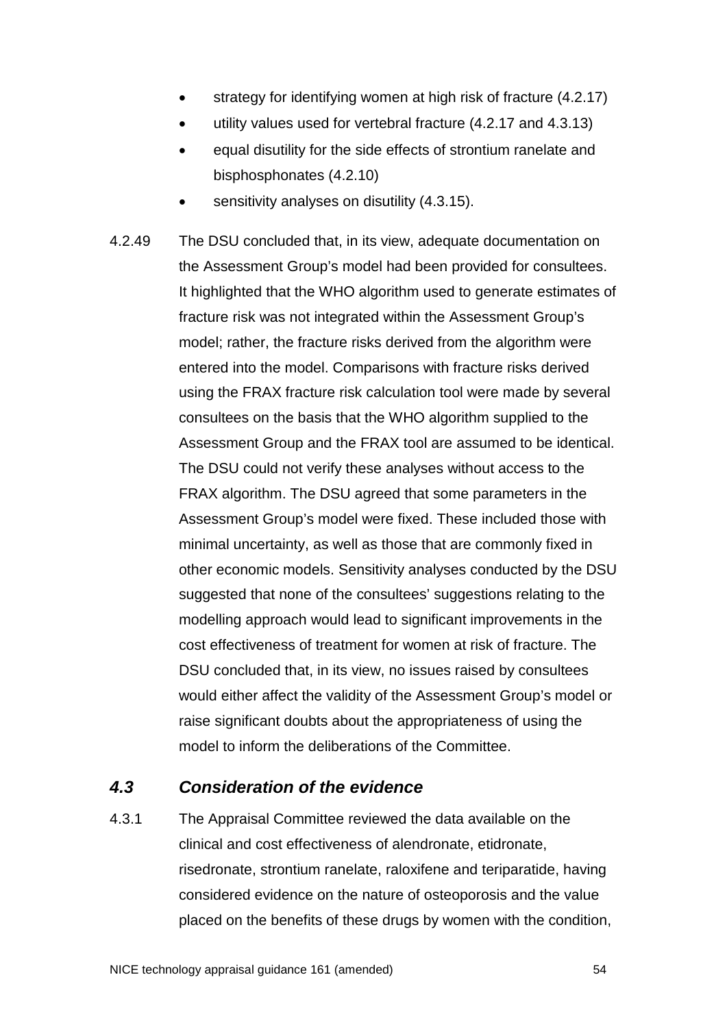- strategy for identifying women at high risk of fracture (4.2.17)
- utility values used for vertebral fracture (4.2.17 and 4.3.13)
- equal disutility for the side effects of strontium ranelate and bisphosphonates (4.2.10)
- sensitivity analyses on disutility (4.3.15).

4.2.49 The DSU concluded that, in its view, adequate documentation on the Assessment Group's model had been provided for consultees. It highlighted that the WHO algorithm used to generate estimates of fracture risk was not integrated within the Assessment Group's model; rather, the fracture risks derived from the algorithm were entered into the model. Comparisons with fracture risks derived using the FRAX fracture risk calculation tool were made by several consultees on the basis that the WHO algorithm supplied to the Assessment Group and the FRAX tool are assumed to be identical. The DSU could not verify these analyses without access to the FRAX algorithm. The DSU agreed that some parameters in the Assessment Group's model were fixed. These included those with minimal uncertainty, as well as those that are commonly fixed in other economic models. Sensitivity analyses conducted by the DSU suggested that none of the consultees' suggestions relating to the modelling approach would lead to significant improvements in the cost effectiveness of treatment for women at risk of fracture. The DSU concluded that, in its view, no issues raised by consultees would either affect the validity of the Assessment Group's model or raise significant doubts about the appropriateness of using the model to inform the deliberations of the Committee.

## *4.3 Consideration of the evidence*

4.3.1 The Appraisal Committee reviewed the data available on the clinical and cost effectiveness of alendronate, etidronate, risedronate, strontium ranelate, raloxifene and teriparatide, having considered evidence on the nature of osteoporosis and the value placed on the benefits of these drugs by women with the condition,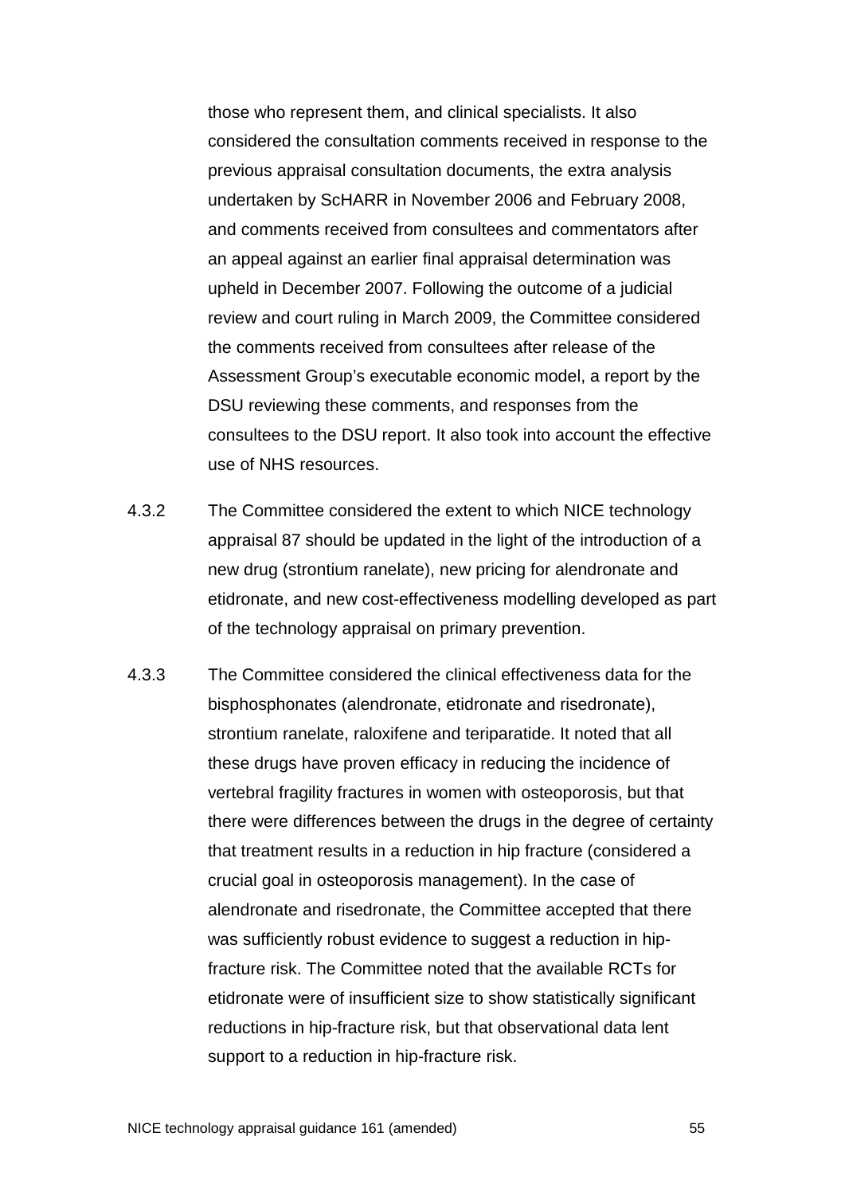those who represent them, and clinical specialists. It also considered the consultation comments received in response to the previous appraisal consultation documents, the extra analysis undertaken by ScHARR in November 2006 and February 2008, and comments received from consultees and commentators after an appeal against an earlier final appraisal determination was upheld in December 2007. Following the outcome of a judicial review and court ruling in March 2009, the Committee considered the comments received from consultees after release of the Assessment Group's executable economic model, a report by the DSU reviewing these comments, and responses from the consultees to the DSU report. It also took into account the effective use of NHS resources.

4.3.2 The Committee considered the extent to which NICE technology appraisal 87 should be updated in the light of the introduction of a new drug (strontium ranelate), new pricing for alendronate and etidronate, and new cost-effectiveness modelling developed as part of the technology appraisal on primary prevention.

4.3.3 The Committee considered the clinical effectiveness data for the bisphosphonates (alendronate, etidronate and risedronate), strontium ranelate, raloxifene and teriparatide. It noted that all these drugs have proven efficacy in reducing the incidence of vertebral fragility fractures in women with osteoporosis, but that there were differences between the drugs in the degree of certainty that treatment results in a reduction in hip fracture (considered a crucial goal in osteoporosis management). In the case of alendronate and risedronate, the Committee accepted that there was sufficiently robust evidence to suggest a reduction in hip-fracture risk. The Committee noted that the available RCTs for etidronate were of insufficient size to show statistically significant reductions in hip-fracture risk, but that observational data lent support to a reduction in hip-fracture risk.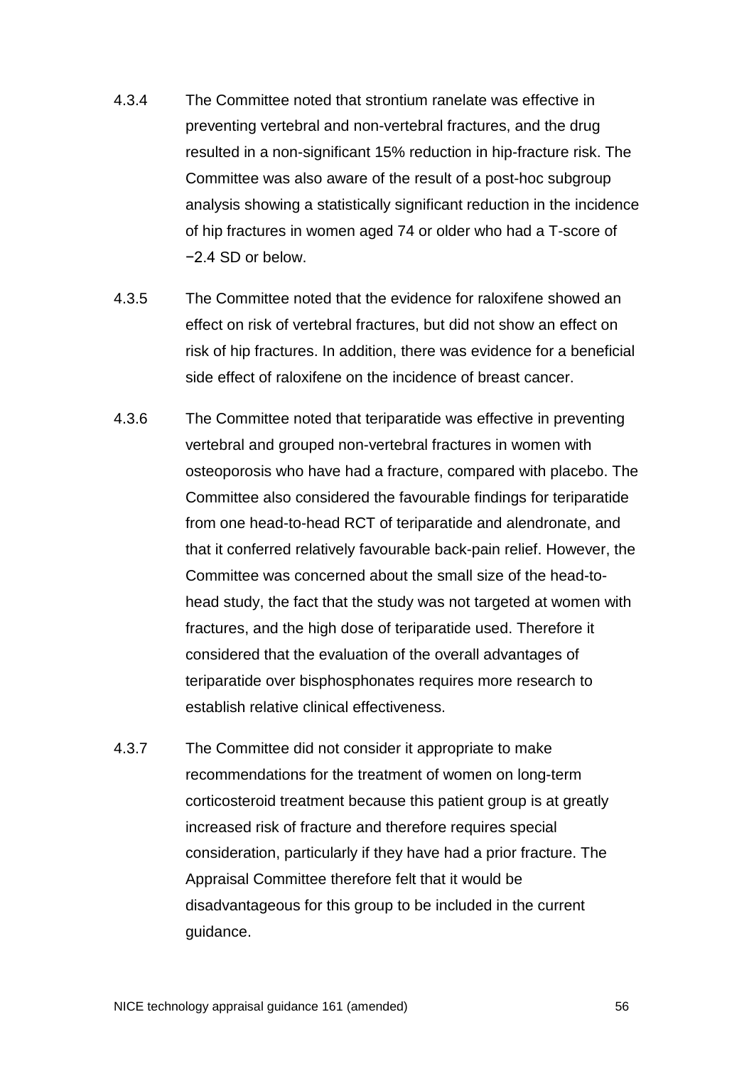4.3.4 The Committee noted that strontium ranelate was effective in preventing vertebral and non-vertebral fractures, and the drug resulted in a non-significant 15% reduction in hip-fracture risk. The Committee was also aware of the result of a post-hoc subgroup analysis showing a statistically significant reduction in the incidence of hip fractures in women aged 74 or older who had a T-score of −2.4 SD or below.

4.3.5 The Committee noted that the evidence for raloxifene showed an effect on risk of vertebral fractures, but did not show an effect on risk of hip fractures. In addition, there was evidence for a beneficial side effect of raloxifene on the incidence of breast cancer.

4.3.6 The Committee noted that teriparatide was effective in preventing vertebral and grouped non-vertebral fractures in women with osteoporosis who have had a fracture, compared with placebo. The Committee also considered the favourable findings for teriparatide from one head-to-head RCT of teriparatide and alendronate, and that it conferred relatively favourable back-pain relief. However, the Committee was concerned about the small size of the head-to-head study, the fact that the study was not targeted at women with fractures, and the high dose of teriparatide used. Therefore it considered that the evaluation of the overall advantages of teriparatide over bisphosphonates requires more research to establish relative clinical effectiveness.

4.3.7 The Committee did not consider it appropriate to make recommendations for the treatment of women on long-term corticosteroid treatment because this patient group is at greatly increased risk of fracture and therefore requires special consideration, particularly if they have had a prior fracture. The Appraisal Committee therefore felt that it would be disadvantageous for this group to be included in the current guidance.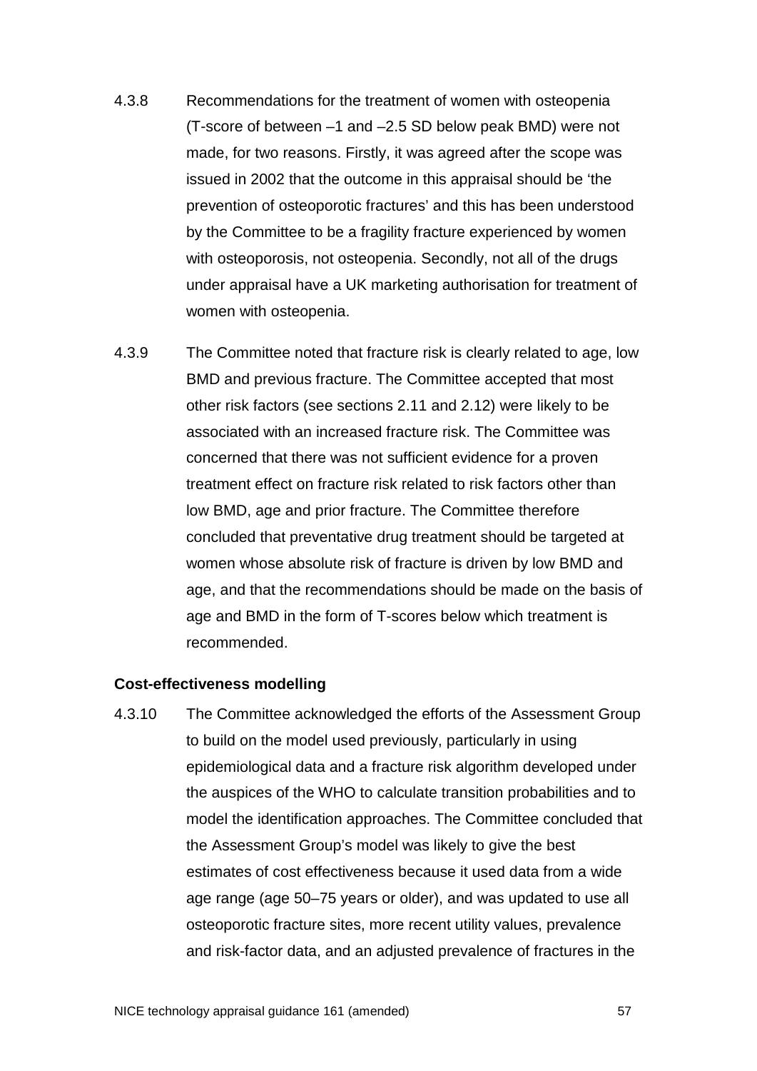4.3.8 Recommendations for the treatment of women with osteopenia (T-score of between –1 and –2.5 SD below peak BMD) were not made, for two reasons. Firstly, it was agreed after the scope was issued in 2002 that the outcome in this appraisal should be 'the prevention of osteoporotic fractures' and this has been understood by the Committee to be a fragility fracture experienced by women with osteoporosis, not osteopenia. Secondly, not all of the drugs under appraisal have a UK marketing authorisation for treatment of women with osteopenia.

4.3.9 The Committee noted that fracture risk is clearly related to age, low BMD and previous fracture. The Committee accepted that most other risk factors (see sections 2.11 and 2.12) were likely to be associated with an increased fracture risk. The Committee was concerned that there was not sufficient evidence for a proven treatment effect on fracture risk related to risk factors other than low BMD, age and prior fracture. The Committee therefore concluded that preventative drug treatment should be targeted at women whose absolute risk of fracture is driven by low BMD and age, and that the recommendations should be made on the basis of age and BMD in the form of T-scores below which treatment is recommended.

**Cost-effectiveness modelling**

4.3.10 The Committee acknowledged the efforts of the Assessment Group to build on the model used previously, particularly in using epidemiological data and a fracture risk algorithm developed under the auspices of the WHO to calculate transition probabilities and to model the identification approaches. The Committee concluded that the Assessment Group's model was likely to give the best estimates of cost effectiveness because it used data from a wide age range (age 50–75 years or older), and was updated to use all osteoporotic fracture sites, more recent utility values, prevalence and risk-factor data, and an adjusted prevalence of fractures in the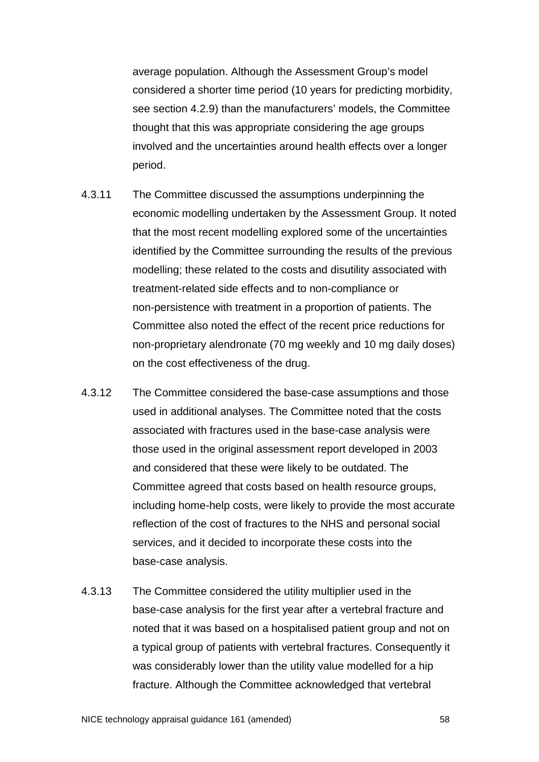average population. Although the Assessment Group's model considered a shorter time period (10 years for predicting morbidity, see section 4.2.9) than the manufacturers' models, the Committee thought that this was appropriate considering the age groups involved and the uncertainties around health effects over a longer period.

4.3.11 The Committee discussed the assumptions underpinning the economic modelling undertaken by the Assessment Group. It noted that the most recent modelling explored some of the uncertainties identified by the Committee surrounding the results of the previous modelling; these related to the costs and disutility associated with treatment-related side effects and to non-compliance or non-persistence with treatment in a proportion of patients. The Committee also noted the effect of the recent price reductions for non-proprietary alendronate (70 mg weekly and 10 mg daily doses) on the cost effectiveness of the drug.

4.3.12 The Committee considered the base-case assumptions and those used in additional analyses. The Committee noted that the costs associated with fractures used in the base-case analysis were those used in the original assessment report developed in 2003 and considered that these were likely to be outdated. The Committee agreed that costs based on health resource groups, including home-help costs, were likely to provide the most accurate reflection of the cost of fractures to the NHS and personal social services, and it decided to incorporate these costs into the base-case analysis.

4.3.13 The Committee considered the utility multiplier used in the base-case analysis for the first year after a vertebral fracture and noted that it was based on a hospitalised patient group and not on a typical group of patients with vertebral fractures. Consequently it was considerably lower than the utility value modelled for a hip fracture. Although the Committee acknowledged that vertebral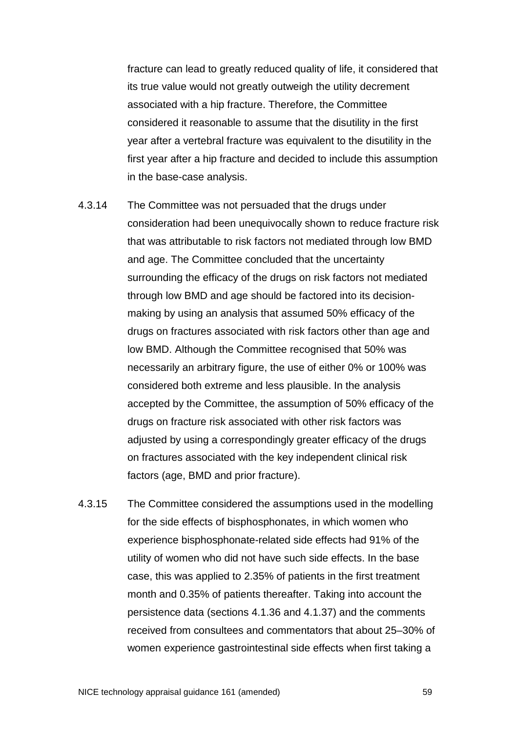fracture can lead to greatly reduced quality of life, it considered that its true value would not greatly outweigh the utility decrement associated with a hip fracture. Therefore, the Committee considered it reasonable to assume that the disutility in the first year after a vertebral fracture was equivalent to the disutility in the first year after a hip fracture and decided to include this assumption in the base-case analysis.

4.3.14 The Committee was not persuaded that the drugs under consideration had been unequivocally shown to reduce fracture risk that was attributable to risk factors not mediated through low BMD and age. The Committee concluded that the uncertainty surrounding the efficacy of the drugs on risk factors not mediated through low BMD and age should be factored into its decision-making by using an analysis that assumed 50% efficacy of the drugs on fractures associated with risk factors other than age and low BMD. Although the Committee recognised that 50% was necessarily an arbitrary figure, the use of either 0% or 100% was considered both extreme and less plausible. In the analysis accepted by the Committee, the assumption of 50% efficacy of the drugs on fracture risk associated with other risk factors was adjusted by using a correspondingly greater efficacy of the drugs on fractures associated with the key independent clinical risk factors (age, BMD and prior fracture).

4.3.15 The Committee considered the assumptions used in the modelling for the side effects of bisphosphonates, in which women who experience bisphosphonate-related side effects had 91% of the utility of women who did not have such side effects. In the base case, this was applied to 2.35% of patients in the first treatment month and 0.35% of patients thereafter. Taking into account the persistence data (sections 4.1.36 and 4.1.37) and the comments received from consultees and commentators that about 25–30% of women experience gastrointestinal side effects when first taking a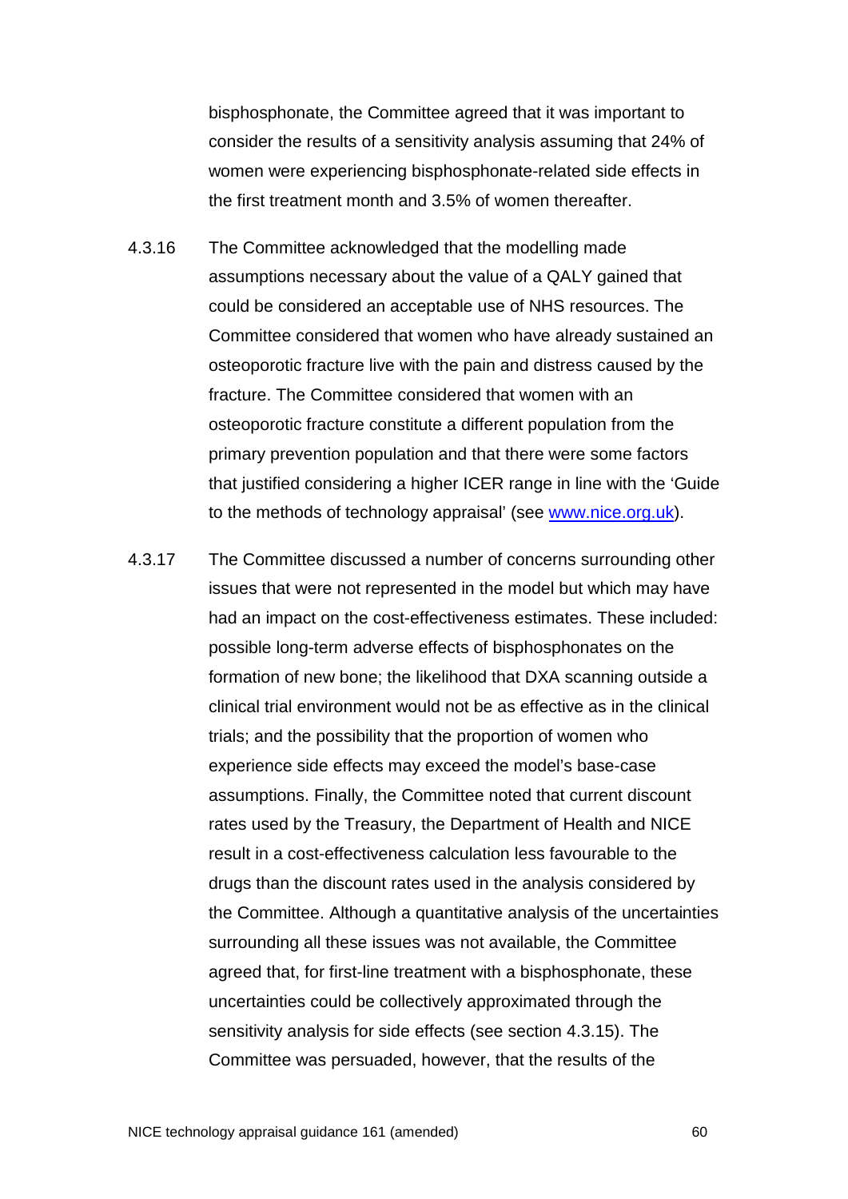bisphosphonate, the Committee agreed that it was important to consider the results of a sensitivity analysis assuming that 24% of women were experiencing bisphosphonate-related side effects in the first treatment month and 3.5% of women thereafter.

4.3.16 The Committee acknowledged that the modelling made assumptions necessary about the value of a QALY gained that could be considered an acceptable use of NHS resources. The Committee considered that women who have already sustained an osteoporotic fracture live with the pain and distress caused by the fracture. The Committee considered that women with an osteoporotic fracture constitute a different population from the primary prevention population and that there were some factors that justified considering a higher ICER range in line with the 'Guide to the methods of technology appraisal' (see [www.nice.org.uk](http://www.nice.org.uk)).

4.3.17 The Committee discussed a number of concerns surrounding other issues that were not represented in the model but which may have had an impact on the cost-effectiveness estimates. These included: possible long-term adverse effects of bisphosphonates on the formation of new bone; the likelihood that DXA scanning outside a clinical trial environment would not be as effective as in the clinical trials; and the possibility that the proportion of women who experience side effects may exceed the model's base-case assumptions. Finally, the Committee noted that current discount rates used by the Treasury, the Department of Health and NICE result in a cost-effectiveness calculation less favourable to the drugs than the discount rates used in the analysis considered by the Committee. Although a quantitative analysis of the uncertainties surrounding all these issues was not available, the Committee agreed that, for first-line treatment with a bisphosphonate, these uncertainties could be collectively approximated through the sensitivity analysis for side effects (see section 4.3.15). The Committee was persuaded, however, that the results of the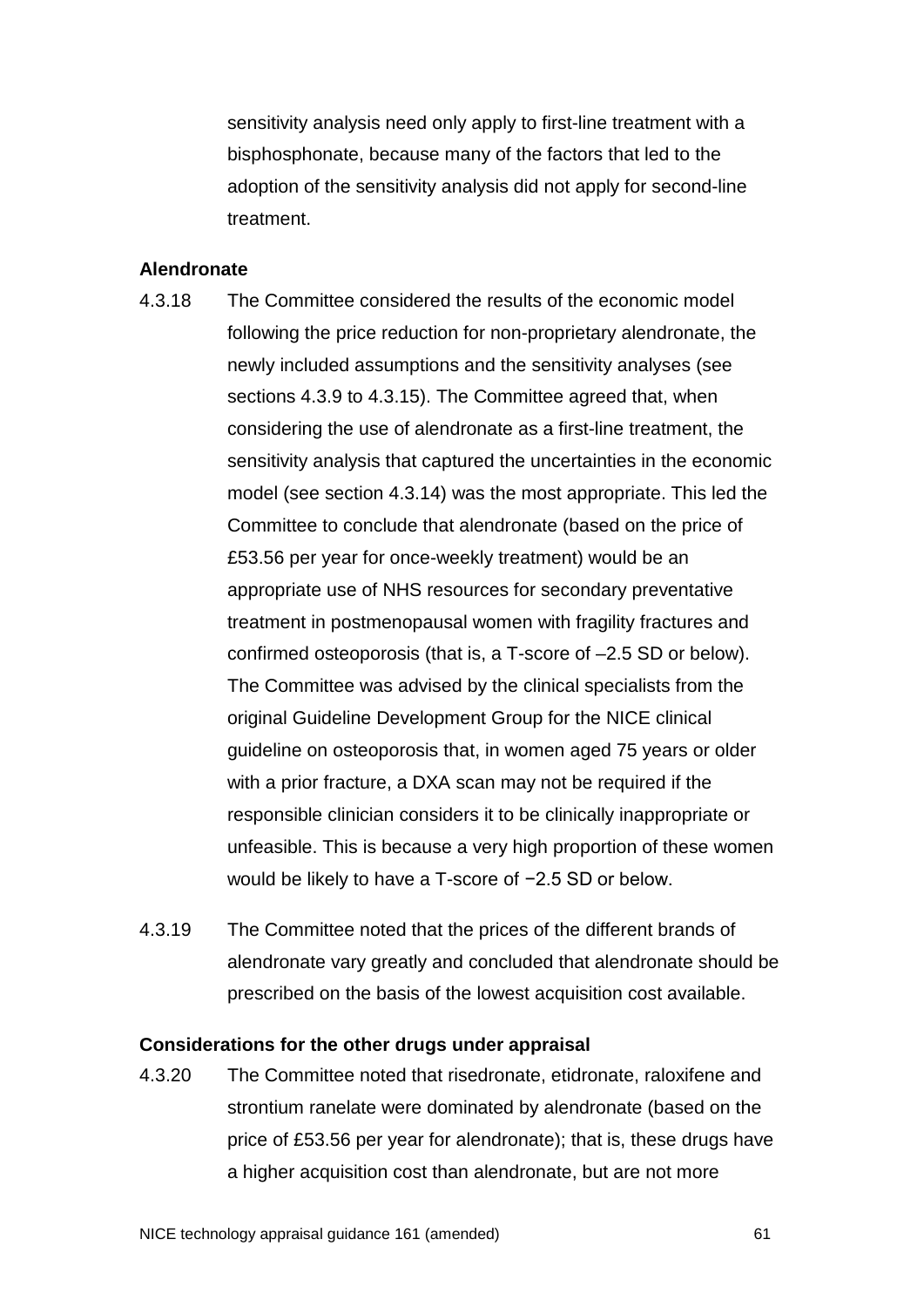sensitivity analysis need only apply to first-line treatment with a bisphosphonate, because many of the factors that led to the adoption of the sensitivity analysis did not apply for second-line treatment.

**Alendronate**

4.3.18 The Committee considered the results of the economic model following the price reduction for non-proprietary alendronate, the newly included assumptions and the sensitivity analyses (see sections 4.3.9 to 4.3.15). The Committee agreed that, when considering the use of alendronate as a first-line treatment, the sensitivity analysis that captured the uncertainties in the economic model (see section 4.3.14) was the most appropriate. This led the Committee to conclude that alendronate (based on the price of £53.56 per year for once-weekly treatment) would be an appropriate use of NHS resources for secondary preventative treatment in postmenopausal women with fragility fractures and confirmed osteoporosis (that is, a T-score of –2.5 SD or below). The Committee was advised by the clinical specialists from the original Guideline Development Group for the NICE clinical guideline on osteoporosis that, in women aged 75 years or older with a prior fracture, a DXA scan may not be required if the responsible clinician considers it to be clinically inappropriate or unfeasible. This is because a very high proportion of these women would be likely to have a T-score of −2.5 SD or below.

4.3.19 The Committee noted that the prices of the different brands of alendronate vary greatly and concluded that alendronate should be prescribed on the basis of the lowest acquisition cost available.

**Considerations for the other drugs under appraisal**

4.3.20 The Committee noted that risedronate, etidronate, raloxifene and strontium ranelate were dominated by alendronate (based on the price of £53.56 per year for alendronate); that is, these drugs have a higher acquisition cost than alendronate, but are not more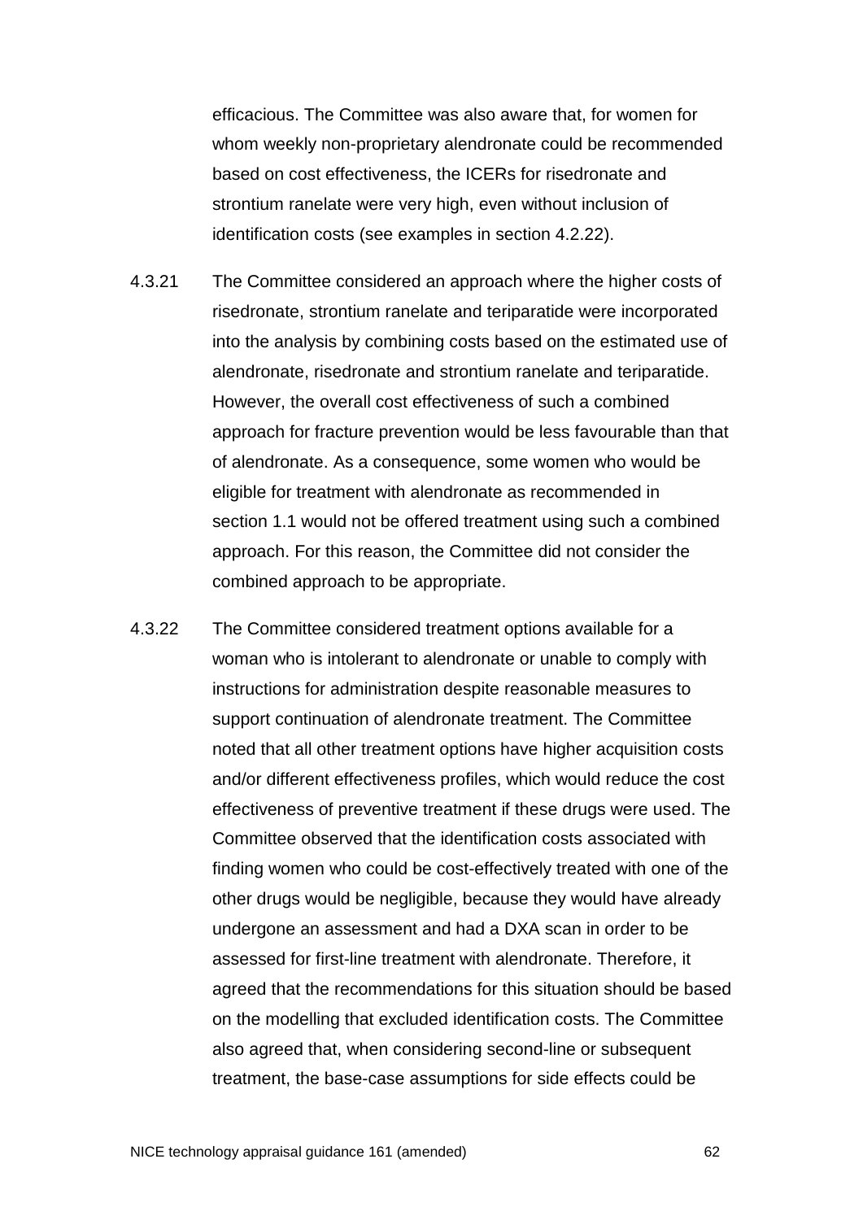efficacious. The Committee was also aware that, for women for whom weekly non-proprietary alendronate could be recommended based on cost effectiveness, the ICERs for risedronate and strontium ranelate were very high, even without inclusion of identification costs (see examples in section 4.2.22).

4.3.21 The Committee considered an approach where the higher costs of risedronate, strontium ranelate and teriparatide were incorporated into the analysis by combining costs based on the estimated use of alendronate, risedronate and strontium ranelate and teriparatide. However, the overall cost effectiveness of such a combined approach for fracture prevention would be less favourable than that of alendronate. As a consequence, some women who would be eligible for treatment with alendronate as recommended in section 1.1 would not be offered treatment using such a combined approach. For this reason, the Committee did not consider the combined approach to be appropriate.

4.3.22 The Committee considered treatment options available for a woman who is intolerant to alendronate or unable to comply with instructions for administration despite reasonable measures to support continuation of alendronate treatment. The Committee noted that all other treatment options have higher acquisition costs and/or different effectiveness profiles, which would reduce the cost effectiveness of preventive treatment if these drugs were used. The Committee observed that the identification costs associated with finding women who could be cost-effectively treated with one of the other drugs would be negligible, because they would have already undergone an assessment and had a DXA scan in order to be assessed for first-line treatment with alendronate. Therefore, it agreed that the recommendations for this situation should be based on the modelling that excluded identification costs. The Committee also agreed that, when considering second-line or subsequent treatment, the base-case assumptions for side effects could be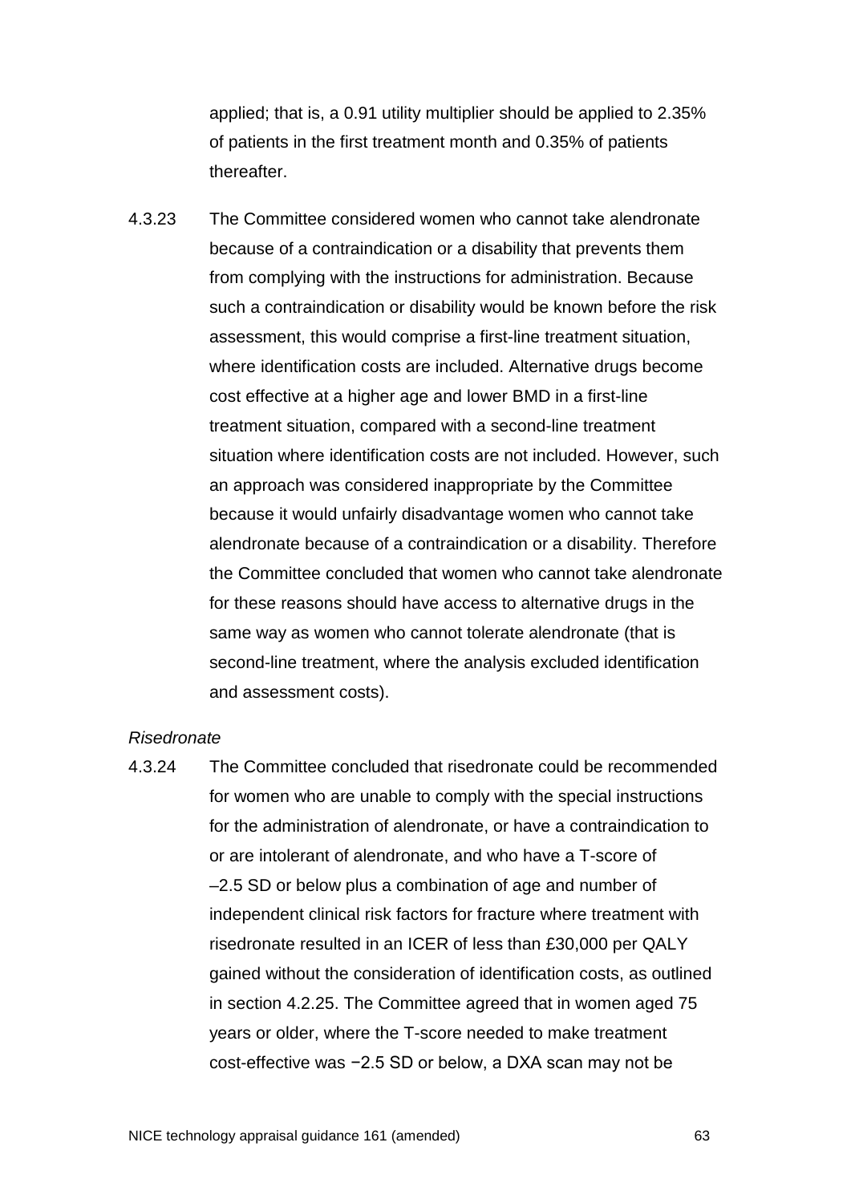applied; that is, a 0.91 utility multiplier should be applied to 2.35% of patients in the first treatment month and 0.35% of patients thereafter.

4.3.23 The Committee considered women who cannot take alendronate because of a contraindication or a disability that prevents them from complying with the instructions for administration. Because such a contraindication or disability would be known before the risk assessment, this would comprise a first-line treatment situation, where identification costs are included. Alternative drugs become cost effective at a higher age and lower BMD in a first-line treatment situation, compared with a second-line treatment situation where identification costs are not included. However, such an approach was considered inappropriate by the Committee because it would unfairly disadvantage women who cannot take alendronate because of a contraindication or a disability. Therefore the Committee concluded that women who cannot take alendronate for these reasons should have access to alternative drugs in the same way as women who cannot tolerate alendronate (that is second-line treatment, where the analysis excluded identification and assessment costs).

*Risedronate*

4.3.24 The Committee concluded that risedronate could be recommended for women who are unable to comply with the special instructions for the administration of alendronate, or have a contraindication to or are intolerant of alendronate, and who have a T-score of –2.5 SD or below plus a combination of age and number of independent clinical risk factors for fracture where treatment with risedronate resulted in an ICER of less than £30,000 per QALY gained without the consideration of identification costs, as outlined in section 4.2.25. The Committee agreed that in women aged 75 years or older, where the T-score needed to make treatment cost-effective was −2.5 SD or below, a DXA scan may not be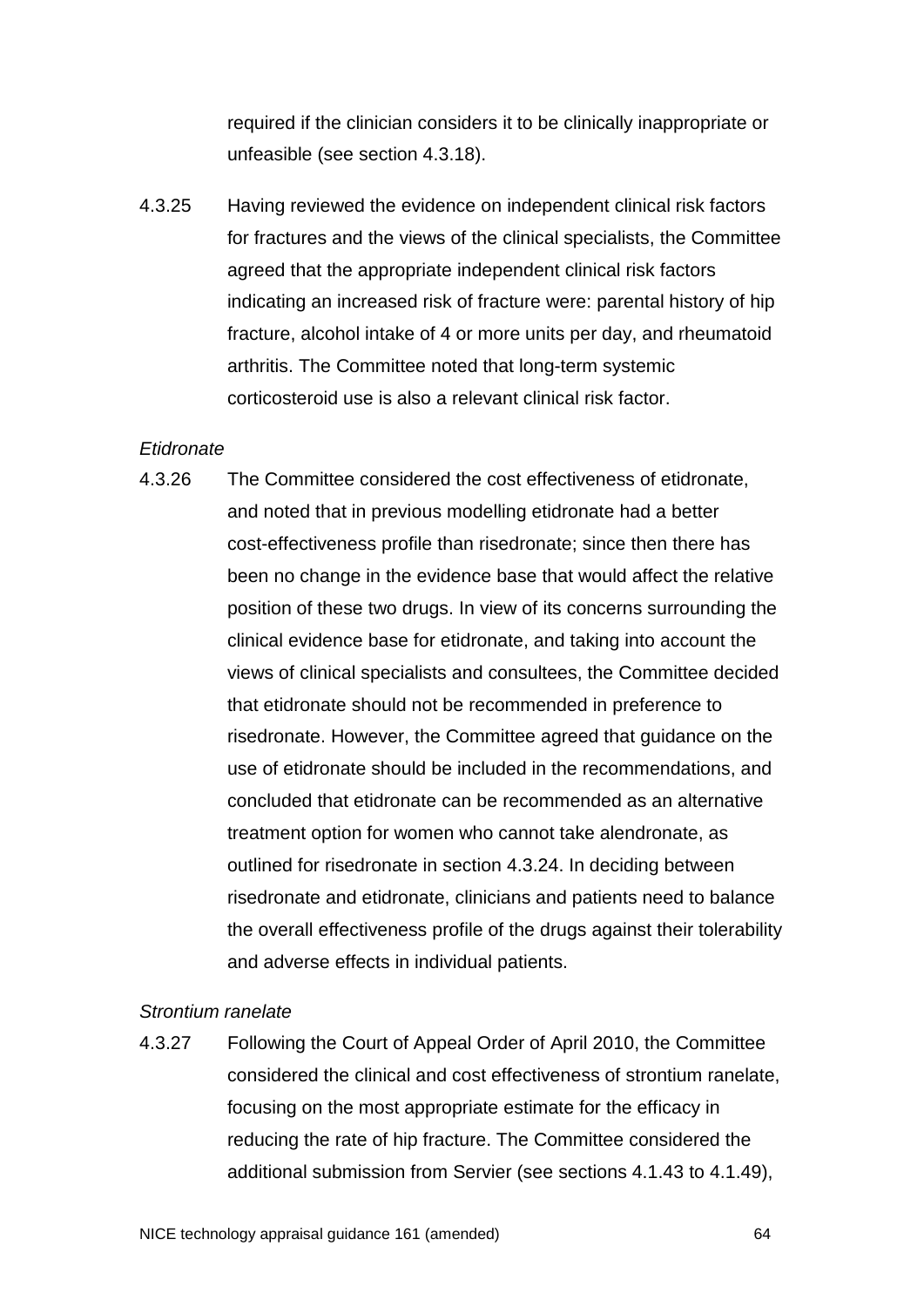required if the clinician considers it to be clinically inappropriate or unfeasible (see section 4.3.18).

4.3.25 Having reviewed the evidence on independent clinical risk factors for fractures and the views of the clinical specialists, the Committee agreed that the appropriate independent clinical risk factors indicating an increased risk of fracture were: parental history of hip fracture, alcohol intake of 4 or more units per day, and rheumatoid arthritis. The Committee noted that long-term systemic corticosteroid use is also a relevant clinical risk factor.

*Etidronate*

4.3.26 The Committee considered the cost effectiveness of etidronate, and noted that in previous modelling etidronate had a better cost-effectiveness profile than risedronate; since then there has been no change in the evidence base that would affect the relative position of these two drugs. In view of its concerns surrounding the clinical evidence base for etidronate, and taking into account the views of clinical specialists and consultees, the Committee decided that etidronate should not be recommended in preference to risedronate. However, the Committee agreed that guidance on the use of etidronate should be included in the recommendations, and concluded that etidronate can be recommended as an alternative treatment option for women who cannot take alendronate, as outlined for risedronate in section 4.3.24. In deciding between risedronate and etidronate, clinicians and patients need to balance the overall effectiveness profile of the drugs against their tolerability and adverse effects in individual patients.

*Strontium ranelate*

4.3.27 Following the Court of Appeal Order of April 2010, the Committee considered the clinical and cost effectiveness of strontium ranelate, focusing on the most appropriate estimate for the efficacy in reducing the rate of hip fracture. The Committee considered the additional submission from Servier (see sections 4.1.43 to 4.1.49),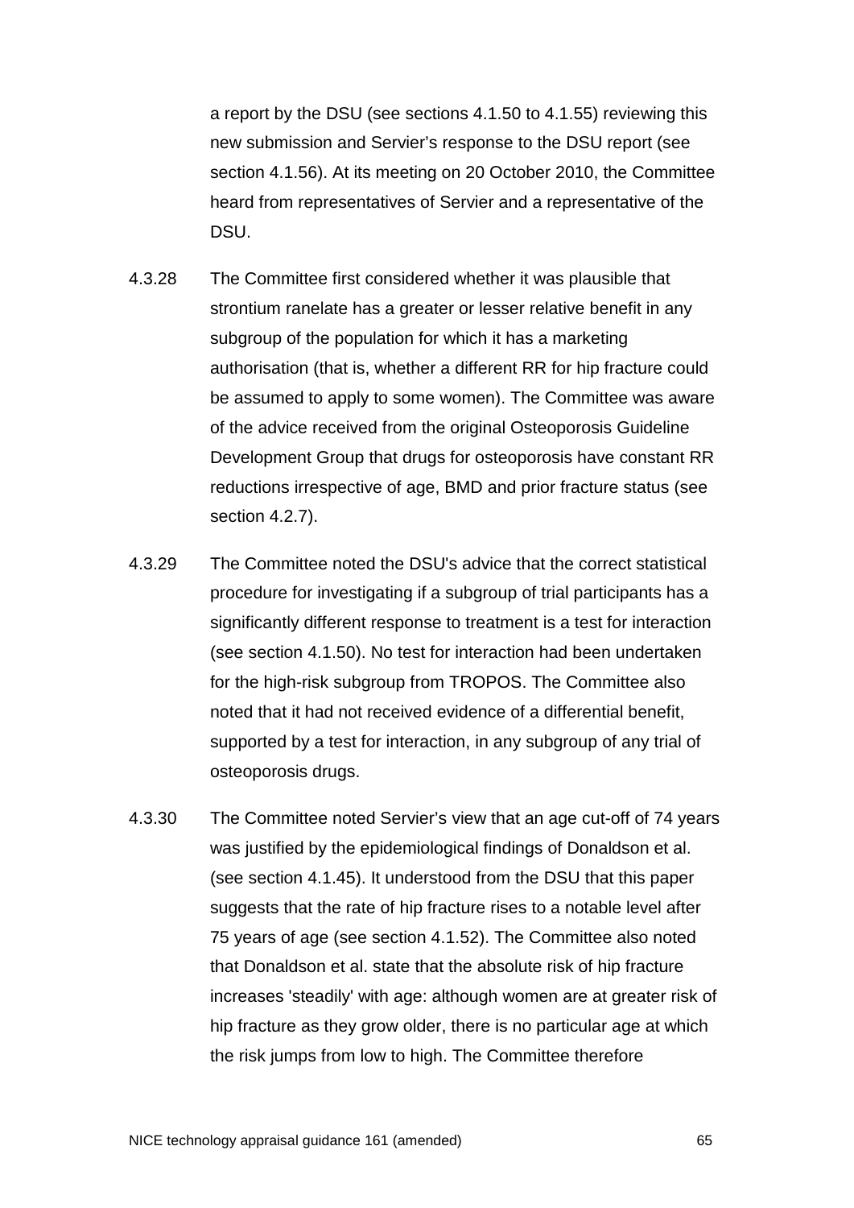a report by the DSU (see sections 4.1.50 to 4.1.55) reviewing this new submission and Servier's response to the DSU report (see section 4.1.56). At its meeting on 20 October 2010, the Committee heard from representatives of Servier and a representative of the DSU.

4.3.28 The Committee first considered whether it was plausible that strontium ranelate has a greater or lesser relative benefit in any subgroup of the population for which it has a marketing authorisation (that is, whether a different RR for hip fracture could be assumed to apply to some women). The Committee was aware of the advice received from the original Osteoporosis Guideline Development Group that drugs for osteoporosis have constant RR reductions irrespective of age, BMD and prior fracture status (see section 4.2.7).

4.3.29 The Committee noted the DSU's advice that the correct statistical procedure for investigating if a subgroup of trial participants has a significantly different response to treatment is a test for interaction (see section 4.1.50). No test for interaction had been undertaken for the high-risk subgroup from TROPOS. The Committee also noted that it had not received evidence of a differential benefit, supported by a test for interaction, in any subgroup of any trial of osteoporosis drugs.

4.3.30 The Committee noted Servier's view that an age cut-off of 74 years was justified by the epidemiological findings of Donaldson et al. (see section 4.1.45). It understood from the DSU that this paper suggests that the rate of hip fracture rises to a notable level after 75 years of age (see section 4.1.52). The Committee also noted that Donaldson et al. state that the absolute risk of hip fracture increases 'steadily' with age: although women are at greater risk of hip fracture as they grow older, there is no particular age at which the risk jumps from low to high. The Committee therefore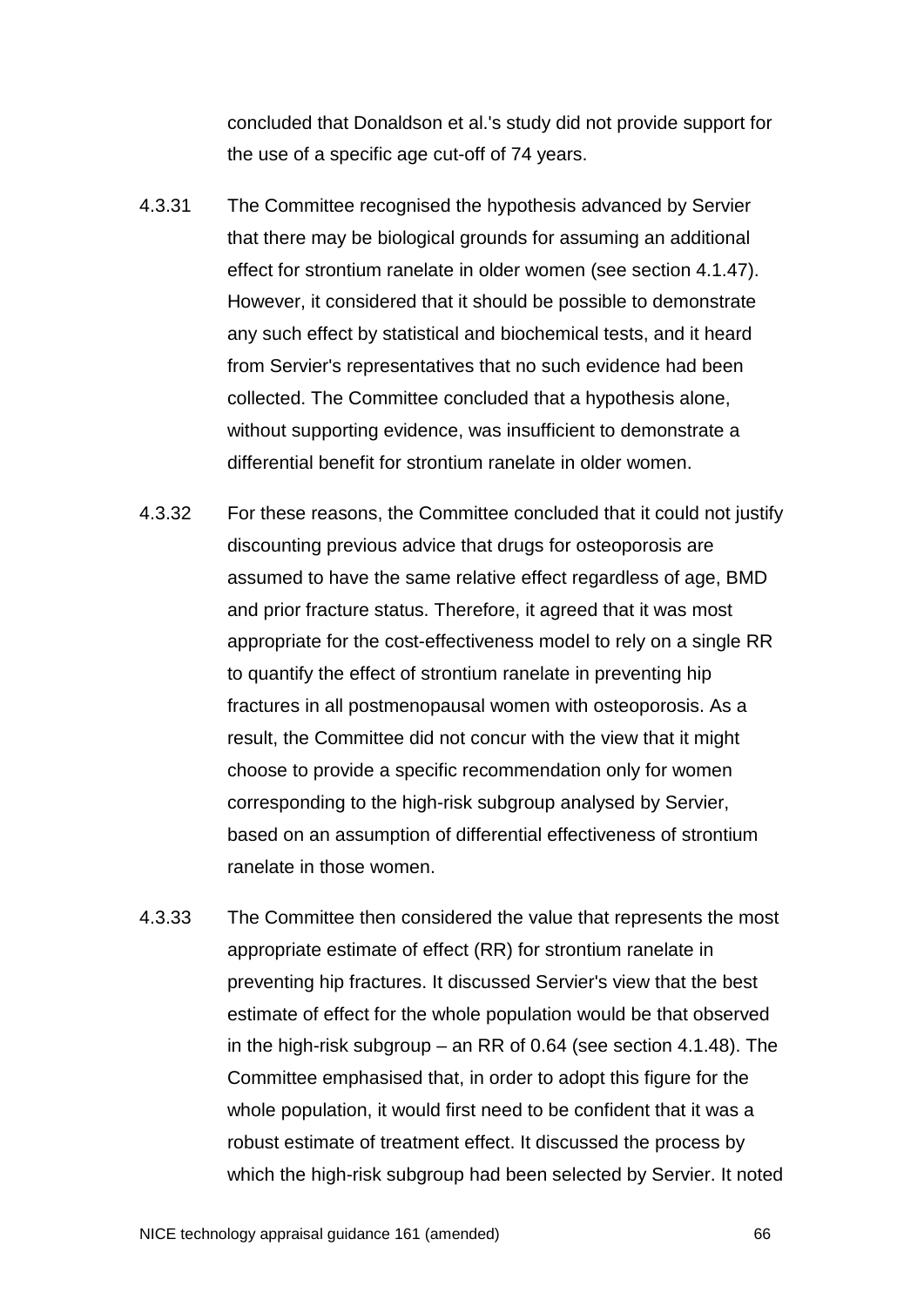concluded that Donaldson et al.'s study did not provide support for the use of a specific age cut-off of 74 years.

4.3.31 The Committee recognised the hypothesis advanced by Servier that there may be biological grounds for assuming an additional effect for strontium ranelate in older women (see section 4.1.47). However, it considered that it should be possible to demonstrate any such effect by statistical and biochemical tests, and it heard from Servier's representatives that no such evidence had been collected. The Committee concluded that a hypothesis alone, without supporting evidence, was insufficient to demonstrate a differential benefit for strontium ranelate in older women.

4.3.32 For these reasons, the Committee concluded that it could not justify discounting previous advice that drugs for osteoporosis are assumed to have the same relative effect regardless of age, BMD and prior fracture status. Therefore, it agreed that it was most appropriate for the cost-effectiveness model to rely on a single RR to quantify the effect of strontium ranelate in preventing hip fractures in all postmenopausal women with osteoporosis. As a result, the Committee did not concur with the view that it might choose to provide a specific recommendation only for women corresponding to the high-risk subgroup analysed by Servier, based on an assumption of differential effectiveness of strontium ranelate in those women.

4.3.33 The Committee then considered the value that represents the most appropriate estimate of effect (RR) for strontium ranelate in preventing hip fractures. It discussed Servier's view that the best estimate of effect for the whole population would be that observed in the high-risk subgroup – an RR of 0.64 (see section 4.1.48). The Committee emphasised that, in order to adopt this figure for the whole population, it would first need to be confident that it was a robust estimate of treatment effect. It discussed the process by which the high-risk subgroup had been selected by Servier. It noted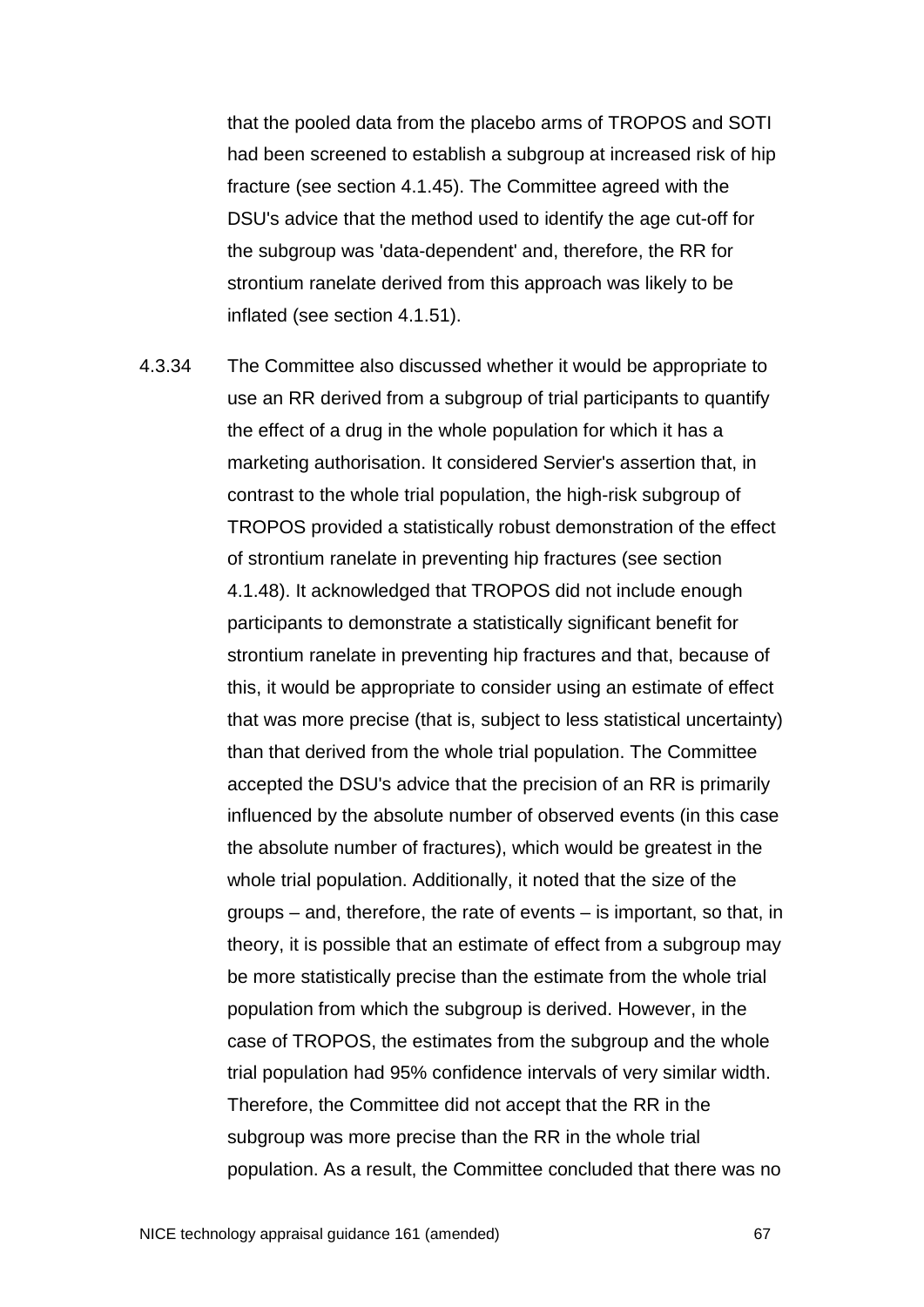that the pooled data from the placebo arms of TROPOS and SOTI had been screened to establish a subgroup at increased risk of hip fracture (see section 4.1.45). The Committee agreed with the DSU's advice that the method used to identify the age cut-off for the subgroup was 'data-dependent' and, therefore, the RR for strontium ranelate derived from this approach was likely to be inflated (see section 4.1.51).

4.3.34 The Committee also discussed whether it would be appropriate to use an RR derived from a subgroup of trial participants to quantify the effect of a drug in the whole population for which it has a marketing authorisation. It considered Servier's assertion that, in contrast to the whole trial population, the high-risk subgroup of TROPOS provided a statistically robust demonstration of the effect of strontium ranelate in preventing hip fractures (see section 4.1.48). It acknowledged that TROPOS did not include enough participants to demonstrate a statistically significant benefit for strontium ranelate in preventing hip fractures and that, because of this, it would be appropriate to consider using an estimate of effect that was more precise (that is, subject to less statistical uncertainty) than that derived from the whole trial population. The Committee accepted the DSU's advice that the precision of an RR is primarily influenced by the absolute number of observed events (in this case the absolute number of fractures), which would be greatest in the whole trial population. Additionally, it noted that the size of the groups – and, therefore, the rate of events – is important, so that, in theory, it is possible that an estimate of effect from a subgroup may be more statistically precise than the estimate from the whole trial population from which the subgroup is derived. However, in the case of TROPOS, the estimates from the subgroup and the whole trial population had 95% confidence intervals of very similar width. Therefore, the Committee did not accept that the RR in the subgroup was more precise than the RR in the whole trial population. As a result, the Committee concluded that there was no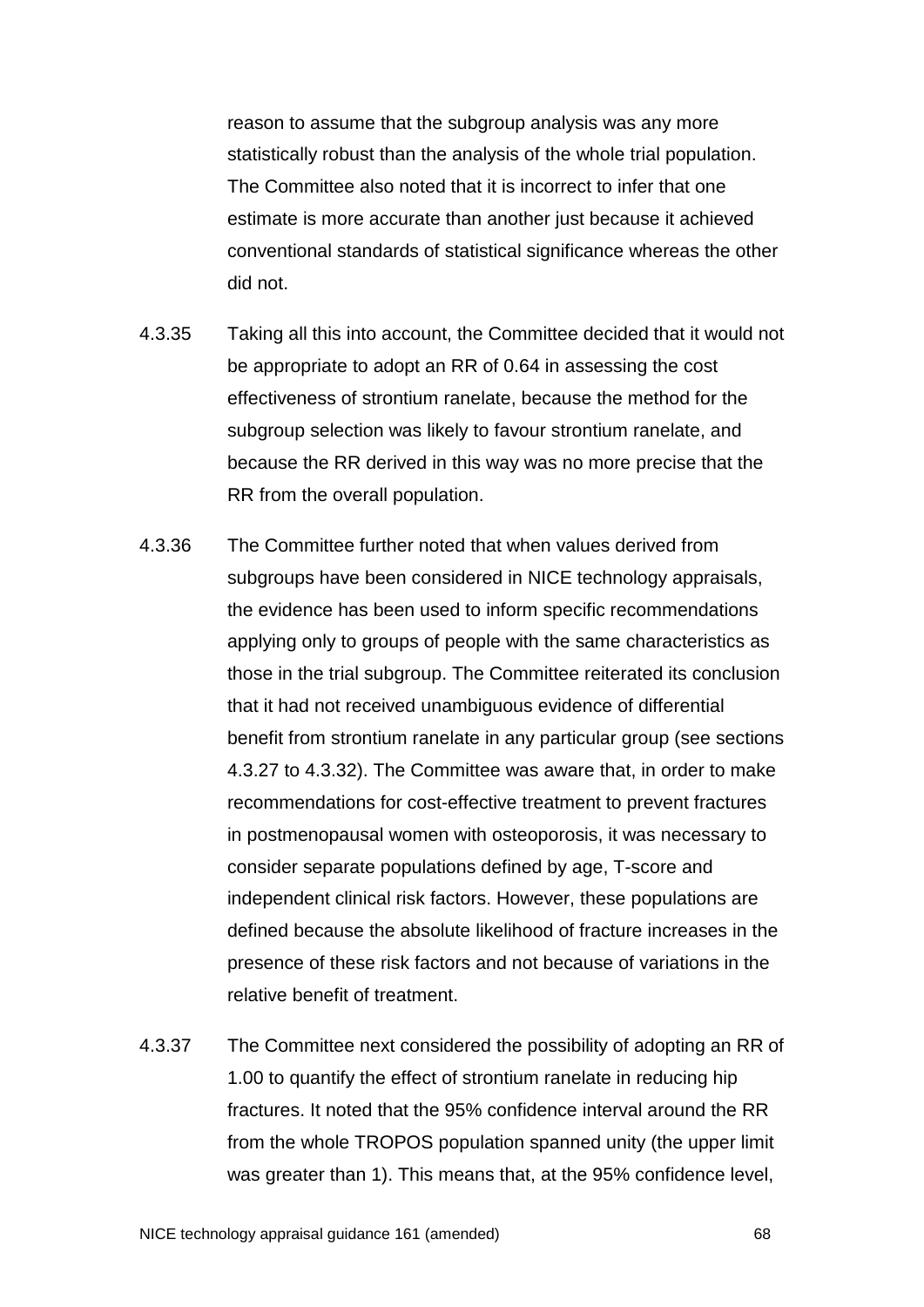reason to assume that the subgroup analysis was any more statistically robust than the analysis of the whole trial population. The Committee also noted that it is incorrect to infer that one estimate is more accurate than another just because it achieved conventional standards of statistical significance whereas the other did not.

4.3.35 Taking all this into account, the Committee decided that it would not be appropriate to adopt an RR of 0.64 in assessing the cost effectiveness of strontium ranelate, because the method for the subgroup selection was likely to favour strontium ranelate, and because the RR derived in this way was no more precise that the RR from the overall population.

4.3.36 The Committee further noted that when values derived from subgroups have been considered in NICE technology appraisals, the evidence has been used to inform specific recommendations applying only to groups of people with the same characteristics as those in the trial subgroup. The Committee reiterated its conclusion that it had not received unambiguous evidence of differential benefit from strontium ranelate in any particular group (see sections 4.3.27 to 4.3.32). The Committee was aware that, in order to make recommendations for cost-effective treatment to prevent fractures in postmenopausal women with osteoporosis, it was necessary to consider separate populations defined by age, T-score and independent clinical risk factors. However, these populations are defined because the absolute likelihood of fracture increases in the presence of these risk factors and not because of variations in the relative benefit of treatment.

4.3.37 The Committee next considered the possibility of adopting an RR of 1.00 to quantify the effect of strontium ranelate in reducing hip fractures. It noted that the 95% confidence interval around the RR from the whole TROPOS population spanned unity (the upper limit was greater than 1). This means that, at the 95% confidence level,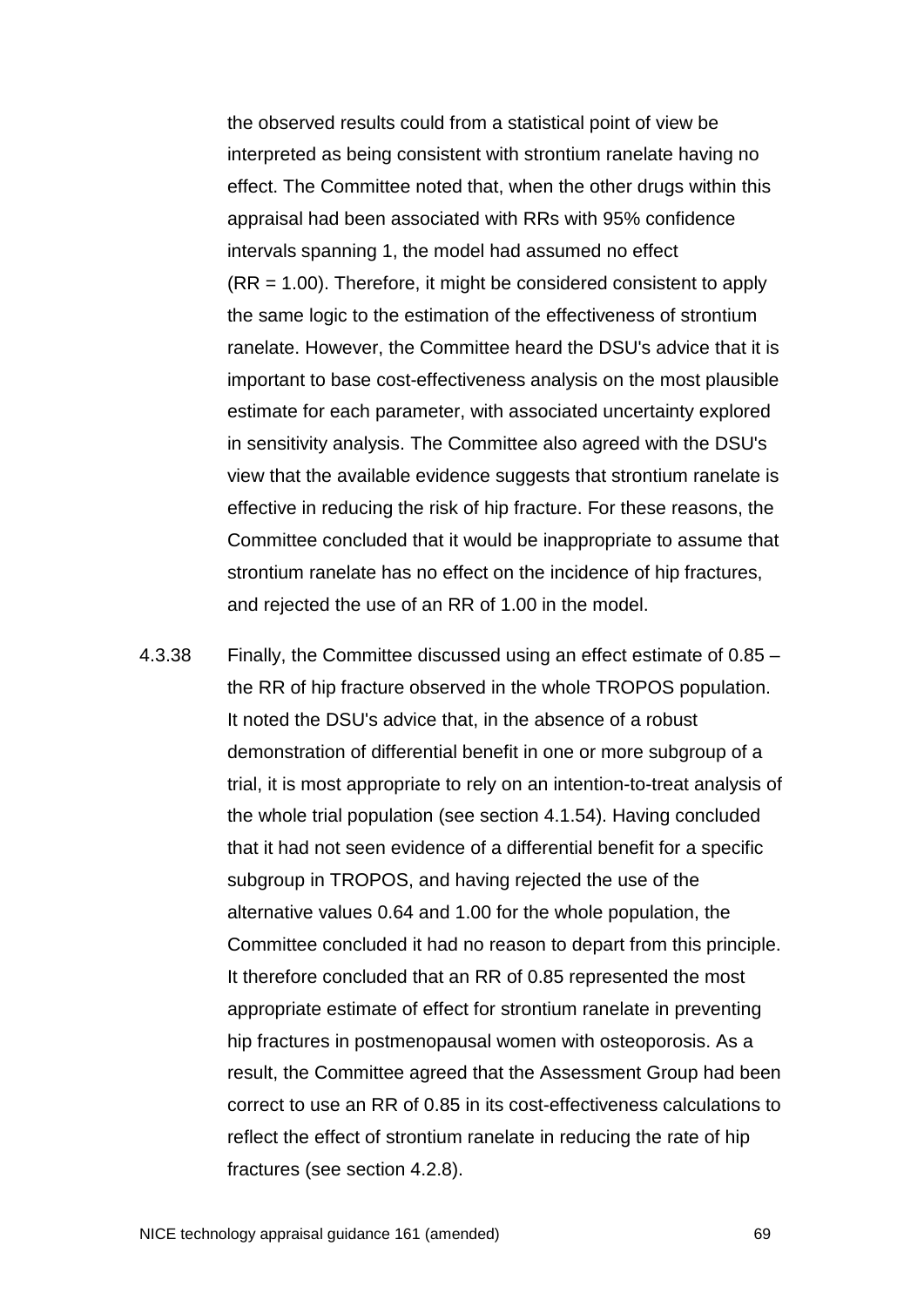the observed results could from a statistical point of view be interpreted as being consistent with strontium ranelate having no effect. The Committee noted that, when the other drugs within this appraisal had been associated with RRs with 95% confidence intervals spanning 1, the model had assumed no effect (RR = 1.00). Therefore, it might be considered consistent to apply the same logic to the estimation of the effectiveness of strontium ranelate. However, the Committee heard the DSU's advice that it is important to base cost-effectiveness analysis on the most plausible estimate for each parameter, with associated uncertainty explored in sensitivity analysis. The Committee also agreed with the DSU's view that the available evidence suggests that strontium ranelate is effective in reducing the risk of hip fracture. For these reasons, the Committee concluded that it would be inappropriate to assume that strontium ranelate has no effect on the incidence of hip fractures, and rejected the use of an RR of 1.00 in the model.

4.3.38 Finally, the Committee discussed using an effect estimate of 0.85 – the RR of hip fracture observed in the whole TROPOS population. It noted the DSU's advice that, in the absence of a robust demonstration of differential benefit in one or more subgroup of a trial, it is most appropriate to rely on an intention-to-treat analysis of the whole trial population (see section 4.1.54). Having concluded that it had not seen evidence of a differential benefit for a specific subgroup in TROPOS, and having rejected the use of the alternative values 0.64 and 1.00 for the whole population, the Committee concluded it had no reason to depart from this principle. It therefore concluded that an RR of 0.85 represented the most appropriate estimate of effect for strontium ranelate in preventing hip fractures in postmenopausal women with osteoporosis. As a result, the Committee agreed that the Assessment Group had been correct to use an RR of 0.85 in its cost-effectiveness calculations to reflect the effect of strontium ranelate in reducing the rate of hip fractures (see section 4.2.8).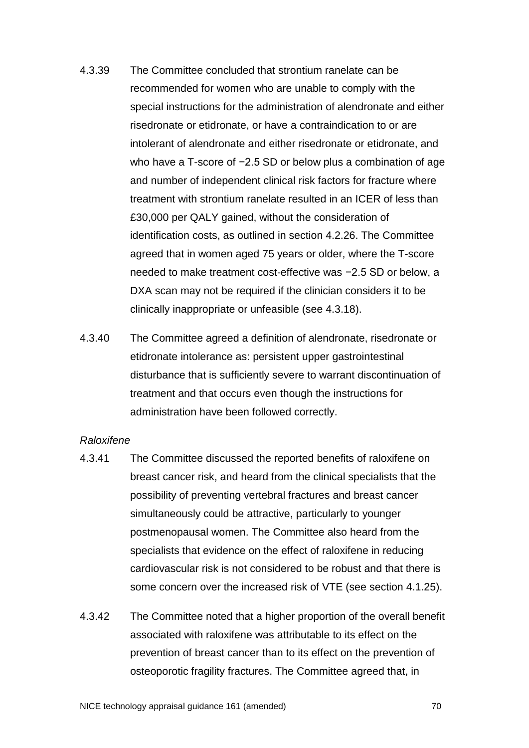4.3.39 The Committee concluded that strontium ranelate can be recommended for women who are unable to comply with the special instructions for the administration of alendronate and either risedronate or etidronate, or have a contraindication to or are intolerant of alendronate and either risedronate or etidronate, and who have a T-score of −2.5 SD or below plus a combination of age and number of independent clinical risk factors for fracture where treatment with strontium ranelate resulted in an ICER of less than £30,000 per QALY gained, without the consideration of identification costs, as outlined in section 4.2.26. The Committee agreed that in women aged 75 years or older, where the T-score needed to make treatment cost-effective was −2.5 SD or below, a DXA scan may not be required if the clinician considers it to be clinically inappropriate or unfeasible (see 4.3.18).

4.3.40 The Committee agreed a definition of alendronate, risedronate or etidronate intolerance as: persistent upper gastrointestinal disturbance that is sufficiently severe to warrant discontinuation of treatment and that occurs even though the instructions for administration have been followed correctly.

*Raloxifene*

4.3.41 The Committee discussed the reported benefits of raloxifene on breast cancer risk, and heard from the clinical specialists that the possibility of preventing vertebral fractures and breast cancer simultaneously could be attractive, particularly to younger postmenopausal women. The Committee also heard from the specialists that evidence on the effect of raloxifene in reducing cardiovascular risk is not considered to be robust and that there is some concern over the increased risk of VTE (see section 4.1.25).

4.3.42 The Committee noted that a higher proportion of the overall benefit associated with raloxifene was attributable to its effect on the prevention of breast cancer than to its effect on the prevention of osteoporotic fragility fractures. The Committee agreed that, in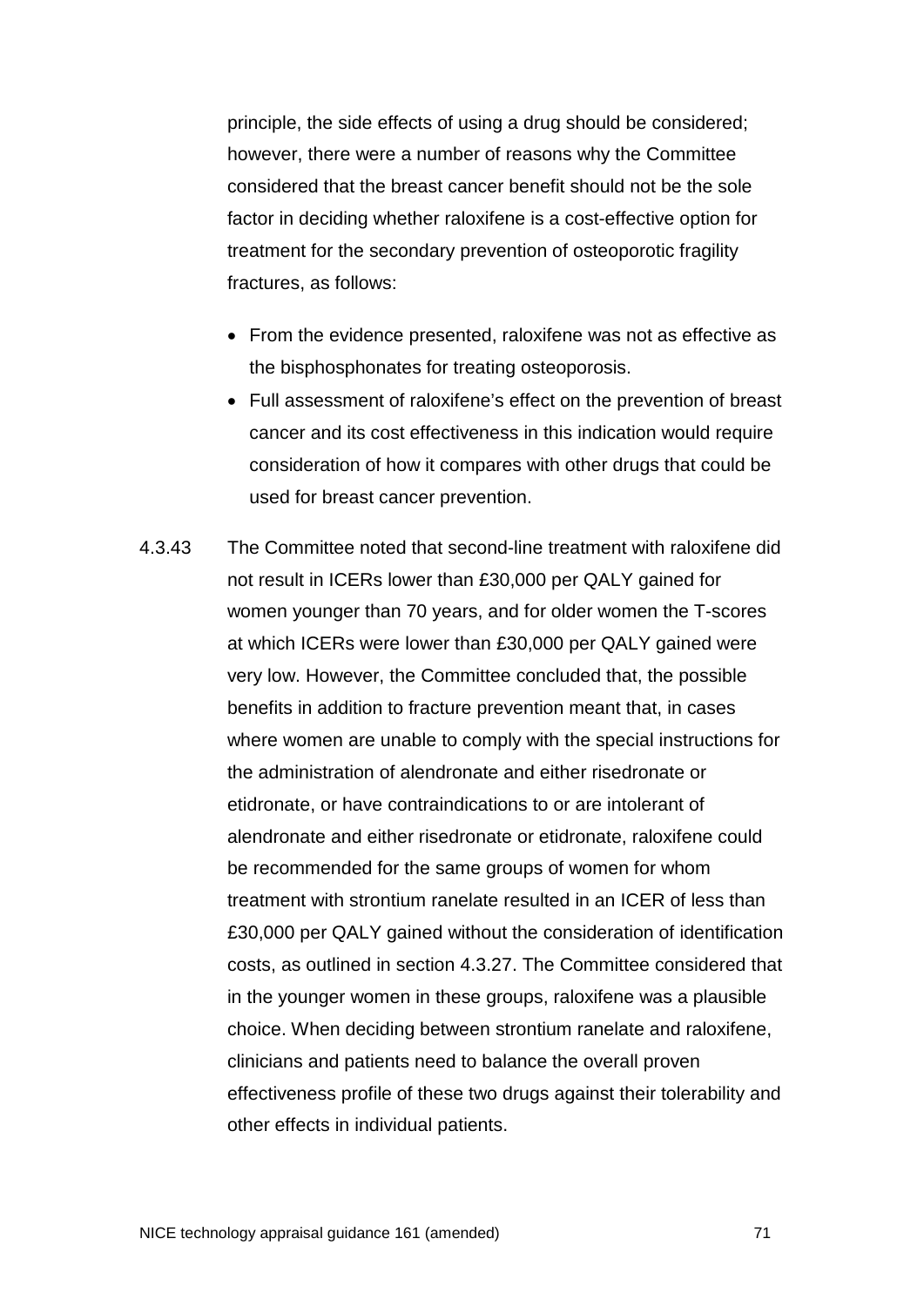principle, the side effects of using a drug should be considered; however, there were a number of reasons why the Committee considered that the breast cancer benefit should not be the sole factor in deciding whether raloxifene is a cost-effective option for treatment for the secondary prevention of osteoporotic fragility fractures, as follows:

- From the evidence presented, raloxifene was not as effective as the bisphosphonates for treating osteoporosis.
- Full assessment of raloxifene's effect on the prevention of breast cancer and its cost effectiveness in this indication would require consideration of how it compares with other drugs that could be used for breast cancer prevention.

4.3.43 The Committee noted that second-line treatment with raloxifene did not result in ICERs lower than £30,000 per QALY gained for women younger than 70 years, and for older women the T-scores at which ICERs were lower than £30,000 per QALY gained were very low. However, the Committee concluded that, the possible benefits in addition to fracture prevention meant that, in cases where women are unable to comply with the special instructions for the administration of alendronate and either risedronate or etidronate, or have contraindications to or are intolerant of alendronate and either risedronate or etidronate, raloxifene could be recommended for the same groups of women for whom treatment with strontium ranelate resulted in an ICER of less than £30,000 per QALY gained without the consideration of identification costs, as outlined in section 4.3.27. The Committee considered that in the younger women in these groups, raloxifene was a plausible choice. When deciding between strontium ranelate and raloxifene, clinicians and patients need to balance the overall proven effectiveness profile of these two drugs against their tolerability and other effects in individual patients.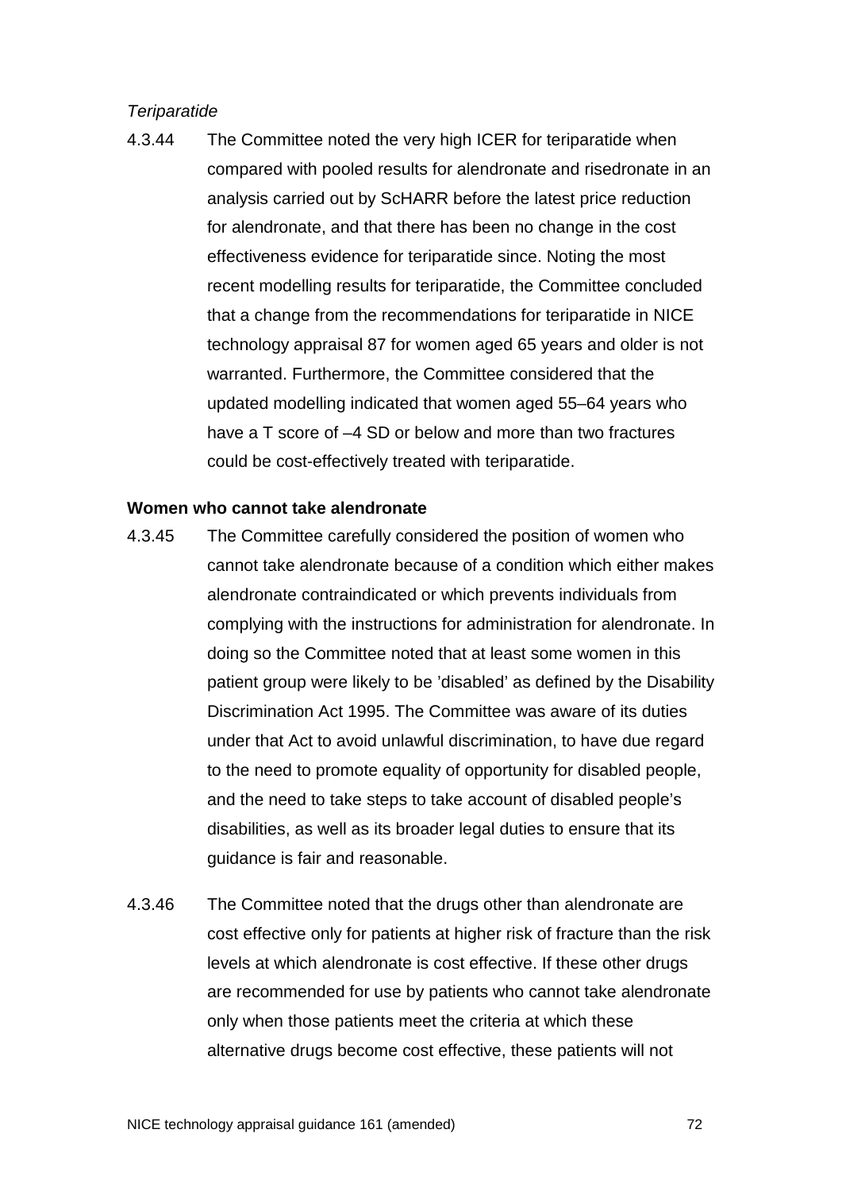*Teriparatide*

4.3.44 The Committee noted the very high ICER for teriparatide when compared with pooled results for alendronate and risedronate in an analysis carried out by ScHARR before the latest price reduction for alendronate, and that there has been no change in the cost effectiveness evidence for teriparatide since. Noting the most recent modelling results for teriparatide, the Committee concluded that a change from the recommendations for teriparatide in NICE technology appraisal 87 for women aged 65 years and older is not warranted. Furthermore, the Committee considered that the updated modelling indicated that women aged 55–64 years who have a T score of –4 SD or below and more than two fractures could be cost-effectively treated with teriparatide.

**Women who cannot take alendronate**

4.3.45 The Committee carefully considered the position of women who cannot take alendronate because of a condition which either makes alendronate contraindicated or which prevents individuals from complying with the instructions for administration for alendronate. In doing so the Committee noted that at least some women in this patient group were likely to be 'disabled' as defined by the Disability Discrimination Act 1995. The Committee was aware of its duties under that Act to avoid unlawful discrimination, to have due regard to the need to promote equality of opportunity for disabled people, and the need to take steps to take account of disabled people's disabilities, as well as its broader legal duties to ensure that its guidance is fair and reasonable.

4.3.46 The Committee noted that the drugs other than alendronate are cost effective only for patients at higher risk of fracture than the risk levels at which alendronate is cost effective. If these other drugs are recommended for use by patients who cannot take alendronate only when those patients meet the criteria at which these alternative drugs become cost effective, these patients will not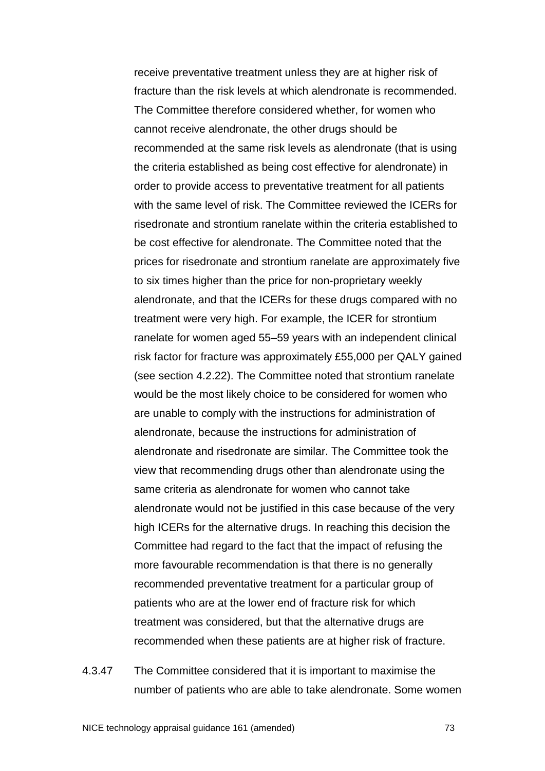receive preventative treatment unless they are at higher risk of fracture than the risk levels at which alendronate is recommended. The Committee therefore considered whether, for women who cannot receive alendronate, the other drugs should be recommended at the same risk levels as alendronate (that is using the criteria established as being cost effective for alendronate) in order to provide access to preventative treatment for all patients with the same level of risk. The Committee reviewed the ICERs for risedronate and strontium ranelate within the criteria established to be cost effective for alendronate. The Committee noted that the prices for risedronate and strontium ranelate are approximately five to six times higher than the price for non-proprietary weekly alendronate, and that the ICERs for these drugs compared with no treatment were very high. For example, the ICER for strontium ranelate for women aged 55–59 years with an independent clinical risk factor for fracture was approximately £55,000 per QALY gained (see section 4.2.22). The Committee noted that strontium ranelate would be the most likely choice to be considered for women who are unable to comply with the instructions for administration of alendronate, because the instructions for administration of alendronate and risedronate are similar. The Committee took the view that recommending drugs other than alendronate using the same criteria as alendronate for women who cannot take alendronate would not be justified in this case because of the very high ICERs for the alternative drugs. In reaching this decision the Committee had regard to the fact that the impact of refusing the more favourable recommendation is that there is no generally recommended preventative treatment for a particular group of patients who are at the lower end of fracture risk for which treatment was considered, but that the alternative drugs are recommended when these patients are at higher risk of fracture.

4.3.47 The Committee considered that it is important to maximise the number of patients who are able to take alendronate. Some women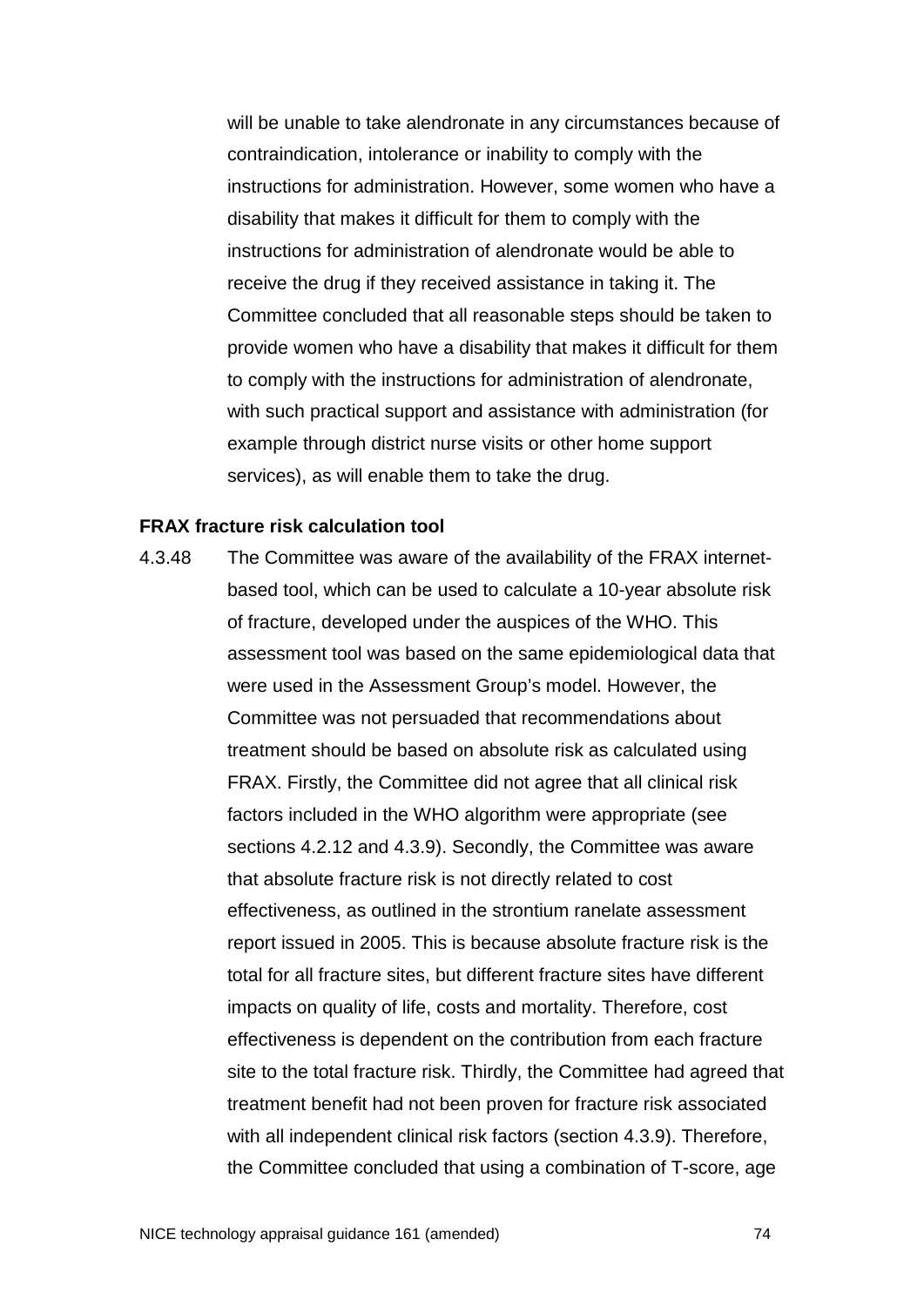will be unable to take alendronate in any circumstances because of contraindication, intolerance or inability to comply with the instructions for administration. However, some women who have a disability that makes it difficult for them to comply with the instructions for administration of alendronate would be able to receive the drug if they received assistance in taking it. The Committee concluded that all reasonable steps should be taken to provide women who have a disability that makes it difficult for them to comply with the instructions for administration of alendronate, with such practical support and assistance with administration (for example through district nurse visits or other home support services), as will enable them to take the drug.

**FRAX fracture risk calculation tool**

4.3.48 The Committee was aware of the availability of the FRAX internet-based tool, which can be used to calculate a 10-year absolute risk of fracture, developed under the auspices of the WHO. This assessment tool was based on the same epidemiological data that were used in the Assessment Group's model. However, the Committee was not persuaded that recommendations about treatment should be based on absolute risk as calculated using FRAX. Firstly, the Committee did not agree that all clinical risk factors included in the WHO algorithm were appropriate (see sections 4.2.12 and 4.3.9). Secondly, the Committee was aware that absolute fracture risk is not directly related to cost effectiveness, as outlined in the strontium ranelate assessment report issued in 2005. This is because absolute fracture risk is the total for all fracture sites, but different fracture sites have different impacts on quality of life, costs and mortality. Therefore, cost effectiveness is dependent on the contribution from each fracture site to the total fracture risk. Thirdly, the Committee had agreed that treatment benefit had not been proven for fracture risk associated with all independent clinical risk factors (section 4.3.9). Therefore, the Committee concluded that using a combination of T-score, age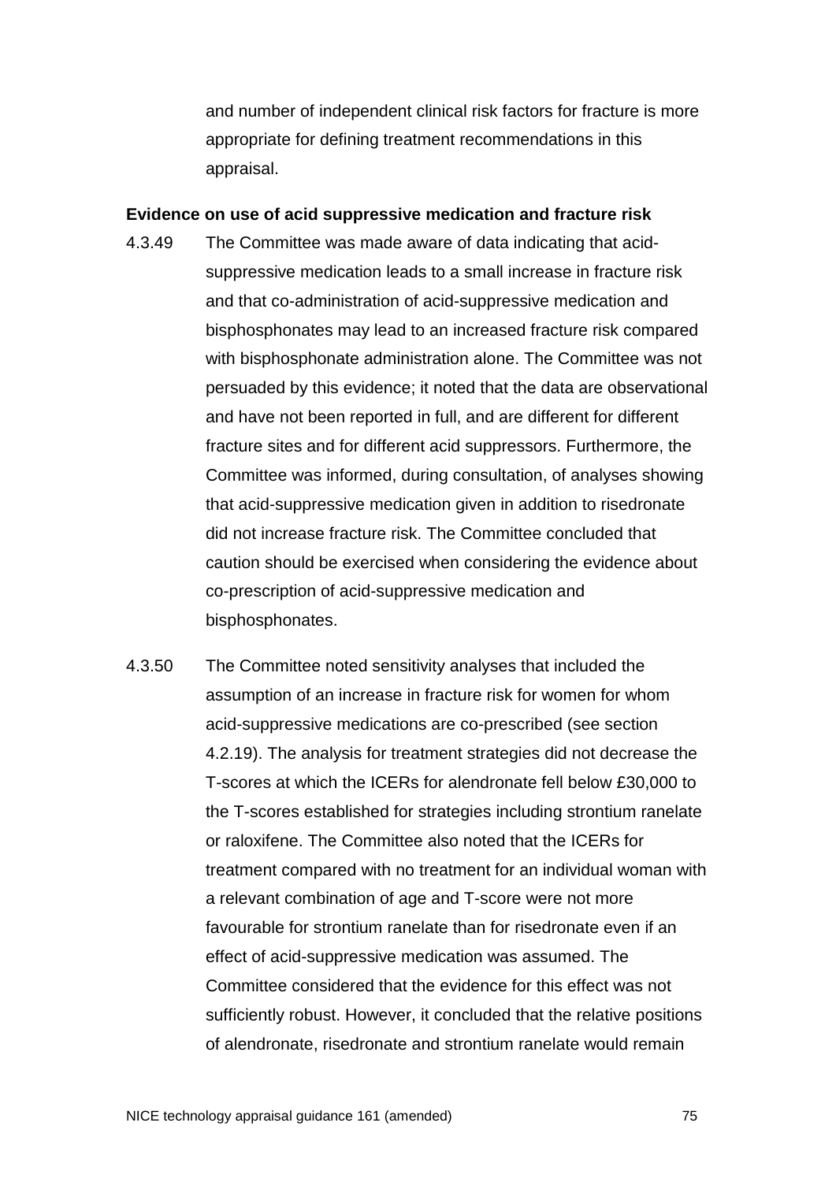and number of independent clinical risk factors for fracture is more appropriate for defining treatment recommendations in this appraisal.

**Evidence on use of acid suppressive medication and fracture risk**

4.3.49 The Committee was made aware of data indicating that acid-suppressive medication leads to a small increase in fracture risk and that co-administration of acid-suppressive medication and bisphosphonates may lead to an increased fracture risk compared with bisphosphonate administration alone. The Committee was not persuaded by this evidence; it noted that the data are observational and have not been reported in full, and are different for different fracture sites and for different acid suppressors. Furthermore, the Committee was informed, during consultation, of analyses showing that acid-suppressive medication given in addition to risedronate did not increase fracture risk. The Committee concluded that caution should be exercised when considering the evidence about co-prescription of acid-suppressive medication and bisphosphonates.

4.3.50 The Committee noted sensitivity analyses that included the assumption of an increase in fracture risk for women for whom acid-suppressive medications are co-prescribed (see section 4.2.19). The analysis for treatment strategies did not decrease the T-scores at which the ICERs for alendronate fell below £30,000 to the T-scores established for strategies including strontium ranelate or raloxifene. The Committee also noted that the ICERs for treatment compared with no treatment for an individual woman with a relevant combination of age and T-score were not more favourable for strontium ranelate than for risedronate even if an effect of acid-suppressive medication was assumed. The Committee considered that the evidence for this effect was not sufficiently robust. However, it concluded that the relative positions of alendronate, risedronate and strontium ranelate would remain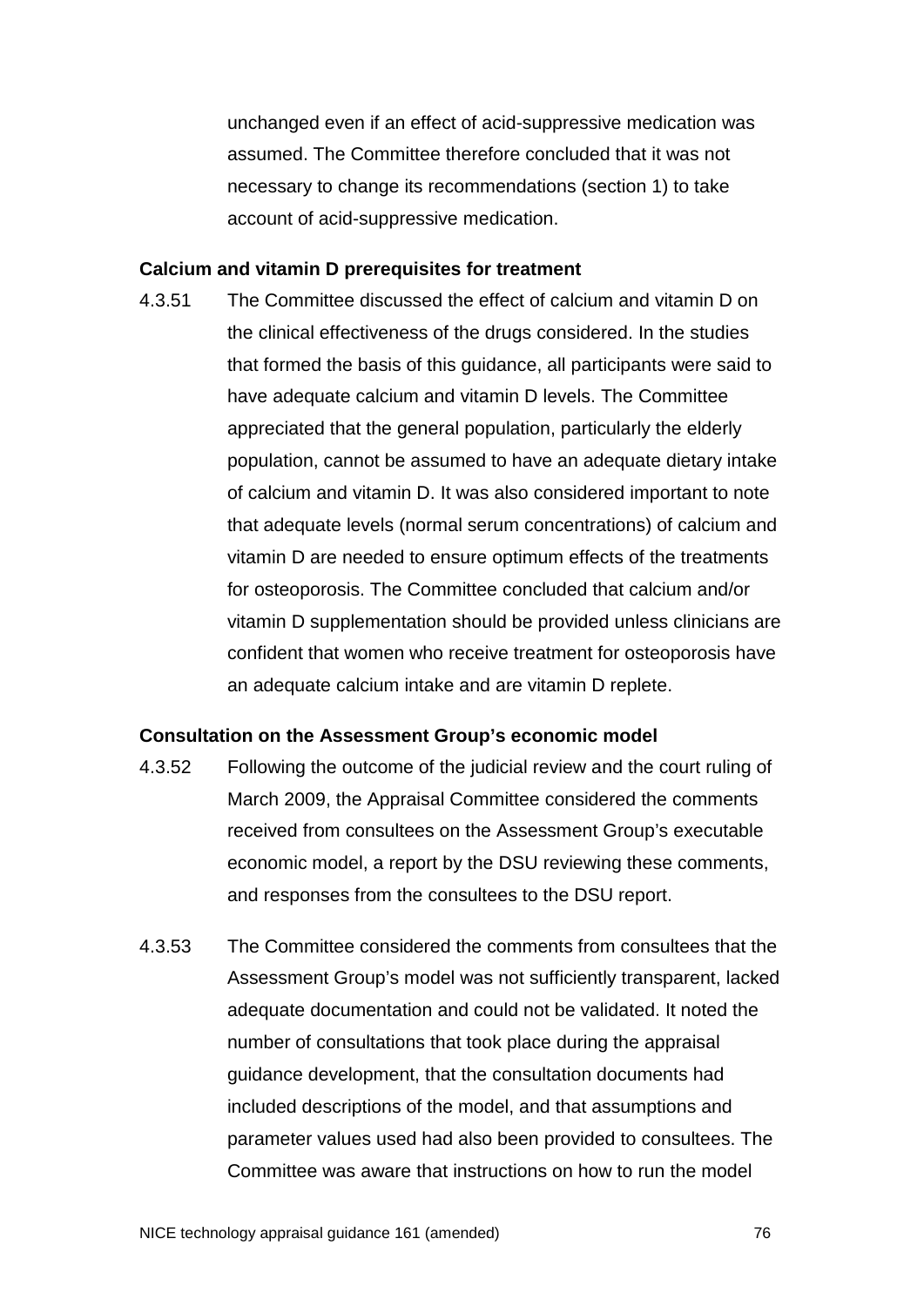unchanged even if an effect of acid-suppressive medication was assumed. The Committee therefore concluded that it was not necessary to change its recommendations (section 1) to take account of acid-suppressive medication.

**Calcium and vitamin D prerequisites for treatment**

4.3.51 The Committee discussed the effect of calcium and vitamin D on the clinical effectiveness of the drugs considered. In the studies that formed the basis of this guidance, all participants were said to have adequate calcium and vitamin D levels. The Committee appreciated that the general population, particularly the elderly population, cannot be assumed to have an adequate dietary intake of calcium and vitamin D. It was also considered important to note that adequate levels (normal serum concentrations) of calcium and vitamin D are needed to ensure optimum effects of the treatments for osteoporosis. The Committee concluded that calcium and/or vitamin D supplementation should be provided unless clinicians are confident that women who receive treatment for osteoporosis have an adequate calcium intake and are vitamin D replete.

**Consultation on the Assessment Group's economic model**

4.3.52 Following the outcome of the judicial review and the court ruling of March 2009, the Appraisal Committee considered the comments received from consultees on the Assessment Group's executable economic model, a report by the DSU reviewing these comments, and responses from the consultees to the DSU report.

4.3.53 The Committee considered the comments from consultees that the Assessment Group's model was not sufficiently transparent, lacked adequate documentation and could not be validated. It noted the number of consultations that took place during the appraisal guidance development, that the consultation documents had included descriptions of the model, and that assumptions and parameter values used had also been provided to consultees. The Committee was aware that instructions on how to run the model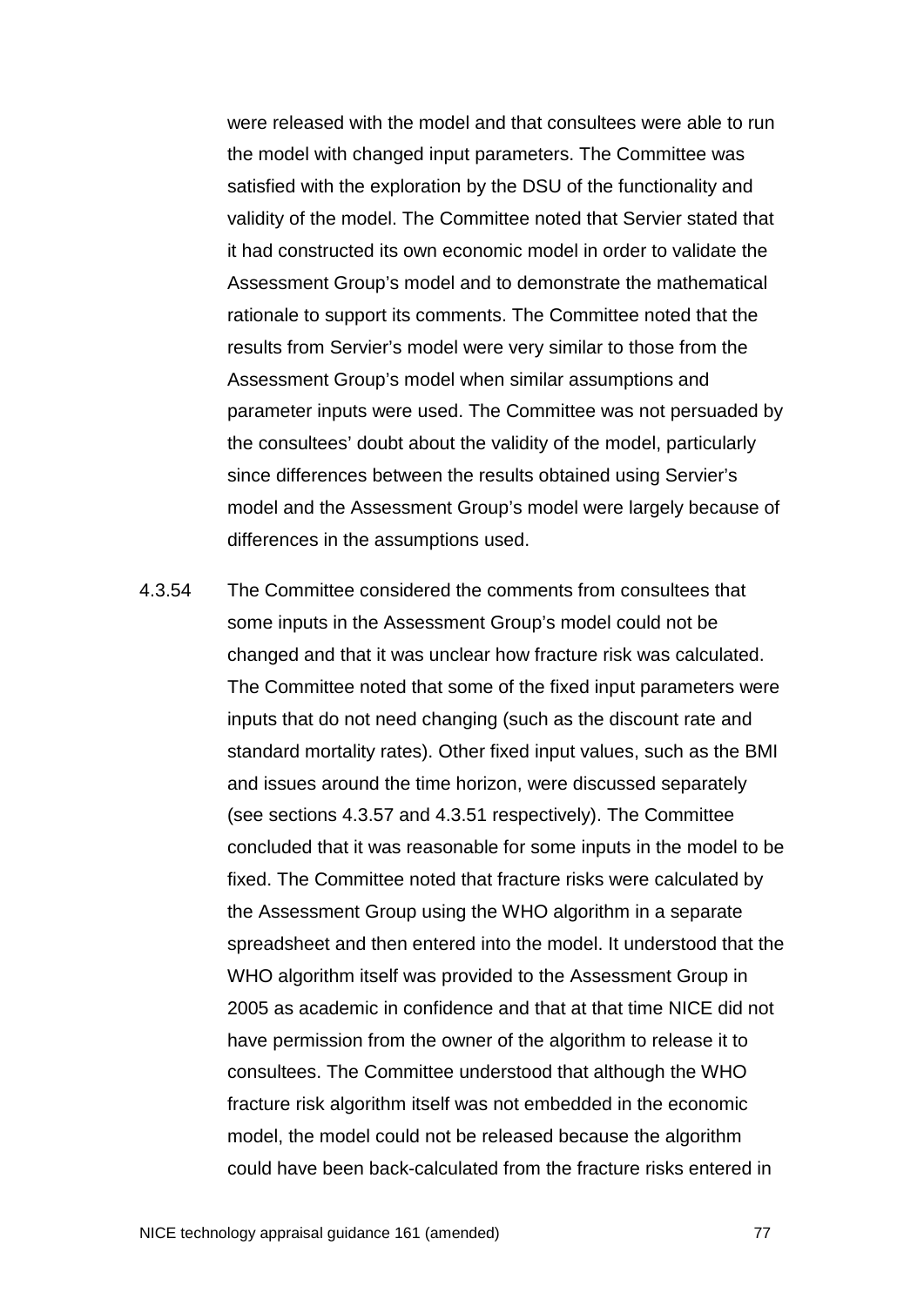were released with the model and that consultees were able to run the model with changed input parameters. The Committee was satisfied with the exploration by the DSU of the functionality and validity of the model. The Committee noted that Servier stated that it had constructed its own economic model in order to validate the Assessment Group's model and to demonstrate the mathematical rationale to support its comments. The Committee noted that the results from Servier's model were very similar to those from the Assessment Group's model when similar assumptions and parameter inputs were used. The Committee was not persuaded by the consultees' doubt about the validity of the model, particularly since differences between the results obtained using Servier's model and the Assessment Group's model were largely because of differences in the assumptions used.

4.3.54 The Committee considered the comments from consultees that some inputs in the Assessment Group's model could not be changed and that it was unclear how fracture risk was calculated. The Committee noted that some of the fixed input parameters were inputs that do not need changing (such as the discount rate and standard mortality rates). Other fixed input values, such as the BMI and issues around the time horizon, were discussed separately (see sections 4.3.57 and 4.3.51 respectively). The Committee concluded that it was reasonable for some inputs in the model to be fixed. The Committee noted that fracture risks were calculated by the Assessment Group using the WHO algorithm in a separate spreadsheet and then entered into the model. It understood that the WHO algorithm itself was provided to the Assessment Group in 2005 as academic in confidence and that at that time NICE did not have permission from the owner of the algorithm to release it to consultees. The Committee understood that although the WHO fracture risk algorithm itself was not embedded in the economic model, the model could not be released because the algorithm could have been back-calculated from the fracture risks entered in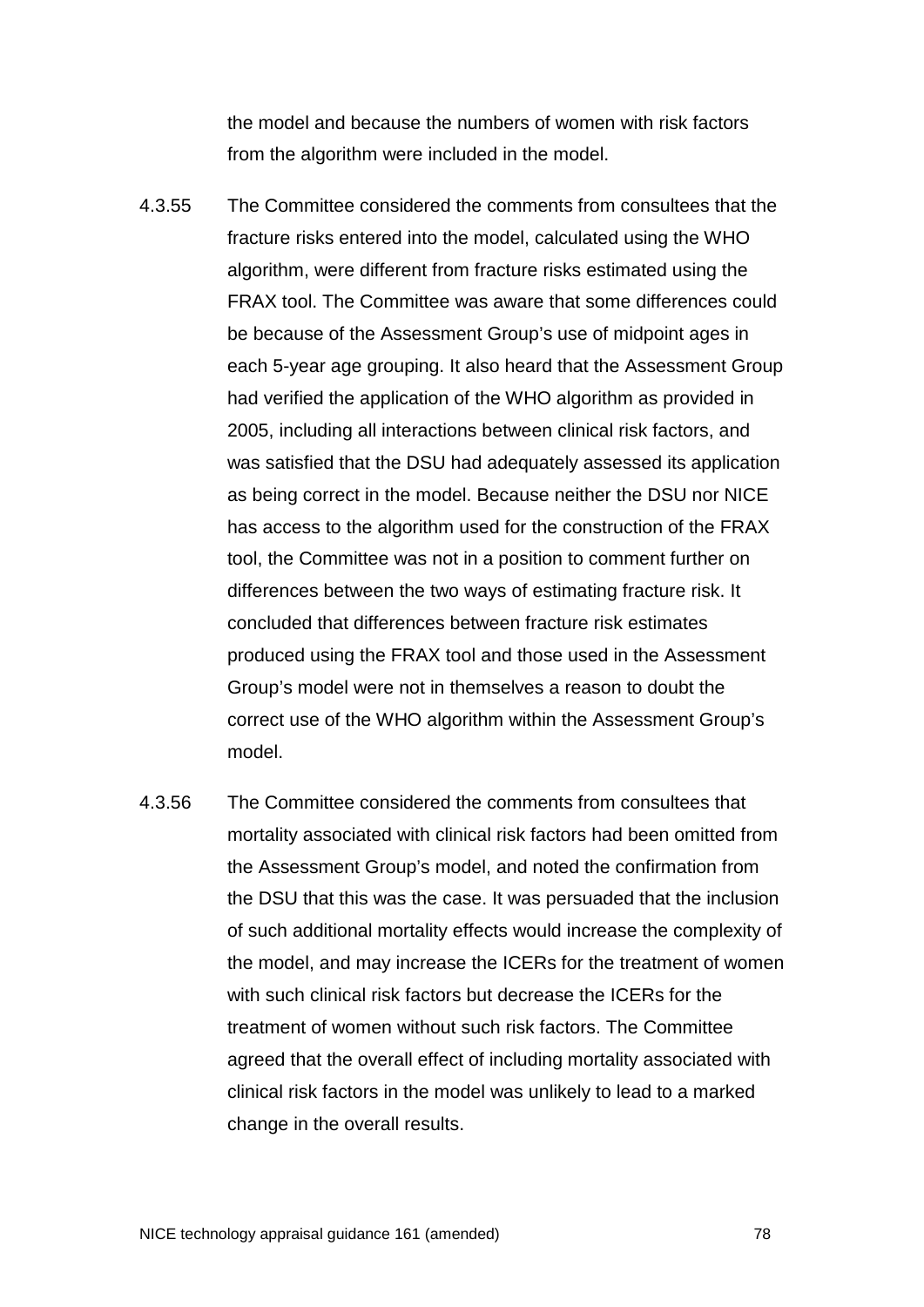the model and because the numbers of women with risk factors from the algorithm were included in the model.

4.3.55 The Committee considered the comments from consultees that the fracture risks entered into the model, calculated using the WHO algorithm, were different from fracture risks estimated using the FRAX tool. The Committee was aware that some differences could be because of the Assessment Group's use of midpoint ages in each 5-year age grouping. It also heard that the Assessment Group had verified the application of the WHO algorithm as provided in 2005, including all interactions between clinical risk factors, and was satisfied that the DSU had adequately assessed its application as being correct in the model. Because neither the DSU nor NICE has access to the algorithm used for the construction of the FRAX tool, the Committee was not in a position to comment further on differences between the two ways of estimating fracture risk. It concluded that differences between fracture risk estimates produced using the FRAX tool and those used in the Assessment Group's model were not in themselves a reason to doubt the correct use of the WHO algorithm within the Assessment Group's model.

4.3.56 The Committee considered the comments from consultees that mortality associated with clinical risk factors had been omitted from the Assessment Group's model, and noted the confirmation from the DSU that this was the case. It was persuaded that the inclusion of such additional mortality effects would increase the complexity of the model, and may increase the ICERs for the treatment of women with such clinical risk factors but decrease the ICERs for the treatment of women without such risk factors. The Committee agreed that the overall effect of including mortality associated with clinical risk factors in the model was unlikely to lead to a marked change in the overall results.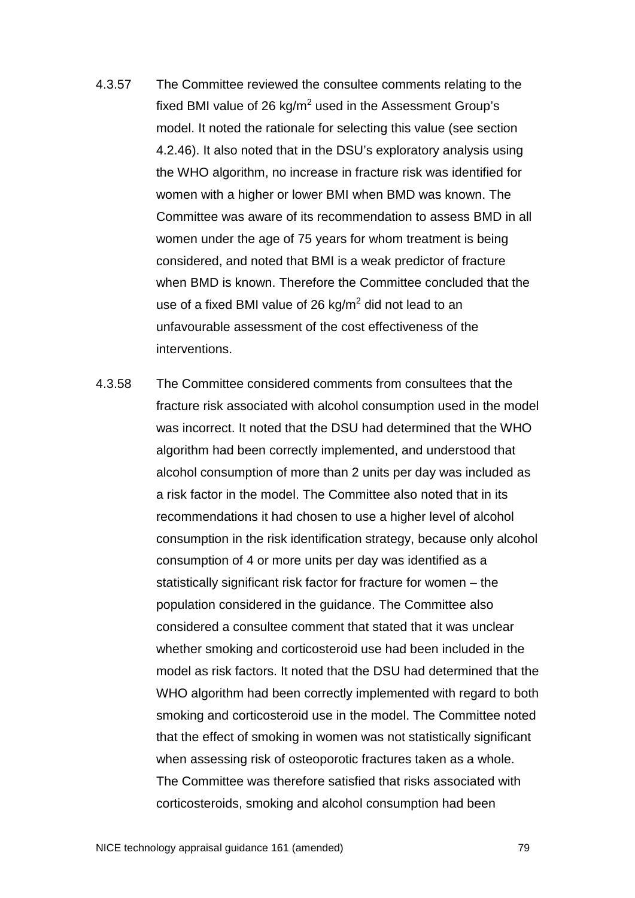4.3.57 The Committee reviewed the consultee comments relating to the fixed BMI value of 26 $kg/m^2$ used in the Assessment Group's model. It noted the rationale for selecting this value (see section 4.2.46). It also noted that in the DSU's exploratory analysis using the WHO algorithm, no increase in fracture risk was identified for women with a higher or lower BMI when BMD was known. The Committee was aware of its recommendation to assess BMD in all women under the age of 75 years for whom treatment is being considered, and noted that BMI is a weak predictor of fracture when BMD is known. Therefore the Committee concluded that the use of a fixed BMI value of 26 $kg/m^2$ did not lead to an unfavourable assessment of the cost effectiveness of the interventions.

4.3.58 The Committee considered comments from consultees that the fracture risk associated with alcohol consumption used in the model was incorrect. It noted that the DSU had determined that the WHO algorithm had been correctly implemented, and understood that alcohol consumption of more than 2 units per day was included as a risk factor in the model. The Committee also noted that in its recommendations it had chosen to use a higher level of alcohol consumption in the risk identification strategy, because only alcohol consumption of 4 or more units per day was identified as a statistically significant risk factor for fracture for women – the population considered in the guidance. The Committee also considered a consultee comment that stated that it was unclear whether smoking and corticosteroid use had been included in the model as risk factors. It noted that the DSU had determined that the WHO algorithm had been correctly implemented with regard to both smoking and corticosteroid use in the model. The Committee noted that the effect of smoking in women was not statistically significant when assessing risk of osteoporotic fractures taken as a whole. The Committee was therefore satisfied that risks associated with corticosteroids, smoking and alcohol consumption had been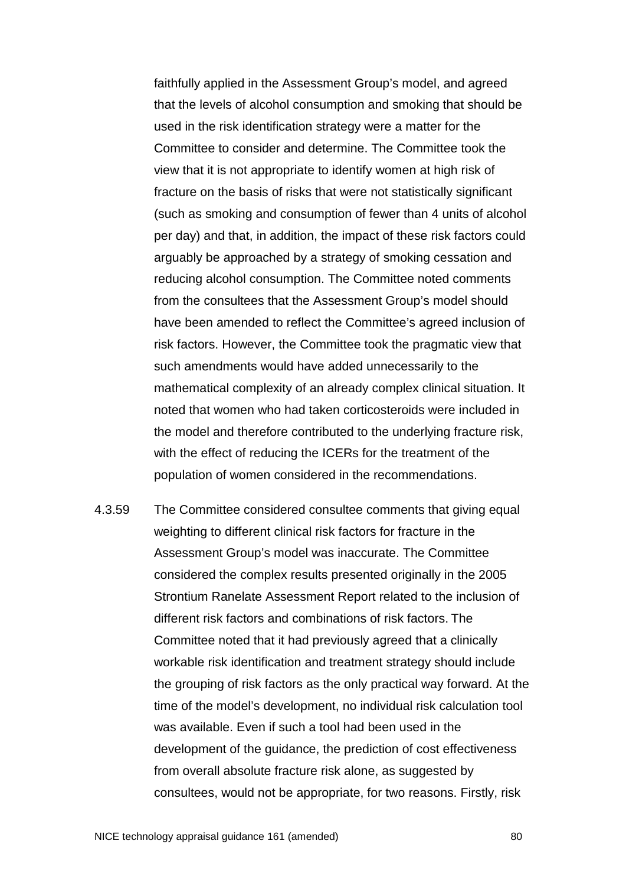faithfully applied in the Assessment Group's model, and agreed that the levels of alcohol consumption and smoking that should be used in the risk identification strategy were a matter for the Committee to consider and determine. The Committee took the view that it is not appropriate to identify women at high risk of fracture on the basis of risks that were not statistically significant (such as smoking and consumption of fewer than 4 units of alcohol per day) and that, in addition, the impact of these risk factors could arguably be approached by a strategy of smoking cessation and reducing alcohol consumption. The Committee noted comments from the consultees that the Assessment Group's model should have been amended to reflect the Committee's agreed inclusion of risk factors. However, the Committee took the pragmatic view that such amendments would have added unnecessarily to the mathematical complexity of an already complex clinical situation. It noted that women who had taken corticosteroids were included in the model and therefore contributed to the underlying fracture risk, with the effect of reducing the ICERs for the treatment of the population of women considered in the recommendations.

4.3.59 The Committee considered consultee comments that giving equal weighting to different clinical risk factors for fracture in the Assessment Group's model was inaccurate. The Committee considered the complex results presented originally in the 2005 Strontium Ranelate Assessment Report related to the inclusion of different risk factors and combinations of risk factors. The Committee noted that it had previously agreed that a clinically workable risk identification and treatment strategy should include the grouping of risk factors as the only practical way forward. At the time of the model's development, no individual risk calculation tool was available. Even if such a tool had been used in the development of the guidance, the prediction of cost effectiveness from overall absolute fracture risk alone, as suggested by consultees, would not be appropriate, for two reasons. Firstly, risk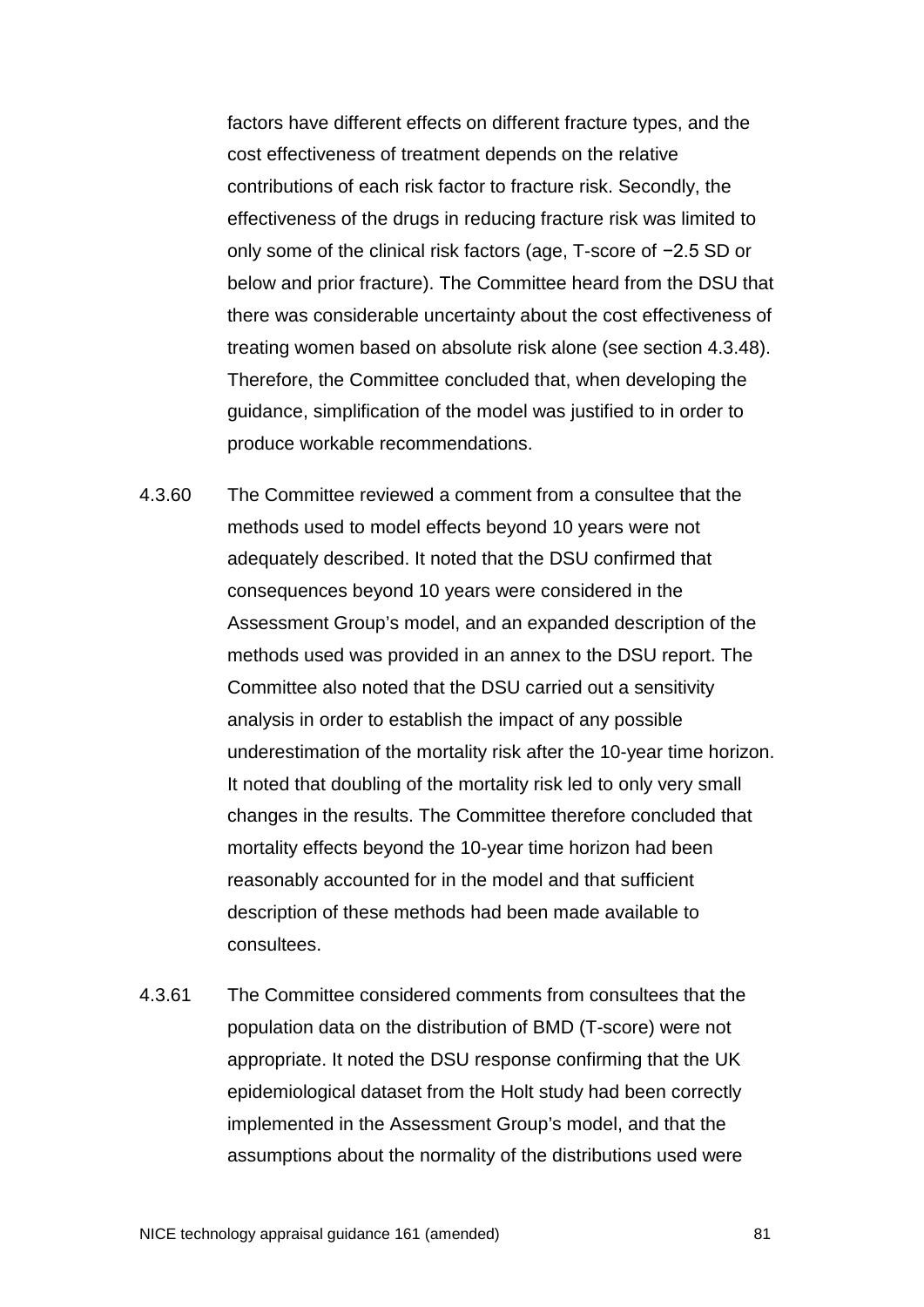factors have different effects on different fracture types, and the cost effectiveness of treatment depends on the relative contributions of each risk factor to fracture risk. Secondly, the effectiveness of the drugs in reducing fracture risk was limited to only some of the clinical risk factors (age, T-score of −2.5 SD or below and prior fracture). The Committee heard from the DSU that there was considerable uncertainty about the cost effectiveness of treating women based on absolute risk alone (see section 4.3.48). Therefore, the Committee concluded that, when developing the guidance, simplification of the model was justified to in order to produce workable recommendations.

4.3.60 The Committee reviewed a comment from a consultee that the methods used to model effects beyond 10 years were not adequately described. It noted that the DSU confirmed that consequences beyond 10 years were considered in the Assessment Group's model, and an expanded description of the methods used was provided in an annex to the DSU report. The Committee also noted that the DSU carried out a sensitivity analysis in order to establish the impact of any possible underestimation of the mortality risk after the 10-year time horizon. It noted that doubling of the mortality risk led to only very small changes in the results. The Committee therefore concluded that mortality effects beyond the 10-year time horizon had been reasonably accounted for in the model and that sufficient description of these methods had been made available to consultees.

4.3.61 The Committee considered comments from consultees that the population data on the distribution of BMD (T-score) were not appropriate. It noted the DSU response confirming that the UK epidemiological dataset from the Holt study had been correctly implemented in the Assessment Group's model, and that the assumptions about the normality of the distributions used were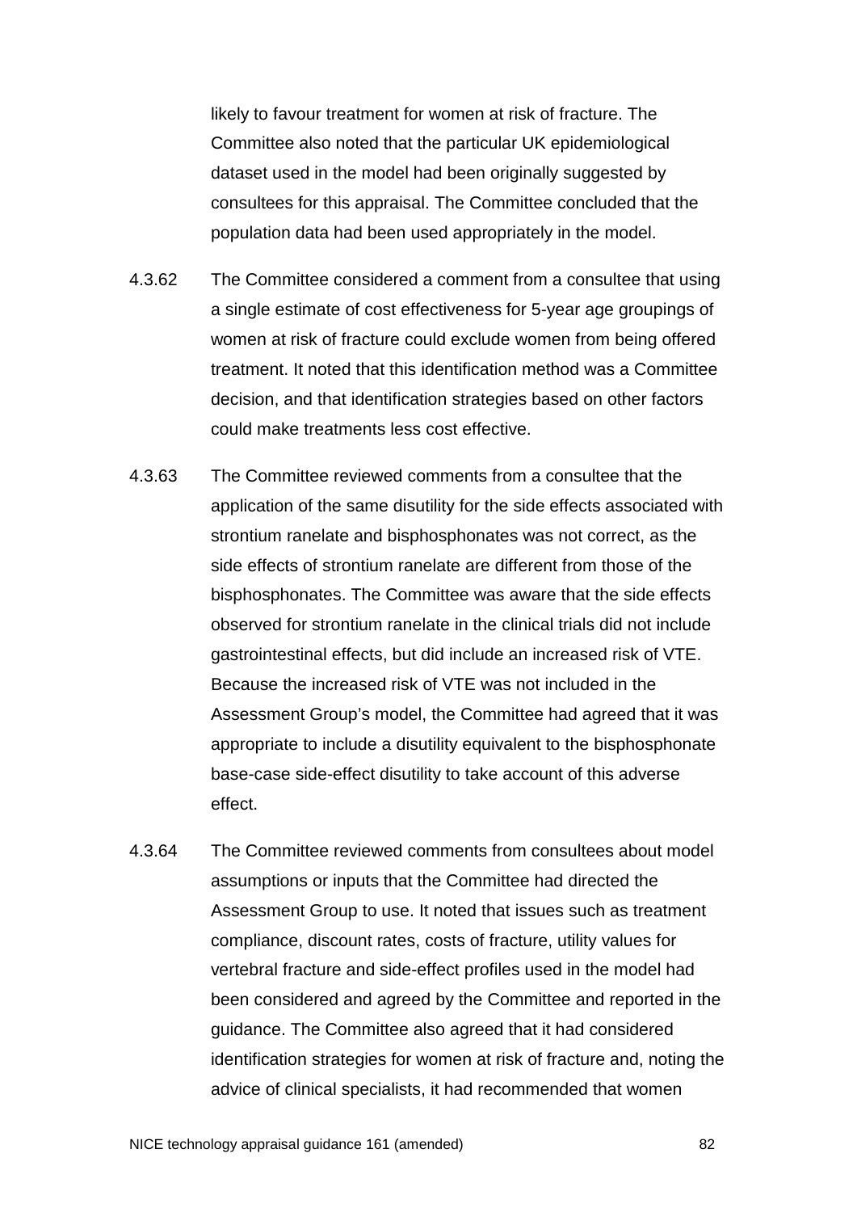likely to favour treatment for women at risk of fracture. The Committee also noted that the particular UK epidemiological dataset used in the model had been originally suggested by consultees for this appraisal. The Committee concluded that the population data had been used appropriately in the model.

4.3.62 The Committee considered a comment from a consultee that using a single estimate of cost effectiveness for 5-year age groupings of women at risk of fracture could exclude women from being offered treatment. It noted that this identification method was a Committee decision, and that identification strategies based on other factors could make treatments less cost effective.

4.3.63 The Committee reviewed comments from a consultee that the application of the same disutility for the side effects associated with strontium ranelate and bisphosphonates was not correct, as the side effects of strontium ranelate are different from those of the bisphosphonates. The Committee was aware that the side effects observed for strontium ranelate in the clinical trials did not include gastrointestinal effects, but did include an increased risk of VTE. Because the increased risk of VTE was not included in the Assessment Group's model, the Committee had agreed that it was appropriate to include a disutility equivalent to the bisphosphonate base-case side-effect disutility to take account of this adverse effect.

4.3.64 The Committee reviewed comments from consultees about model assumptions or inputs that the Committee had directed the Assessment Group to use. It noted that issues such as treatment compliance, discount rates, costs of fracture, utility values for vertebral fracture and side-effect profiles used in the model had been considered and agreed by the Committee and reported in the guidance. The Committee also agreed that it had considered identification strategies for women at risk of fracture and, noting the advice of clinical specialists, it had recommended that women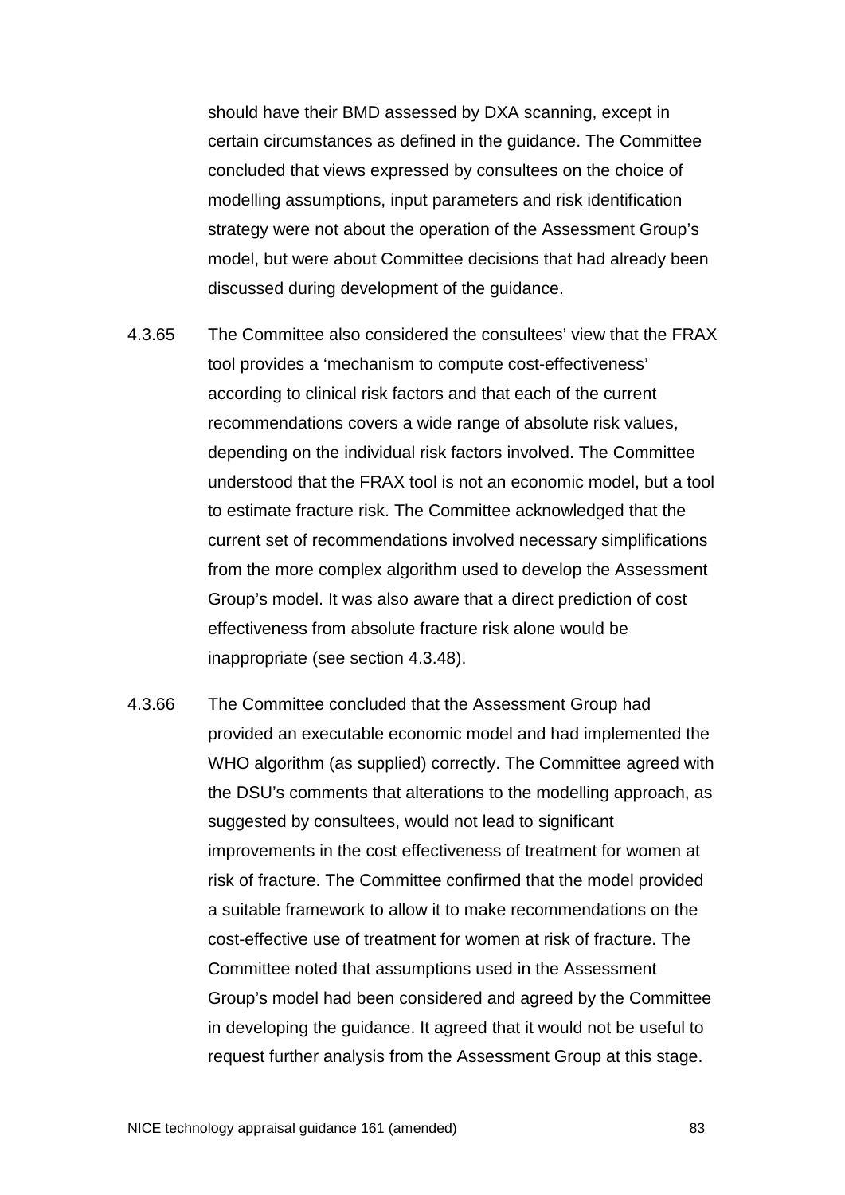should have their BMD assessed by DXA scanning, except in certain circumstances as defined in the guidance. The Committee concluded that views expressed by consultees on the choice of modelling assumptions, input parameters and risk identification strategy were not about the operation of the Assessment Group's model, but were about Committee decisions that had already been discussed during development of the guidance.

4.3.65 The Committee also considered the consultees' view that the FRAX tool provides a 'mechanism to compute cost-effectiveness' according to clinical risk factors and that each of the current recommendations covers a wide range of absolute risk values, depending on the individual risk factors involved. The Committee understood that the FRAX tool is not an economic model, but a tool to estimate fracture risk. The Committee acknowledged that the current set of recommendations involved necessary simplifications from the more complex algorithm used to develop the Assessment Group's model. It was also aware that a direct prediction of cost effectiveness from absolute fracture risk alone would be inappropriate (see section 4.3.48).

4.3.66 The Committee concluded that the Assessment Group had provided an executable economic model and had implemented the WHO algorithm (as supplied) correctly. The Committee agreed with the DSU's comments that alterations to the modelling approach, as suggested by consultees, would not lead to significant improvements in the cost effectiveness of treatment for women at risk of fracture. The Committee confirmed that the model provided a suitable framework to allow it to make recommendations on the cost-effective use of treatment for women at risk of fracture. The Committee noted that assumptions used in the Assessment Group's model had been considered and agreed by the Committee in developing the guidance. It agreed that it would not be useful to request further analysis from the Assessment Group at this stage.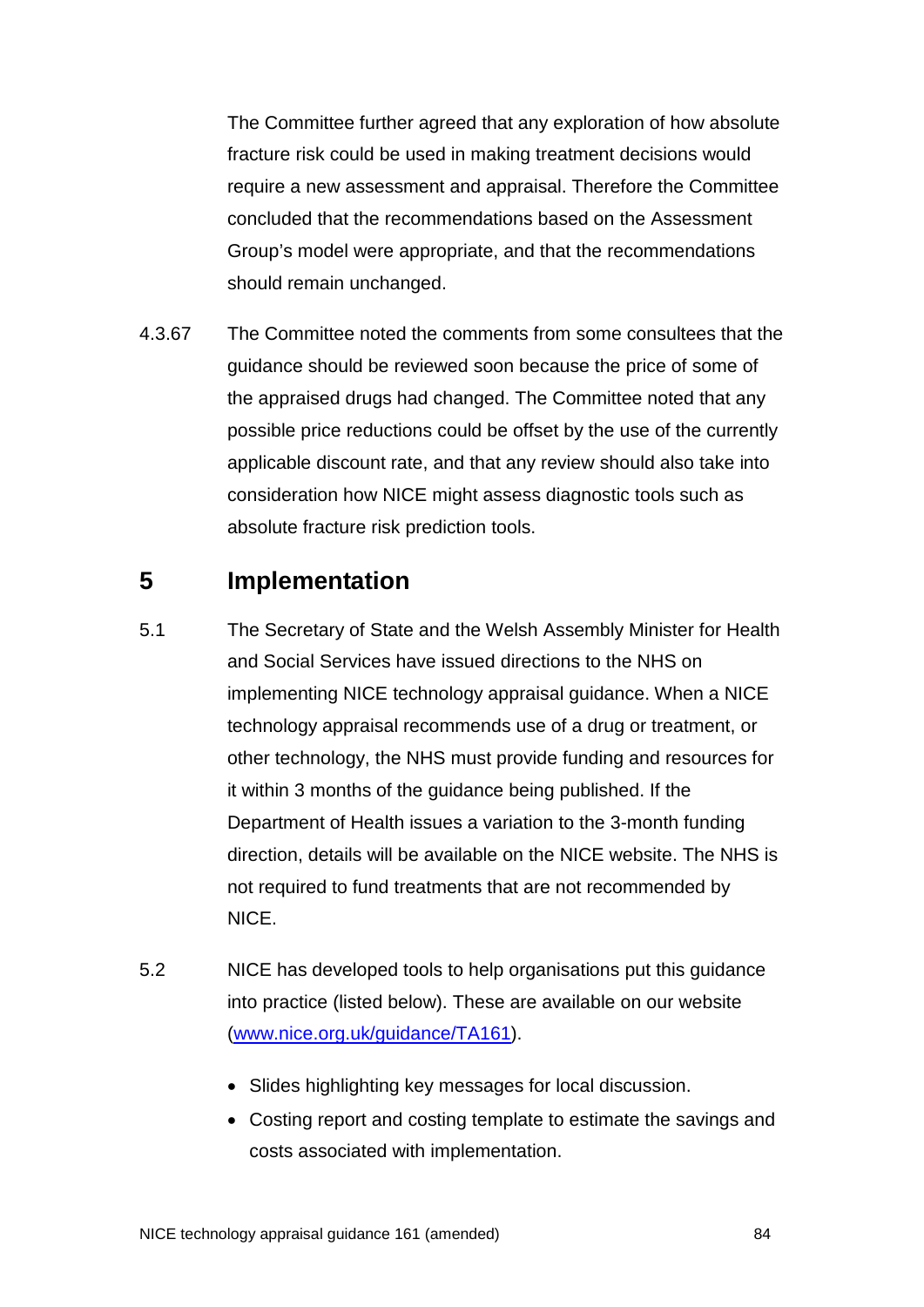The Committee further agreed that any exploration of how absolute fracture risk could be used in making treatment decisions would require a new assessment and appraisal. Therefore the Committee concluded that the recommendations based on the Assessment Group's model were appropriate, and that the recommendations should remain unchanged.

4.3.67 The Committee noted the comments from some consultees that the guidance should be reviewed soon because the price of some of the appraised drugs had changed. The Committee noted that any possible price reductions could be offset by the use of the currently applicable discount rate, and that any review should also take into consideration how NICE might assess diagnostic tools such as absolute fracture risk prediction tools.

## 5 Implementation

5.1 The Secretary of State and the Welsh Assembly Minister for Health and Social Services have issued directions to the NHS on implementing NICE technology appraisal guidance. When a NICE technology appraisal recommends use of a drug or treatment, or other technology, the NHS must provide funding and resources for it within 3 months of the guidance being published. If the Department of Health issues a variation to the 3-month funding direction, details will be available on the NICE website. The NHS is not required to fund treatments that are not recommended by NICE.

5.2 NICE has developed tools to help organisations put this guidance into practice (listed below). These are available on our website (www.nice.org.uk/guidance/TA161).

- Slides highlighting key messages for local discussion.
- Costing report and costing template to estimate the savings and costs associated with implementation.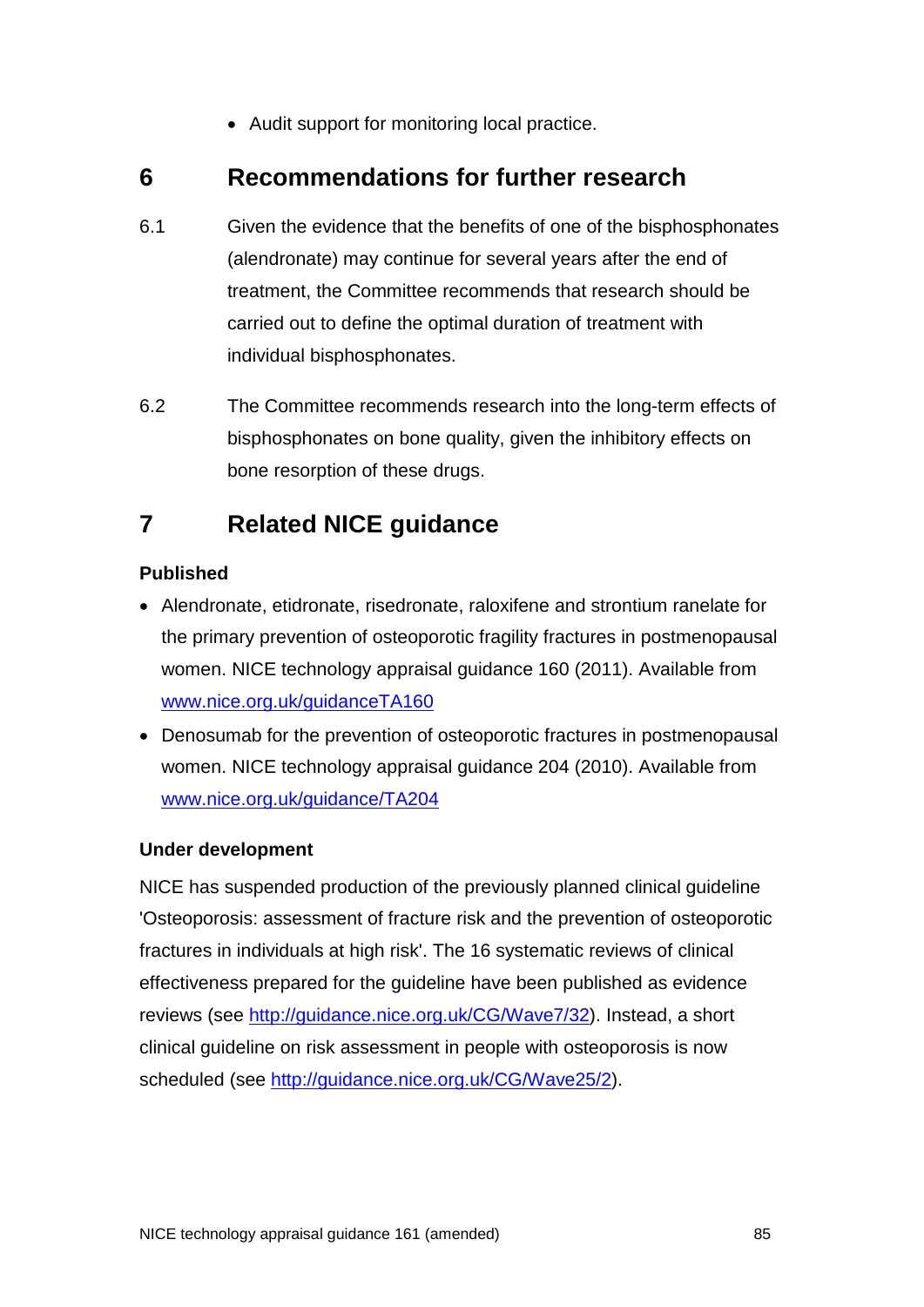- Audit support for monitoring local practice.

# 6 Recommendations for further research

6.1 Given the evidence that the benefits of one of the bisphosphonates (alendronate) may continue for several years after the end of treatment, the Committee recommends that research should be carried out to define the optimal duration of treatment with individual bisphosphonates.

6.2 The Committee recommends research into the long-term effects of bisphosphonates on bone quality, given the inhibitory effects on bone resorption of these drugs.

# 7 Related NICE guidance

**Published**

- Alendronate, etidronate, risedronate, raloxifene and strontium ranelate for the primary prevention of osteoporotic fragility fractures in postmenopausal women. NICE technology appraisal guidance 160 (2011). Available from www.nice.org.uk/guidanceTA160
- Denosumab for the prevention of osteoporotic fractures in postmenopausal women. NICE technology appraisal guidance 204 (2010). Available from www.nice.org.uk/guidance/TA204

**Under development**

NICE has suspended production of the previously planned clinical guideline 'Osteoporosis: assessment of fracture risk and the prevention of osteoporotic fractures in individuals at high risk'. The 16 systematic reviews of clinical effectiveness prepared for the guideline have been published as evidence reviews (see http://guidance.nice.org.uk/CG/Wave7/32). Instead, a short clinical guideline on risk assessment in people with osteoporosis is now scheduled (see http://guidance.nice.org.uk/CG/Wave25/2).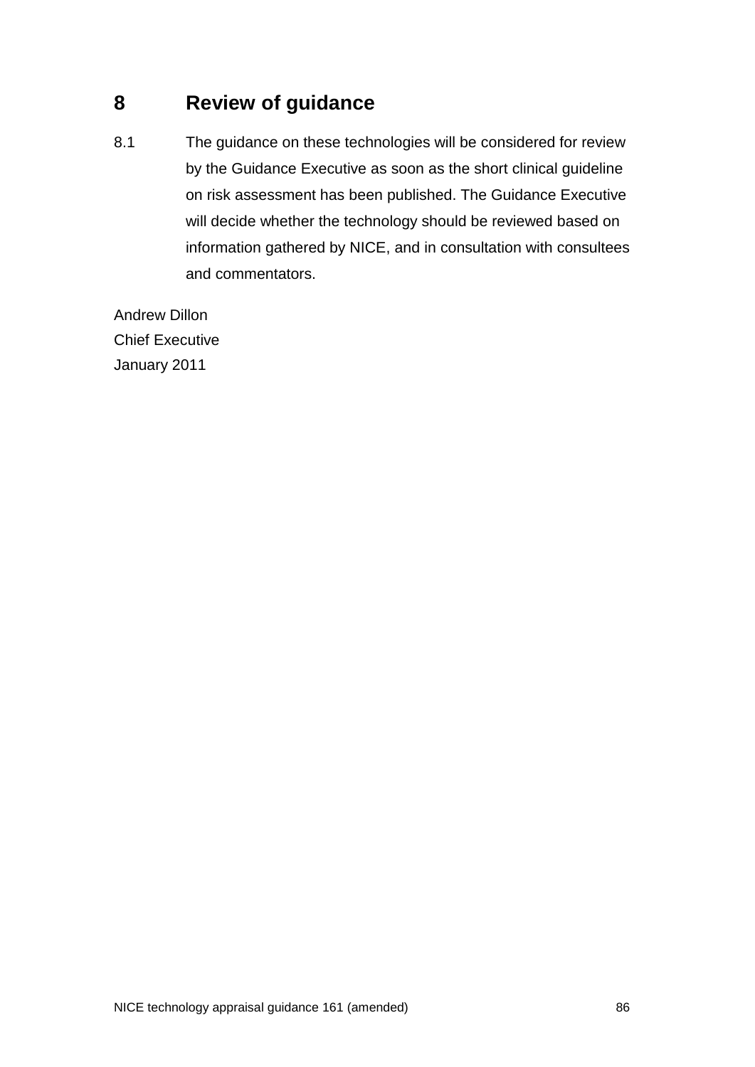## 8 Review of guidance

8.1 The guidance on these technologies will be considered for review by the Guidance Executive as soon as the short clinical guideline on risk assessment has been published. The Guidance Executive will decide whether the technology should be reviewed based on information gathered by NICE, and in consultation with consultees and commentators.

Andrew Dillon
Chief Executive
January 2011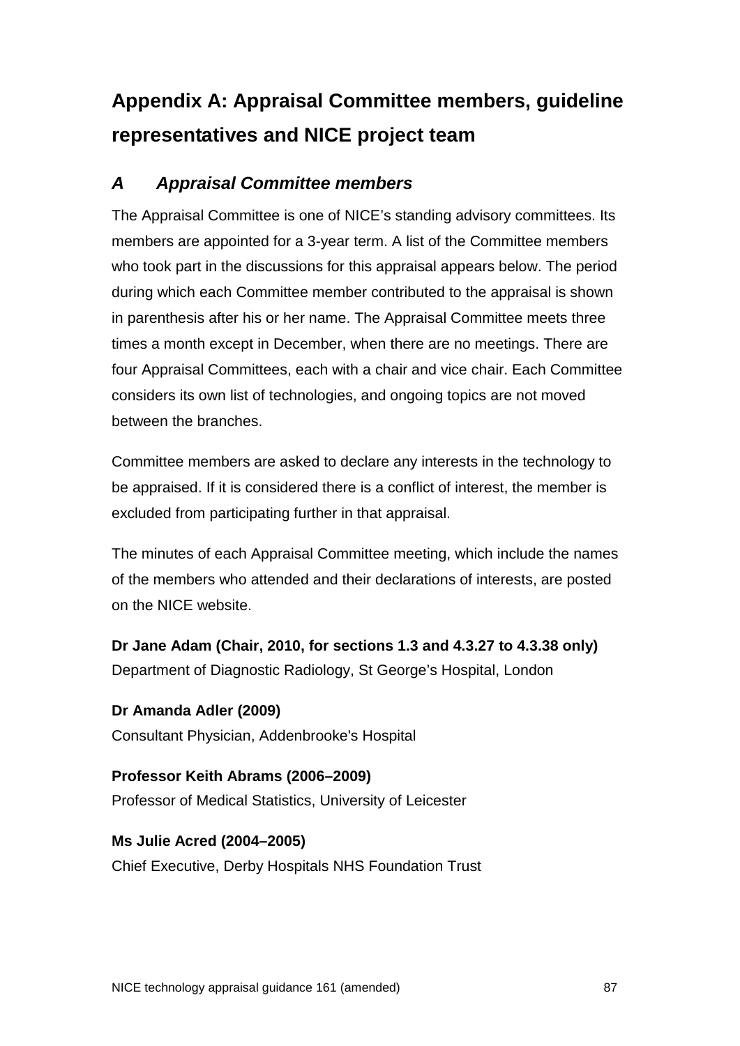# Appendix A: Appraisal Committee members, guideline representatives and NICE project team

## *A Appraisal Committee members*

The Appraisal Committee is one of NICE's standing advisory committees. Its members are appointed for a 3-year term. A list of the Committee members who took part in the discussions for this appraisal appears below. The period during which each Committee member contributed to the appraisal is shown in parenthesis after his or her name. The Appraisal Committee meets three times a month except in December, when there are no meetings. There are four Appraisal Committees, each with a chair and vice chair. Each Committee considers its own list of technologies, and ongoing topics are not moved between the branches.

Committee members are asked to declare any interests in the technology to be appraised. If it is considered there is a conflict of interest, the member is excluded from participating further in that appraisal.

The minutes of each Appraisal Committee meeting, which include the names of the members who attended and their declarations of interests, are posted on the NICE website.

**Dr Jane Adam (Chair, 2010, for sections 1.3 and 4.3.27 to 4.3.38 only)**
Department of Diagnostic Radiology, St George's Hospital, London

**Dr Amanda Adler (2009)**
Consultant Physician, Addenbrooke's Hospital

**Professor Keith Abrams (2006–2009)**
Professor of Medical Statistics, University of Leicester

**Ms Julie Acred (2004–2005)**
Chief Executive, Derby Hospitals NHS Foundation Trust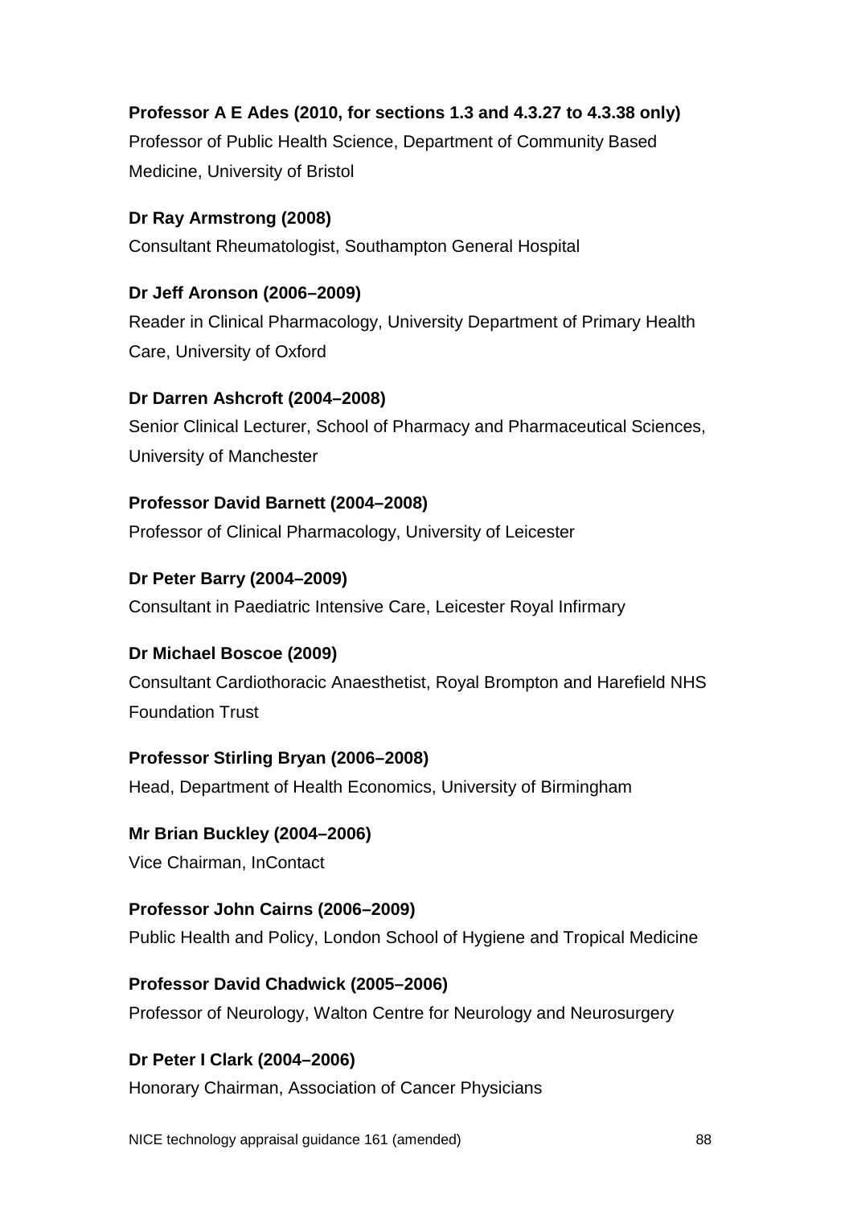**Professor A E Ades (2010, for sections 1.3 and 4.3.27 to 4.3.38 only)**
Professor of Public Health Science, Department of Community Based Medicine, University of Bristol

**Dr Ray Armstrong (2008)**
Consultant Rheumatologist, Southampton General Hospital

**Dr Jeff Aronson (2006–2009)**
Reader in Clinical Pharmacology, University Department of Primary Health Care, University of Oxford

**Dr Darren Ashcroft (2004–2008)**
Senior Clinical Lecturer, School of Pharmacy and Pharmaceutical Sciences, University of Manchester

**Professor David Barnett (2004–2008)**
Professor of Clinical Pharmacology, University of Leicester

**Dr Peter Barry (2004–2009)**
Consultant in Paediatric Intensive Care, Leicester Royal Infirmary

**Dr Michael Boscoe (2009)**
Consultant Cardiothoracic Anaesthetist, Royal Brompton and Harefield NHS Foundation Trust

**Professor Stirling Bryan (2006–2008)**
Head, Department of Health Economics, University of Birmingham

**Mr Brian Buckley (2004–2006)**
Vice Chairman, InContact

**Professor John Cairns (2006–2009)**
Public Health and Policy, London School of Hygiene and Tropical Medicine

**Professor David Chadwick (2005–2006)**
Professor of Neurology, Walton Centre for Neurology and Neurosurgery

**Dr Peter I Clark (2004–2006)**
Honorary Chairman, Association of Cancer Physicians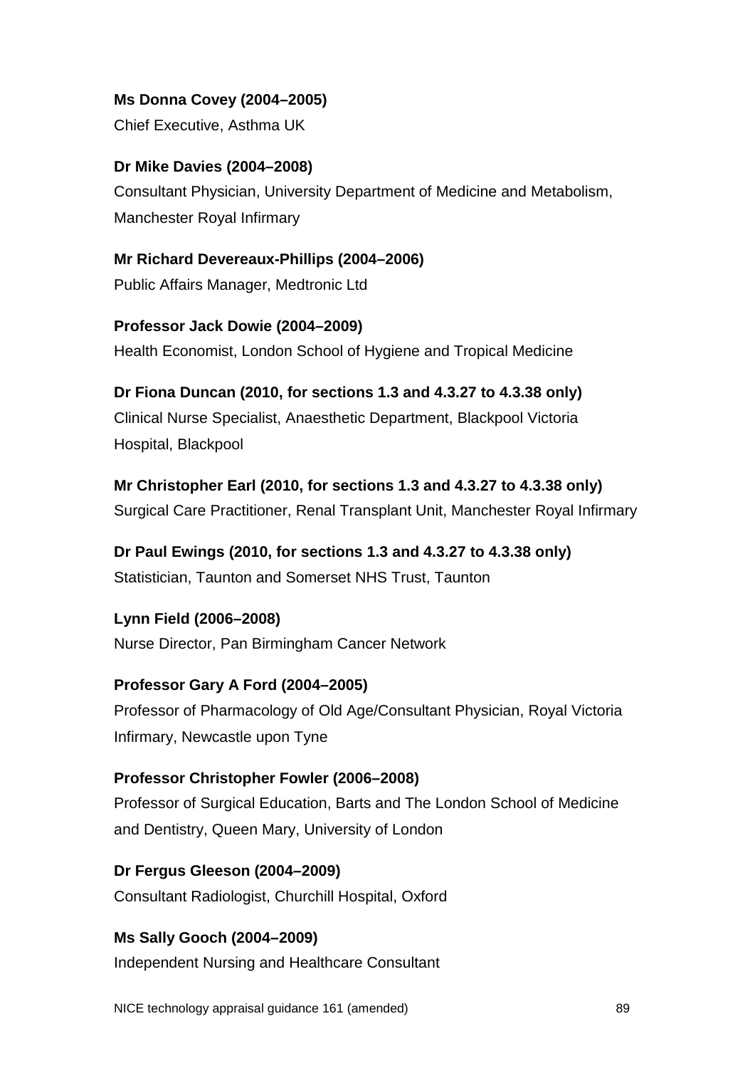**Ms Donna Covey (2004–2005)**
Chief Executive, Asthma UK

**Dr Mike Davies (2004–2008)**
Consultant Physician, University Department of Medicine and Metabolism, Manchester Royal Infirmary

**Mr Richard Devereaux-Phillips (2004–2006)**
Public Affairs Manager, Medtronic Ltd

**Professor Jack Dowie (2004–2009)**
Health Economist, London School of Hygiene and Tropical Medicine

**Dr Fiona Duncan (2010, for sections 1.3 and 4.3.27 to 4.3.38 only)**
Clinical Nurse Specialist, Anaesthetic Department, Blackpool Victoria Hospital, Blackpool

**Mr Christopher Earl (2010, for sections 1.3 and 4.3.27 to 4.3.38 only)**
Surgical Care Practitioner, Renal Transplant Unit, Manchester Royal Infirmary

**Dr Paul Ewings (2010, for sections 1.3 and 4.3.27 to 4.3.38 only)**
Statistician, Taunton and Somerset NHS Trust, Taunton

**Lynn Field (2006–2008)**
Nurse Director, Pan Birmingham Cancer Network

**Professor Gary A Ford (2004–2005)**
Professor of Pharmacology of Old Age/Consultant Physician, Royal Victoria Infirmary, Newcastle upon Tyne

**Professor Christopher Fowler (2006–2008)**
Professor of Surgical Education, Barts and The London School of Medicine and Dentistry, Queen Mary, University of London

**Dr Fergus Gleeson (2004–2009)**
Consultant Radiologist, Churchill Hospital, Oxford

**Ms Sally Gooch (2004–2009)**
Independent Nursing and Healthcare Consultant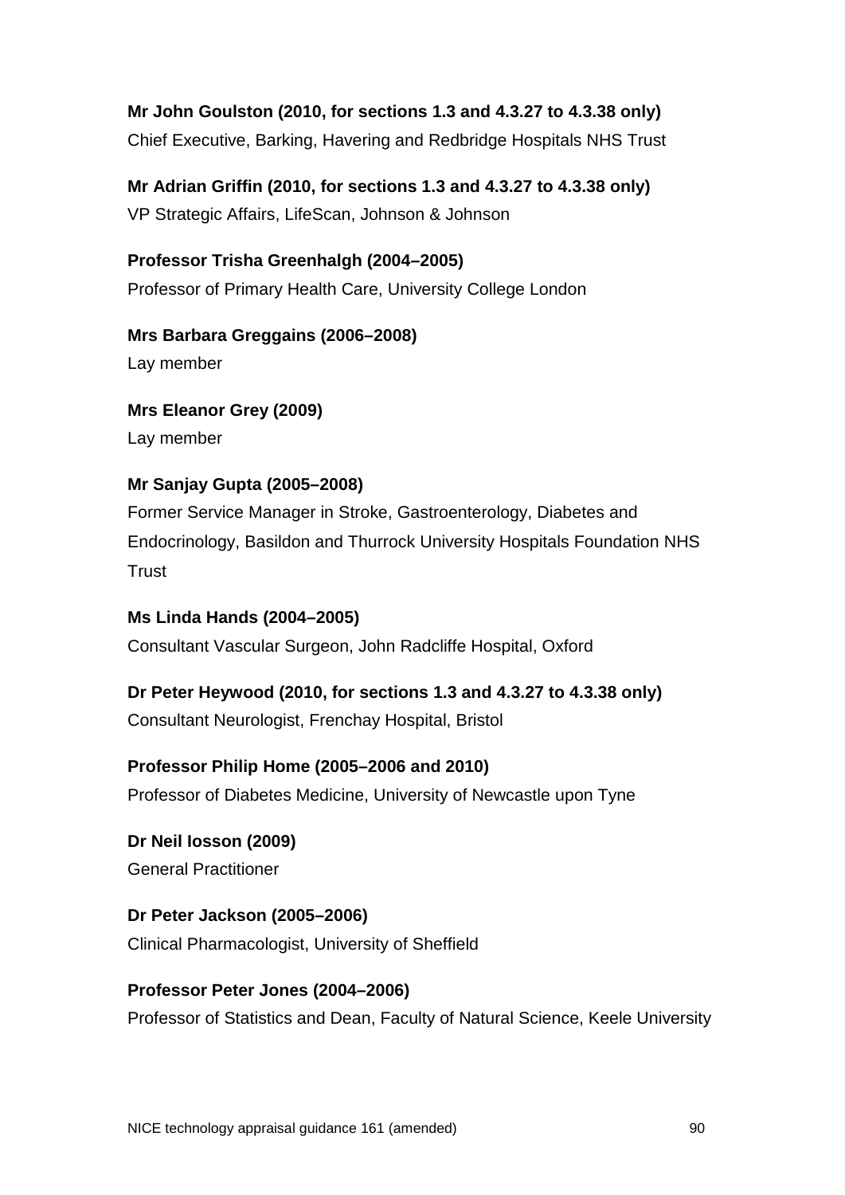**Mr John Goulston (2010, for sections 1.3 and 4.3.27 to 4.3.38 only)**
Chief Executive, Barking, Havering and Redbridge Hospitals NHS Trust

**Mr Adrian Griffin (2010, for sections 1.3 and 4.3.27 to 4.3.38 only)**
VP Strategic Affairs, LifeScan, Johnson & Johnson

**Professor Trisha Greenhalgh (2004–2005)**
Professor of Primary Health Care, University College London

**Mrs Barbara Greggains (2006–2008)**
Lay member

**Mrs Eleanor Grey (2009)**
Lay member

**Mr Sanjay Gupta (2005–2008)**
Former Service Manager in Stroke, Gastroenterology, Diabetes and Endocrinology, Basildon and Thurrock University Hospitals Foundation NHS Trust

**Ms Linda Hands (2004–2005)**
Consultant Vascular Surgeon, John Radcliffe Hospital, Oxford

**Dr Peter Heywood (2010, for sections 1.3 and 4.3.27 to 4.3.38 only)**
Consultant Neurologist, Frenchay Hospital, Bristol

**Professor Philip Home (2005–2006 and 2010)**
Professor of Diabetes Medicine, University of Newcastle upon Tyne

**Dr Neil Iosson (2009)**
General Practitioner

**Dr Peter Jackson (2005–2006)**
Clinical Pharmacologist, University of Sheffield

**Professor Peter Jones (2004–2006)**
Professor of Statistics and Dean, Faculty of Natural Science, Keele University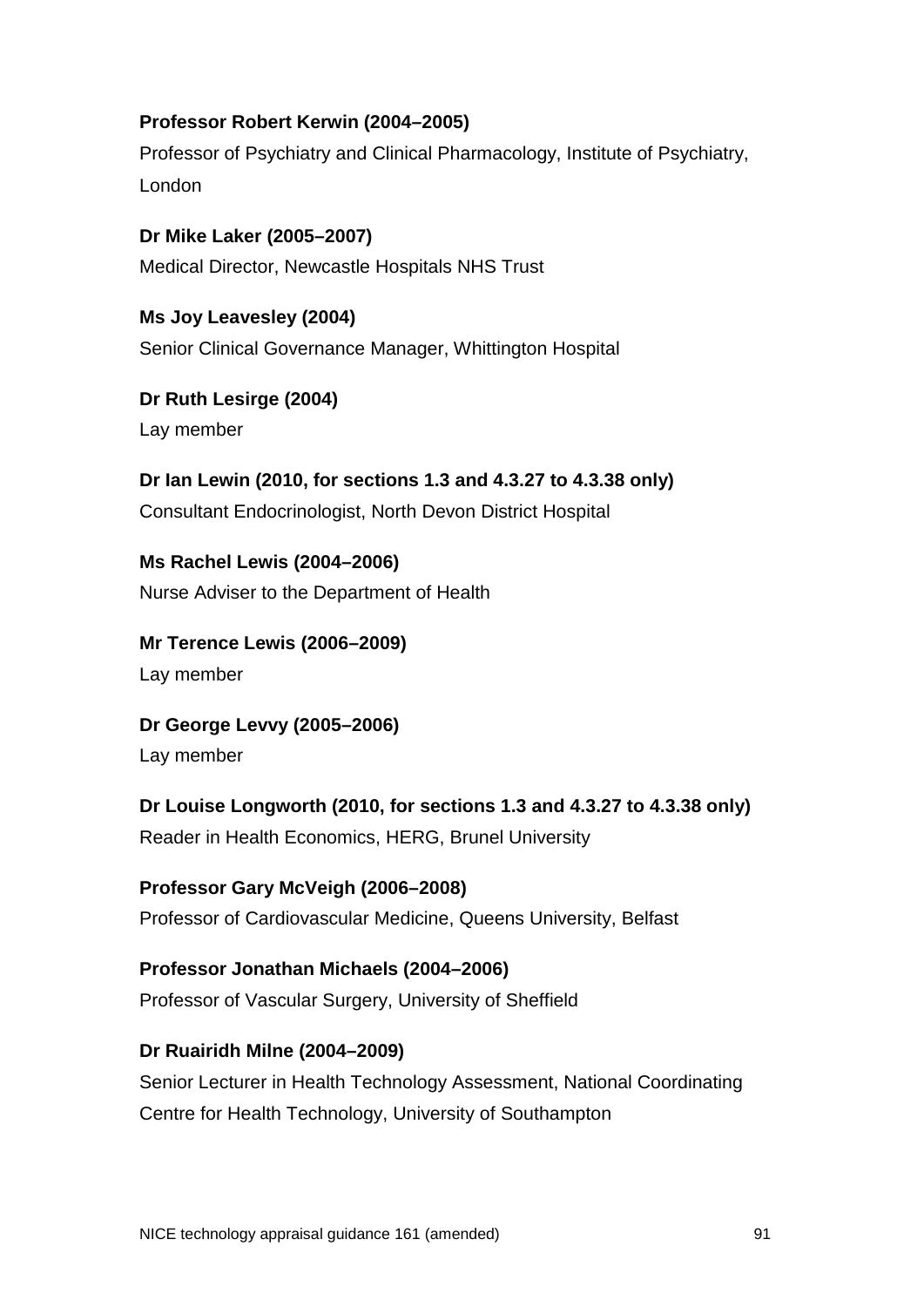**Professor Robert Kerwin (2004–2005)**

Professor of Psychiatry and Clinical Pharmacology, Institute of Psychiatry, London

**Dr Mike Laker (2005–2007)**

Medical Director, Newcastle Hospitals NHS Trust

**Ms Joy Leavesley (2004)**

Senior Clinical Governance Manager, Whittington Hospital

**Dr Ruth Lesirge (2004)**

Lay member

**Dr Ian Lewin (2010, for sections 1.3 and 4.3.27 to 4.3.38 only)**

Consultant Endocrinologist, North Devon District Hospital

**Ms Rachel Lewis (2004–2006)**

Nurse Adviser to the Department of Health

**Mr Terence Lewis (2006–2009)**

Lay member

**Dr George Levvy (2005–2006)**

Lay member

**Dr Louise Longworth (2010, for sections 1.3 and 4.3.27 to 4.3.38 only)**

Reader in Health Economics, HERG, Brunel University

**Professor Gary McVeigh (2006–2008)**

Professor of Cardiovascular Medicine, Queens University, Belfast

**Professor Jonathan Michaels (2004–2006)**

Professor of Vascular Surgery, University of Sheffield

**Dr Ruairidh Milne (2004–2009)**

Senior Lecturer in Health Technology Assessment, National Coordinating Centre for Health Technology, University of Southampton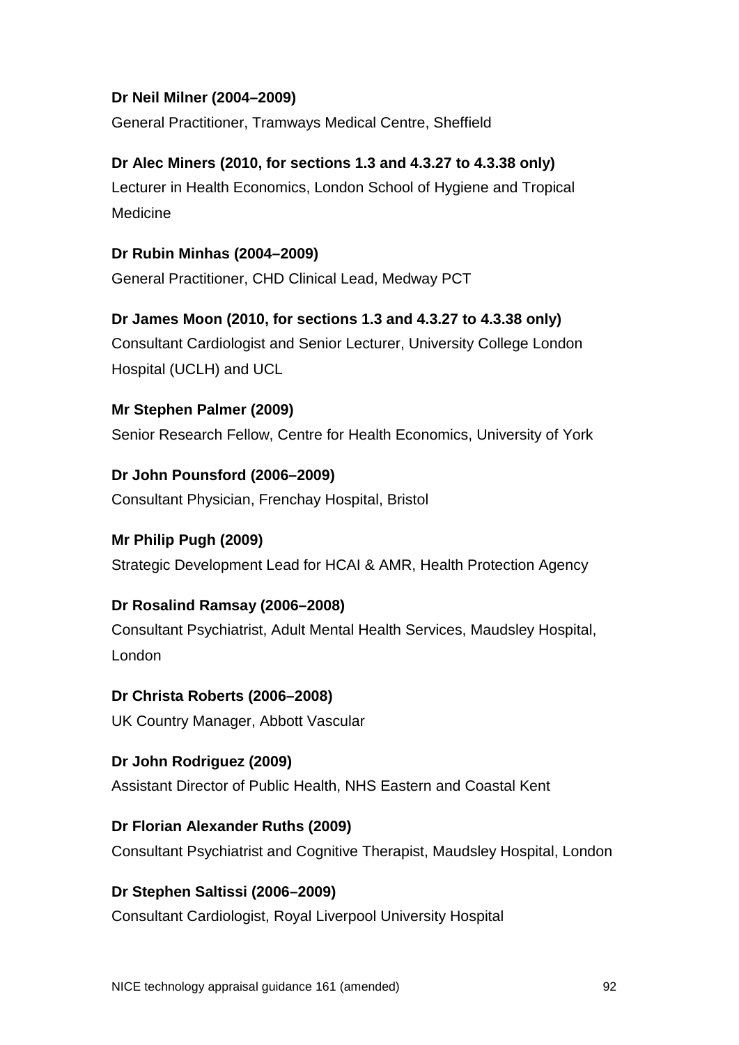**Dr Neil Milner (2004–2009)**

General Practitioner, Tramways Medical Centre, Sheffield

**Dr Alec Miners (2010, for sections 1.3 and 4.3.27 to 4.3.38 only)**

Lecturer in Health Economics, London School of Hygiene and Tropical Medicine

**Dr Rubin Minhas (2004–2009)**

General Practitioner, CHD Clinical Lead, Medway PCT

**Dr James Moon (2010, for sections 1.3 and 4.3.27 to 4.3.38 only)**

Consultant Cardiologist and Senior Lecturer, University College London Hospital (UCLH) and UCL

**Mr Stephen Palmer (2009)**

Senior Research Fellow, Centre for Health Economics, University of York

**Dr John Pounsford (2006–2009)**

Consultant Physician, Frenchay Hospital, Bristol

**Mr Philip Pugh (2009)**

Strategic Development Lead for HCAI & AMR, Health Protection Agency

**Dr Rosalind Ramsay (2006–2008)**

Consultant Psychiatrist, Adult Mental Health Services, Maudsley Hospital, London

**Dr Christa Roberts (2006–2008)**

UK Country Manager, Abbott Vascular

**Dr John Rodriguez (2009)**

Assistant Director of Public Health, NHS Eastern and Coastal Kent

**Dr Florian Alexander Ruths (2009)**

Consultant Psychiatrist and Cognitive Therapist, Maudsley Hospital, London

**Dr Stephen Saltissi (2006–2009)**

Consultant Cardiologist, Royal Liverpool University Hospital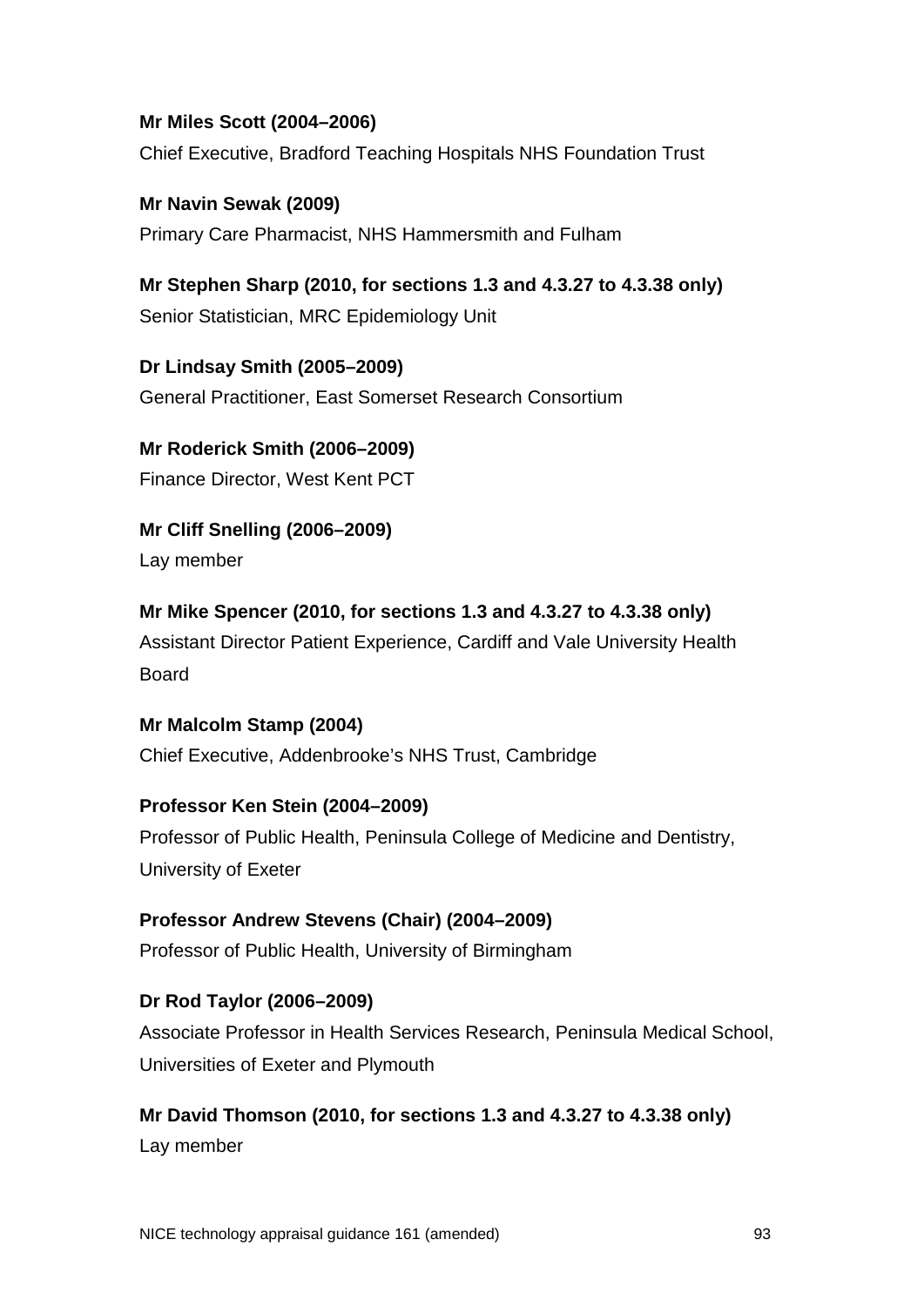**Mr Miles Scott (2004–2006)**
Chief Executive, Bradford Teaching Hospitals NHS Foundation Trust

**Mr Navin Sewak (2009)**
Primary Care Pharmacist, NHS Hammersmith and Fulham

**Mr Stephen Sharp (2010, for sections 1.3 and 4.3.27 to 4.3.38 only)**
Senior Statistician, MRC Epidemiology Unit

**Dr Lindsay Smith (2005–2009)**
General Practitioner, East Somerset Research Consortium

**Mr Roderick Smith (2006–2009)**
Finance Director, West Kent PCT

**Mr Cliff Snelling (2006–2009)**
Lay member

**Mr Mike Spencer (2010, for sections 1.3 and 4.3.27 to 4.3.38 only)**
Assistant Director Patient Experience, Cardiff and Vale University Health Board

**Mr Malcolm Stamp (2004)**
Chief Executive, Addenbrooke's NHS Trust, Cambridge

**Professor Ken Stein (2004–2009)**
Professor of Public Health, Peninsula College of Medicine and Dentistry, University of Exeter

**Professor Andrew Stevens (Chair) (2004–2009)**
Professor of Public Health, University of Birmingham

**Dr Rod Taylor (2006–2009)**
Associate Professor in Health Services Research, Peninsula Medical School, Universities of Exeter and Plymouth

**Mr David Thomson (2010, for sections 1.3 and 4.3.27 to 4.3.38 only)**
Lay member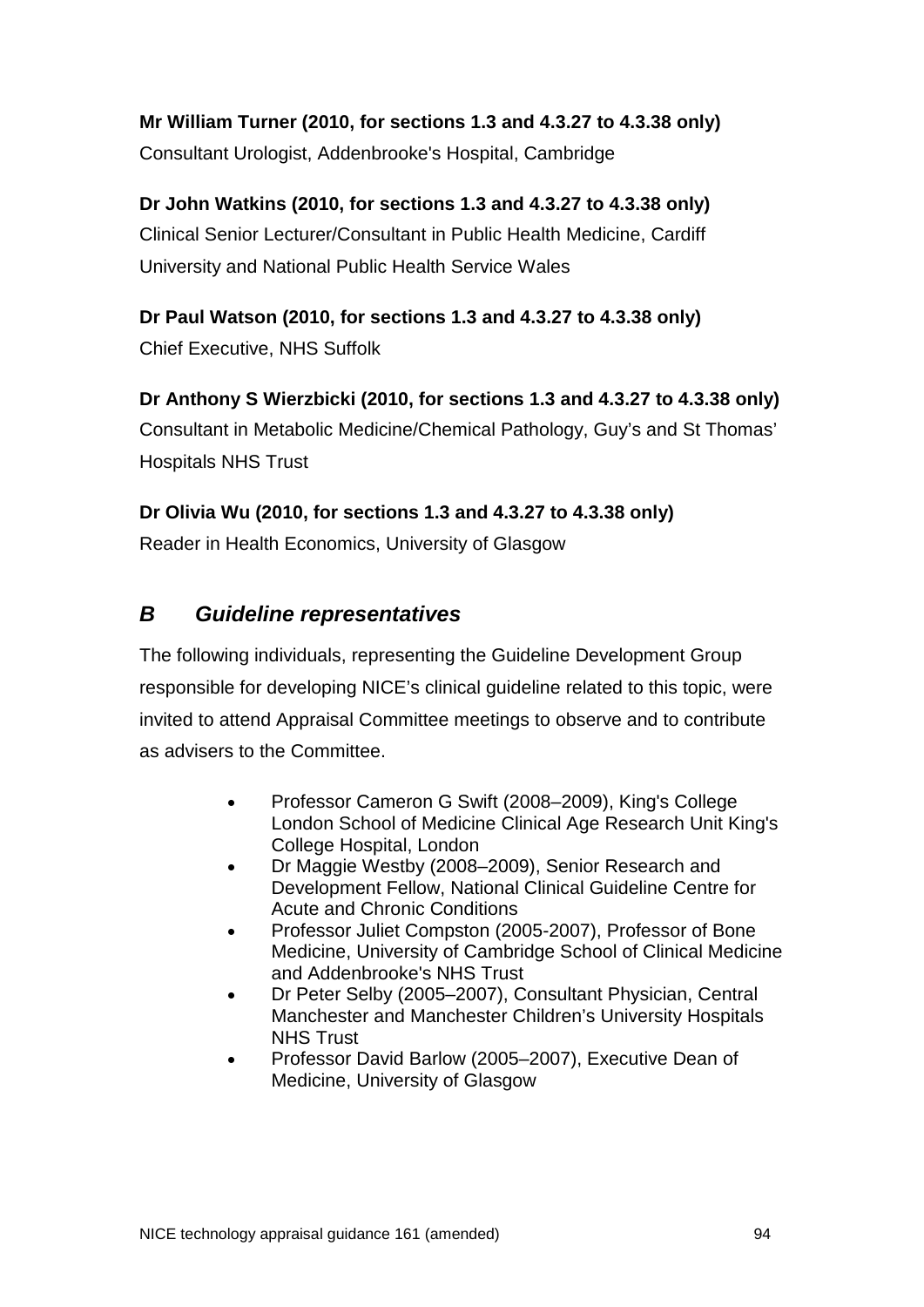**Mr William Turner (2010, for sections 1.3 and 4.3.27 to 4.3.38 only)**
Consultant Urologist, Addenbrooke's Hospital, Cambridge

**Dr John Watkins (2010, for sections 1.3 and 4.3.27 to 4.3.38 only)**
Clinical Senior Lecturer/Consultant in Public Health Medicine, Cardiff University and National Public Health Service Wales

**Dr Paul Watson (2010, for sections 1.3 and 4.3.27 to 4.3.38 only)**
Chief Executive, NHS Suffolk

**Dr Anthony S Wierzbicki (2010, for sections 1.3 and 4.3.27 to 4.3.38 only)**
Consultant in Metabolic Medicine/Chemical Pathology, Guy's and St Thomas' Hospitals NHS Trust

**Dr Olivia Wu (2010, for sections 1.3 and 4.3.27 to 4.3.38 only)**
Reader in Health Economics, University of Glasgow

## *B Guideline representatives*

The following individuals, representing the Guideline Development Group responsible for developing NICE's clinical guideline related to this topic, were invited to attend Appraisal Committee meetings to observe and to contribute as advisers to the Committee.

- Professor Cameron G Swift (2008–2009), King's College London School of Medicine Clinical Age Research Unit King's College Hospital, London
- Dr Maggie Westby (2008–2009), Senior Research and Development Fellow, National Clinical Guideline Centre for Acute and Chronic Conditions
- Professor Juliet Compston (2005-2007), Professor of Bone Medicine, University of Cambridge School of Clinical Medicine and Addenbrooke's NHS Trust
- Dr Peter Selby (2005–2007), Consultant Physician, Central Manchester and Manchester Children's University Hospitals NHS Trust
- Professor David Barlow (2005–2007), Executive Dean of Medicine, University of Glasgow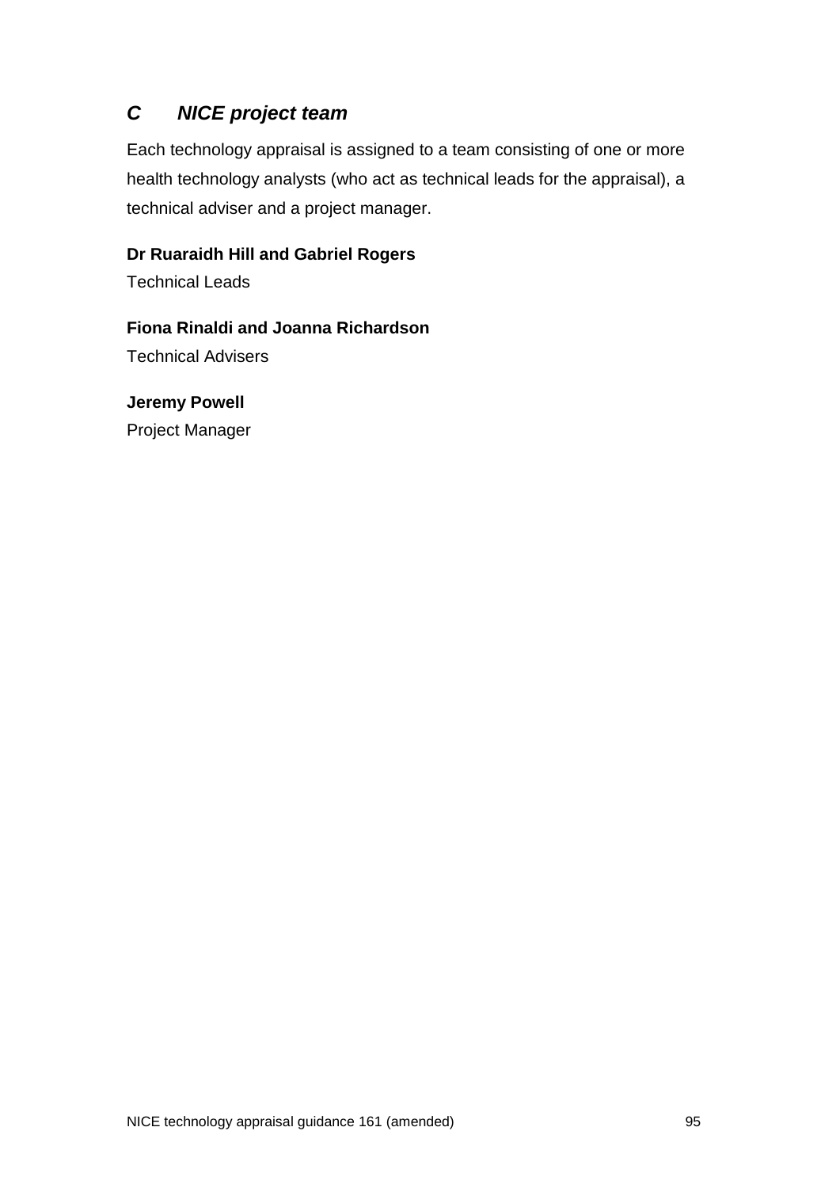## *C NICE project team*

Each technology appraisal is assigned to a team consisting of one or more health technology analysts (who act as technical leads for the appraisal), a technical adviser and a project manager.

**Dr Ruaraidh Hill and Gabriel Rogers**
Technical Leads

**Fiona Rinaldi and Joanna Richardson**
Technical Advisers

**Jeremy Powell**
Project Manager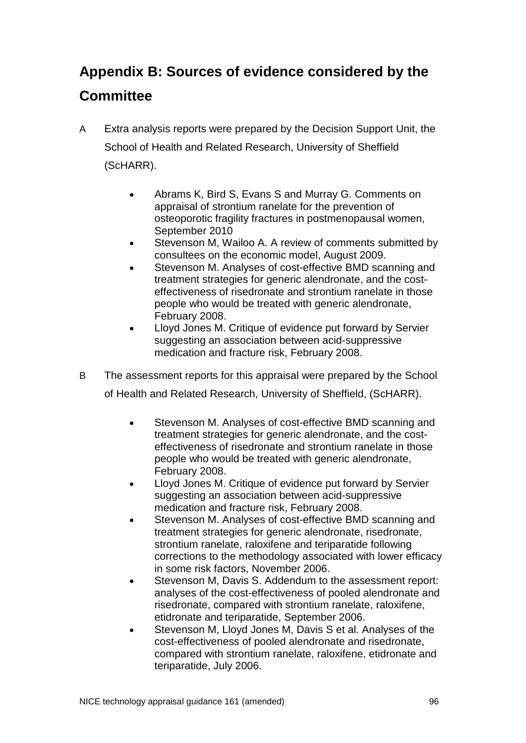# Appendix B: Sources of evidence considered by the Committee

A Extra analysis reports were prepared by the Decision Support Unit, the School of Health and Related Research, University of Sheffield (ScHARR).

- Abrams K, Bird S, Evans S and Murray G. Comments on appraisal of strontium ranelate for the prevention of osteoporotic fragility fractures in postmenopausal women, September 2010
- Stevenson M, Wailoo A. A review of comments submitted by consultees on the economic model, August 2009.
- Stevenson M. Analyses of cost-effective BMD scanning and treatment strategies for generic alendronate, and the cost-effectiveness of risedronate and strontium ranelate in those people who would be treated with generic alendronate, February 2008.
- Lloyd Jones M. Critique of evidence put forward by Servier suggesting an association between acid-suppressive medication and fracture risk, February 2008.

B The assessment reports for this appraisal were prepared by the School of Health and Related Research, University of Sheffield, (ScHARR).

- Stevenson M. Analyses of cost-effective BMD scanning and treatment strategies for generic alendronate, and the cost-effectiveness of risedronate and strontium ranelate in those people who would be treated with generic alendronate, February 2008.
- Lloyd Jones M. Critique of evidence put forward by Servier suggesting an association between acid-suppressive medication and fracture risk, February 2008.
- Stevenson M. Analyses of cost-effective BMD scanning and treatment strategies for generic alendronate, risedronate, strontium ranelate, raloxifene and teriparatide following corrections to the methodology associated with lower efficacy in some risk factors, November 2006.
- Stevenson M, Davis S. Addendum to the assessment report: analyses of the cost-effectiveness of pooled alendronate and risedronate, compared with strontium ranelate, raloxifene, etidronate and teriparatide, September 2006.
- Stevenson M, Lloyd Jones M, Davis S et al. Analyses of the cost-effectiveness of pooled alendronate and risedronate, compared with strontium ranelate, raloxifene, etidronate and teriparatide, July 2006.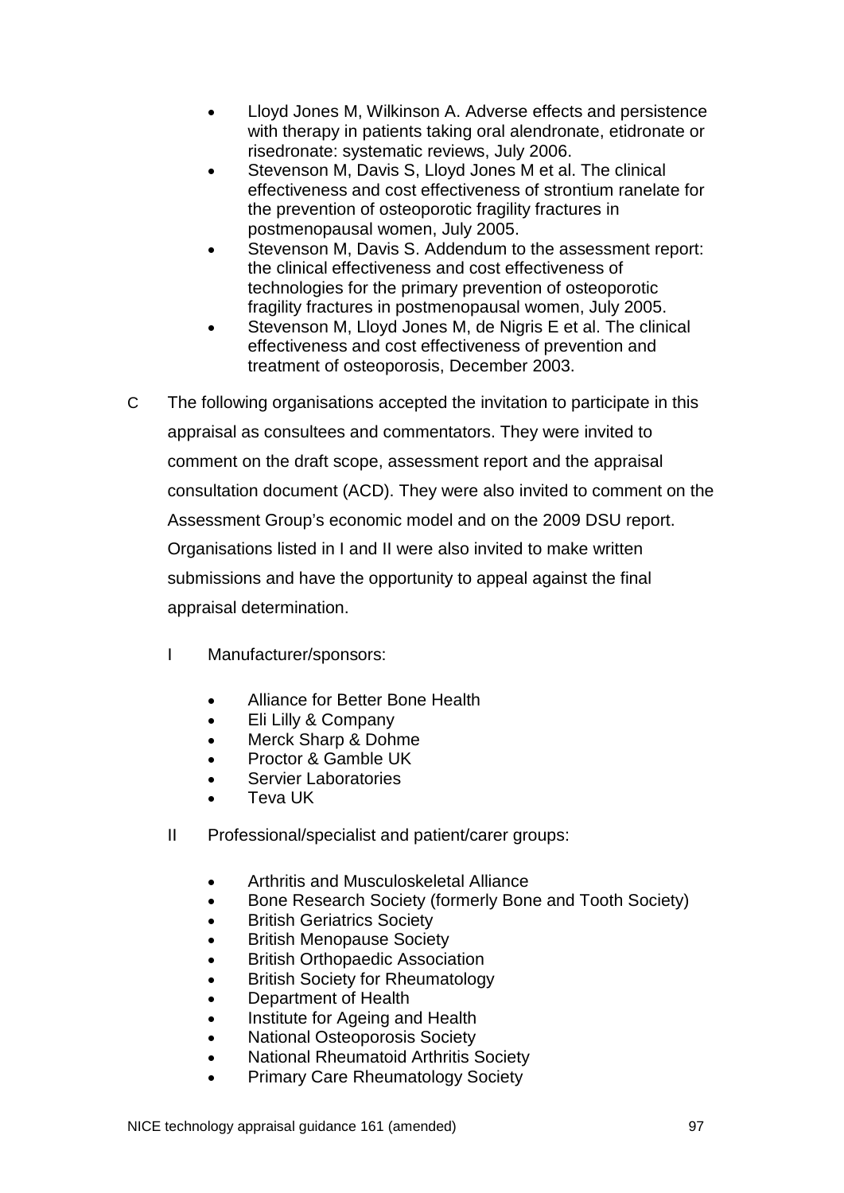- Lloyd Jones M, Wilkinson A. Adverse effects and persistence with therapy in patients taking oral alendronate, etidronate or risedronate: systematic reviews, July 2006.
- Stevenson M, Davis S, Lloyd Jones M et al. The clinical effectiveness and cost effectiveness of strontium ranelate for the prevention of osteoporotic fragility fractures in postmenopausal women, July 2005.
- Stevenson M, Davis S. Addendum to the assessment report: the clinical effectiveness and cost effectiveness of technologies for the primary prevention of osteoporotic fragility fractures in postmenopausal women, July 2005.
- Stevenson M, Lloyd Jones M, de Nigris E et al. The clinical effectiveness and cost effectiveness of prevention and treatment of osteoporosis, December 2003.

C The following organisations accepted the invitation to participate in this appraisal as consultees and commentators. They were invited to comment on the draft scope, assessment report and the appraisal consultation document (ACD). They were also invited to comment on the Assessment Group's economic model and on the 2009 DSU report. Organisations listed in I and II were also invited to make written submissions and have the opportunity to appeal against the final appraisal determination.

I Manufacturer/sponsors:

- Alliance for Better Bone Health
- Eli Lilly & Company
- Merck Sharp & Dohme
- Proctor & Gamble UK
- Servier Laboratories
- Teva UK

II Professional/specialist and patient/carer groups:

- Arthritis and Musculoskeletal Alliance
- Bone Research Society (formerly Bone and Tooth Society)
- British Geriatrics Society
- British Menopause Society
- British Orthopaedic Association
- British Society for Rheumatology
- Department of Health
- Institute for Ageing and Health
- National Osteoporosis Society
- National Rheumatoid Arthritis Society
- Primary Care Rheumatology Society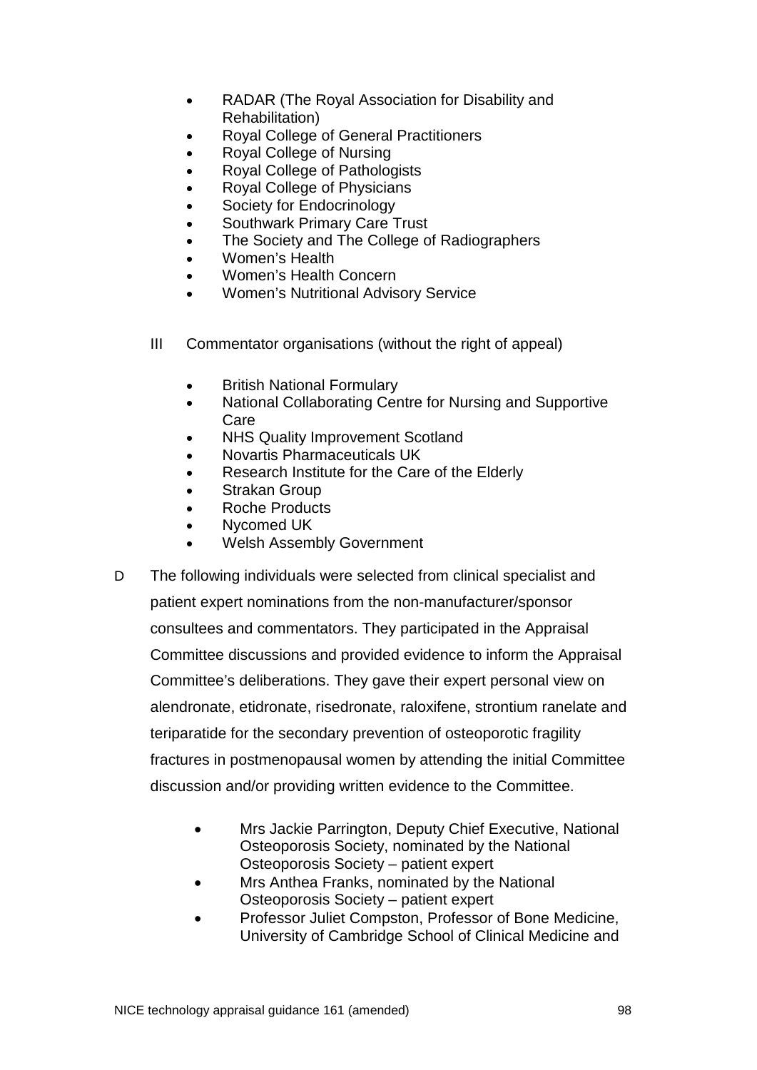- RADAR (The Royal Association for Disability and Rehabilitation)
- Royal College of General Practitioners
- Royal College of Nursing
- Royal College of Pathologists
- Royal College of Physicians
- Society for Endocrinology
- Southwark Primary Care Trust
- The Society and The College of Radiographers
- Women's Health
- Women's Health Concern
- Women's Nutritional Advisory Service

III Commentator organisations (without the right of appeal)

- British National Formulary
- National Collaborating Centre for Nursing and Supportive Care
- NHS Quality Improvement Scotland
- Novartis Pharmaceuticals UK
- Research Institute for the Care of the Elderly
- Strakan Group
- Roche Products
- Nycomed UK
- Welsh Assembly Government

D The following individuals were selected from clinical specialist and patient expert nominations from the non-manufacturer/sponsor consultees and commentators. They participated in the Appraisal Committee discussions and provided evidence to inform the Appraisal Committee's deliberations. They gave their expert personal view on alendronate, etidronate, risedronate, raloxifene, strontium ranelate and teriparatide for the secondary prevention of osteoporotic fragility fractures in postmenopausal women by attending the initial Committee discussion and/or providing written evidence to the Committee.

- Mrs Jackie Parrington, Deputy Chief Executive, National Osteoporosis Society, nominated by the National Osteoporosis Society – patient expert
- Mrs Anthea Franks, nominated by the National Osteoporosis Society – patient expert
- Professor Juliet Compston, Professor of Bone Medicine, University of Cambridge School of Clinical Medicine and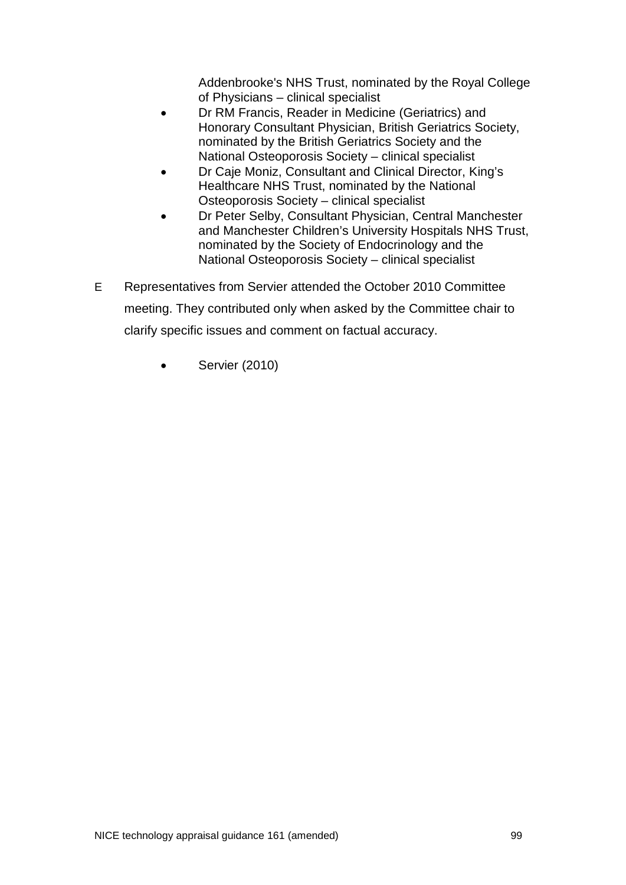Addenbrooke's NHS Trust, nominated by the Royal College of Physicians – clinical specialist

- Dr RM Francis, Reader in Medicine (Geriatrics) and Honorary Consultant Physician, British Geriatrics Society, nominated by the British Geriatrics Society and the National Osteoporosis Society – clinical specialist
- Dr Caje Moniz, Consultant and Clinical Director, King's Healthcare NHS Trust, nominated by the National Osteoporosis Society – clinical specialist
- Dr Peter Selby, Consultant Physician, Central Manchester and Manchester Children's University Hospitals NHS Trust, nominated by the Society of Endocrinology and the National Osteoporosis Society – clinical specialist

E Representatives from Servier attended the October 2010 Committee meeting. They contributed only when asked by the Committee chair to clarify specific issues and comment on factual accuracy.

- Servier (2010)